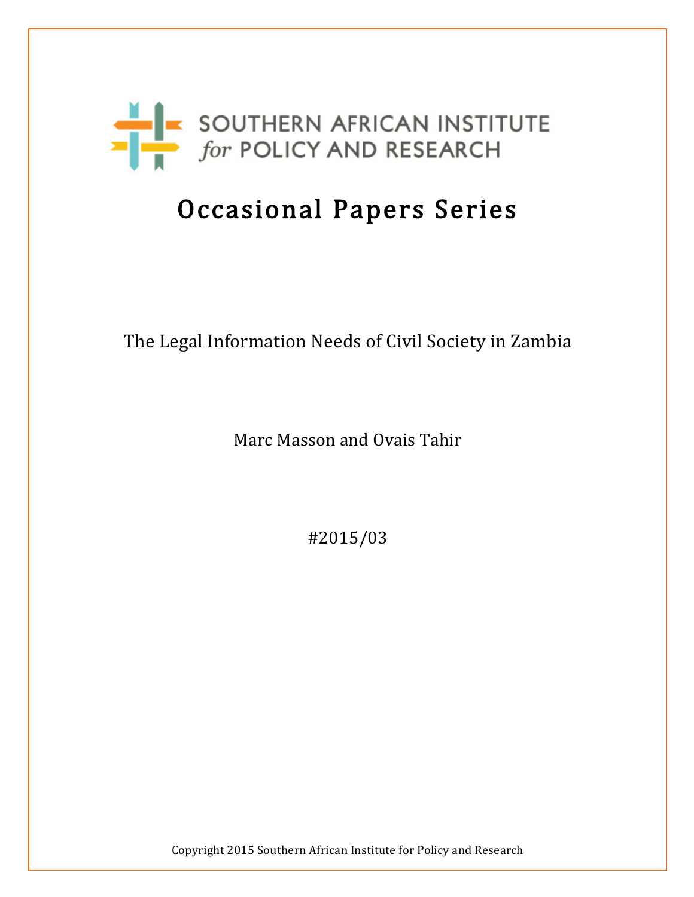SOUTHERN AFRICAN INSTITUTE *for* POLICY AND RESEARCH

# Occasional Papers Series

The Legal Information Needs of Civil Society in Zambia

Marc Masson and Ovais Tahir

#2015/03

Copyright 2015 Southern African Institute for Policy and Research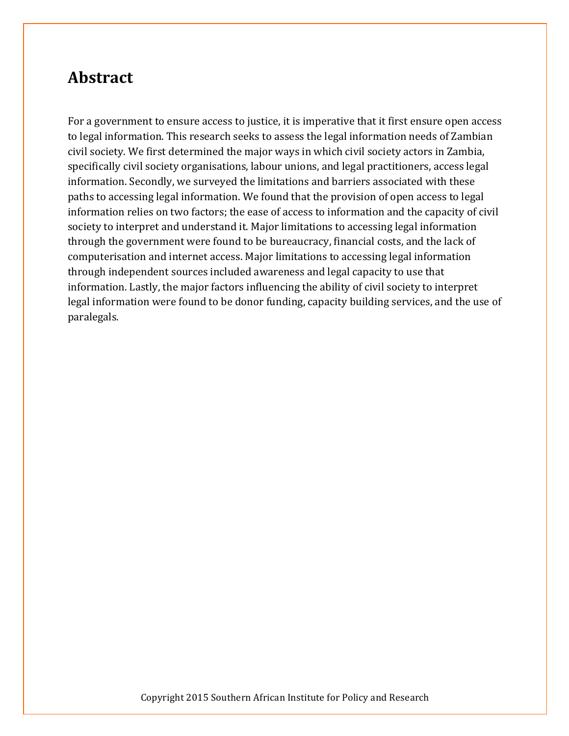# Abstract

For a government to ensure access to justice, it is imperative that it first ensure open access to legal information. This research seeks to assess the legal information needs of Zambian civil society. We first determined the major ways in which civil society actors in Zambia, specifically civil society organisations, labour unions, and legal practitioners, access legal information. Secondly, we surveyed the limitations and barriers associated with these paths to accessing legal information. We found that the provision of open access to legal information relies on two factors; the ease of access to information and the capacity of civil society to interpret and understand it. Major limitations to accessing legal information through the government were found to be bureaucracy, financial costs, and the lack of computerisation and internet access. Major limitations to accessing legal information through independent sources included awareness and legal capacity to use that information. Lastly, the major factors influencing the ability of civil society to interpret legal information were found to be donor funding, capacity building services, and the use of paralegals.

Copyright 2015 Southern African Institute for Policy and Research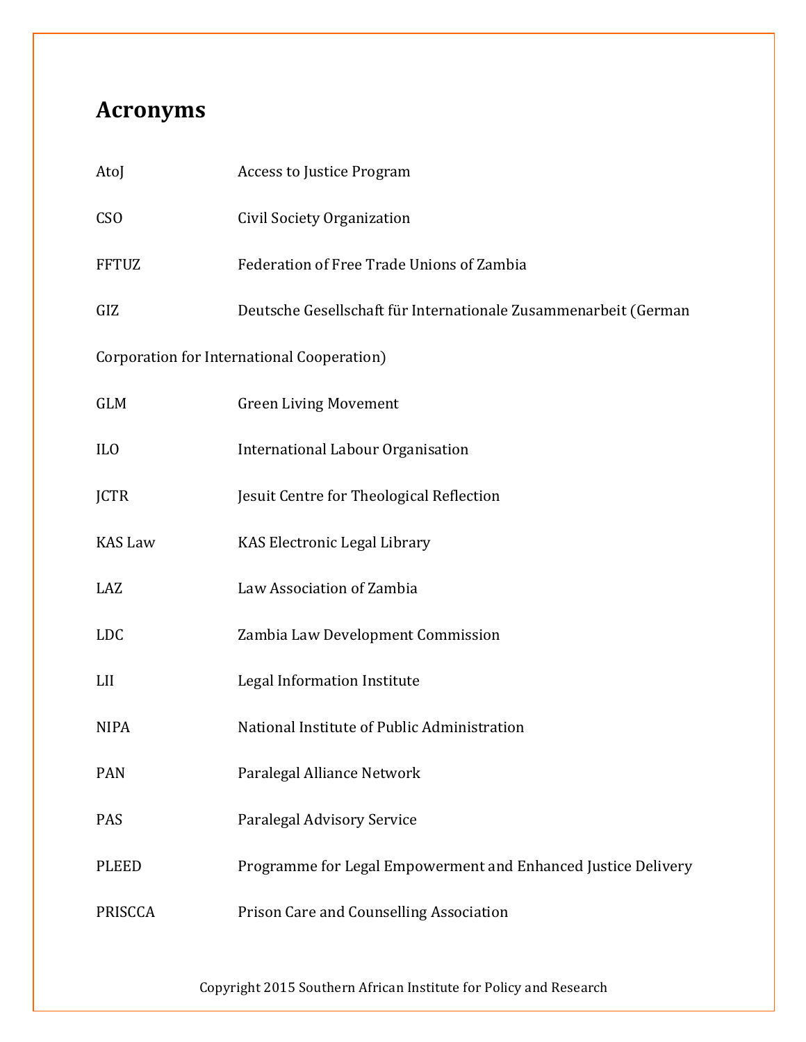## Acronyms

| | |
|---|---|
| AtoJ | Access to Justice Program |
| CSO | Civil Society Organization |
| FFTUZ | Federation of Free Trade Unions of Zambia |
| GIZ | Deutsche Gesellschaft für Internationale Zusammenarbeit (German Corporation for International Cooperation) |
| GLM | Green Living Movement |
| ILO | International Labour Organisation |
| JCTR | Jesuit Centre for Theological Reflection |
| KAS Law | KAS Electronic Legal Library |
| LAZ | Law Association of Zambia |
| LDC | Zambia Law Development Commission |
| LII | Legal Information Institute |
| NIPA | National Institute of Public Administration |
| PAN | Paralegal Alliance Network |
| PAS | Paralegal Advisory Service |
| PLEED | Programme for Legal Empowerment and Enhanced Justice Delivery |
| PRISCCA | Prison Care and Counselling Association |

Copyright 2015 Southern African Institute for Policy and Research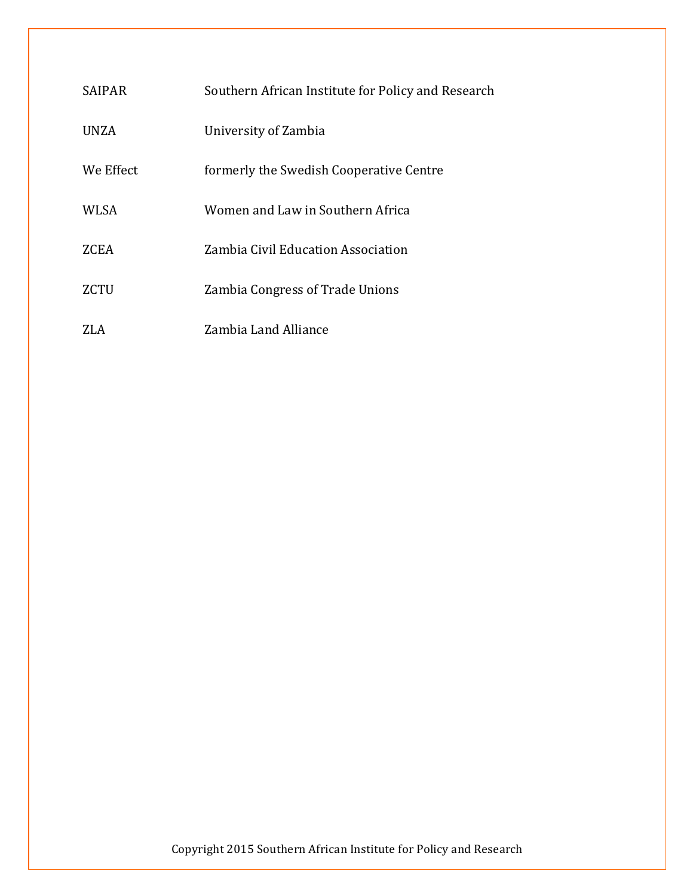| | |
|---|---|
| SAIPAR | Southern African Institute for Policy and Research |
| UNZA | University of Zambia |
| We Effect | formerly the Swedish Cooperative Centre |
| WLSA | Women and Law in Southern Africa |
| ZCEA | Zambia Civil Education Association |
| ZCTU | Zambia Congress of Trade Unions |
| ZLA | Zambia Land Alliance |

Copyright 2015 Southern African Institute for Policy and Research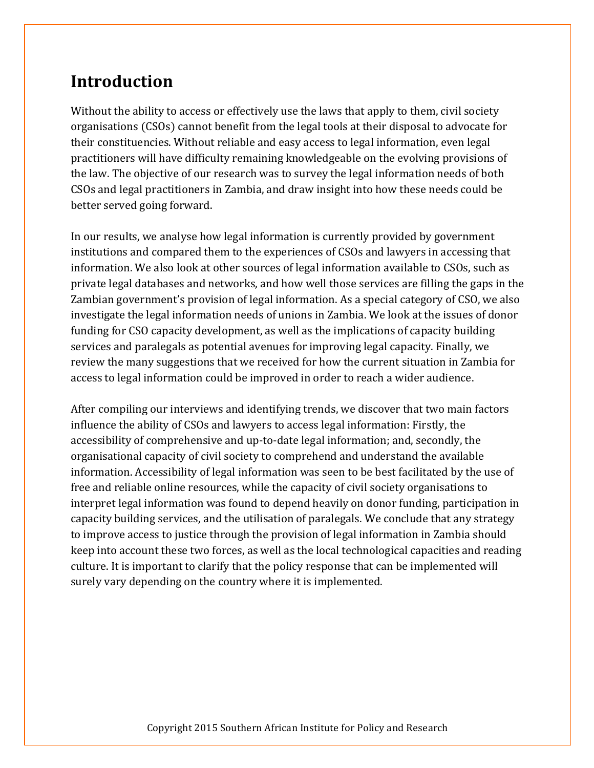## Introduction

Without the ability to access or effectively use the laws that apply to them, civil society organisations (CSOs) cannot benefit from the legal tools at their disposal to advocate for their constituencies. Without reliable and easy access to legal information, even legal practitioners will have difficulty remaining knowledgeable on the evolving provisions of the law. The objective of our research was to survey the legal information needs of both CSOs and legal practitioners in Zambia, and draw insight into how these needs could be better served going forward.

In our results, we analyse how legal information is currently provided by government institutions and compared them to the experiences of CSOs and lawyers in accessing that information. We also look at other sources of legal information available to CSOs, such as private legal databases and networks, and how well those services are filling the gaps in the Zambian government's provision of legal information. As a special category of CSO, we also investigate the legal information needs of unions in Zambia. We look at the issues of donor funding for CSO capacity development, as well as the implications of capacity building services and paralegals as potential avenues for improving legal capacity. Finally, we review the many suggestions that we received for how the current situation in Zambia for access to legal information could be improved in order to reach a wider audience.

After compiling our interviews and identifying trends, we discover that two main factors influence the ability of CSOs and lawyers to access legal information: Firstly, the accessibility of comprehensive and up-to-date legal information; and, secondly, the organisational capacity of civil society to comprehend and understand the available information. Accessibility of legal information was seen to be best facilitated by the use of free and reliable online resources, while the capacity of civil society organisations to interpret legal information was found to depend heavily on donor funding, participation in capacity building services, and the utilisation of paralegals. We conclude that any strategy to improve access to justice through the provision of legal information in Zambia should keep into account these two forces, as well as the local technological capacities and reading culture. It is important to clarify that the policy response that can be implemented will surely vary depending on the country where it is implemented.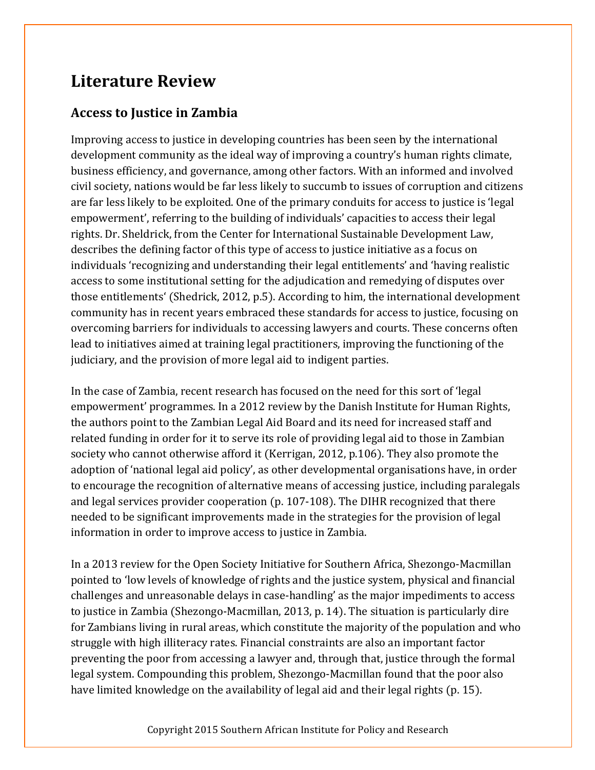# Literature Review

## Access to Justice in Zambia

Improving access to justice in developing countries has been seen by the international development community as the ideal way of improving a country's human rights climate, business efficiency, and governance, among other factors. With an informed and involved civil society, nations would be far less likely to succumb to issues of corruption and citizens are far less likely to be exploited. One of the primary conduits for access to justice is 'legal empowerment', referring to the building of individuals' capacities to access their legal rights. Dr. Sheldrick, from the Center for International Sustainable Development Law, describes the defining factor of this type of access to justice initiative as a focus on individuals 'recognizing and understanding their legal entitlements' and 'having realistic access to some institutional setting for the adjudication and remedying of disputes over those entitlements' (Shedrick, 2012, p.5). According to him, the international development community has in recent years embraced these standards for access to justice, focusing on overcoming barriers for individuals to accessing lawyers and courts. These concerns often lead to initiatives aimed at training legal practitioners, improving the functioning of the judiciary, and the provision of more legal aid to indigent parties.

In the case of Zambia, recent research has focused on the need for this sort of 'legal empowerment' programmes. In a 2012 review by the Danish Institute for Human Rights, the authors point to the Zambian Legal Aid Board and its need for increased staff and related funding in order for it to serve its role of providing legal aid to those in Zambian society who cannot otherwise afford it (Kerrigan, 2012, p.106). They also promote the adoption of 'national legal aid policy', as other developmental organisations have, in order to encourage the recognition of alternative means of accessing justice, including paralegals and legal services provider cooperation (p. 107-108). The DIHR recognized that there needed to be significant improvements made in the strategies for the provision of legal information in order to improve access to justice in Zambia.

In a 2013 review for the Open Society Initiative for Southern Africa, Shezongo-Macmillan pointed to 'low levels of knowledge of rights and the justice system, physical and financial challenges and unreasonable delays in case-handling' as the major impediments to access to justice in Zambia (Shezongo-Macmillan, 2013, p. 14). The situation is particularly dire for Zambians living in rural areas, which constitute the majority of the population and who struggle with high illiteracy rates. Financial constraints are also an important factor preventing the poor from accessing a lawyer and, through that, justice through the formal legal system. Compounding this problem, Shezongo-Macmillan found that the poor also have limited knowledge on the availability of legal aid and their legal rights (p. 15).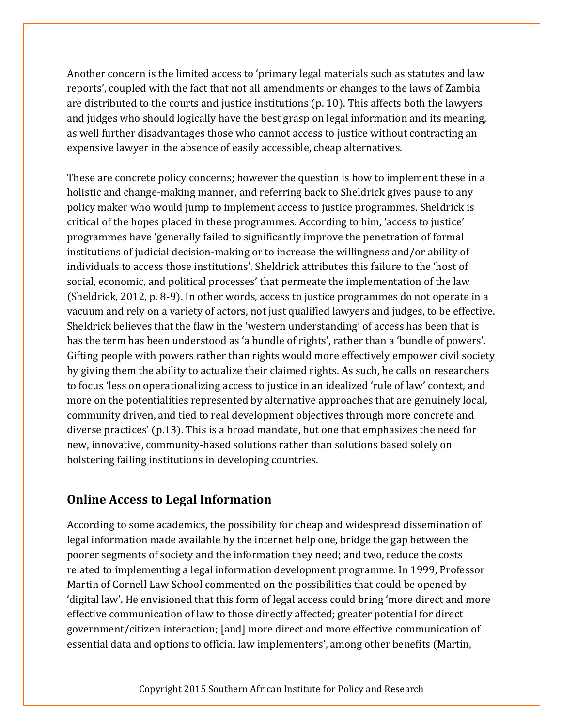Another concern is the limited access to 'primary legal materials such as statutes and law reports', coupled with the fact that not all amendments or changes to the laws of Zambia are distributed to the courts and justice institutions (p. 10). This affects both the lawyers and judges who should logically have the best grasp on legal information and its meaning, as well further disadvantages those who cannot access to justice without contracting an expensive lawyer in the absence of easily accessible, cheap alternatives.

These are concrete policy concerns; however the question is how to implement these in a holistic and change-making manner, and referring back to Sheldrick gives pause to any policy maker who would jump to implement access to justice programmes. Sheldrick is critical of the hopes placed in these programmes. According to him, 'access to justice' programmes have 'generally failed to significantly improve the penetration of formal institutions of judicial decision-making or to increase the willingness and/or ability of individuals to access those institutions'. Sheldrick attributes this failure to the 'host of social, economic, and political processes' that permeate the implementation of the law (Sheldrick, 2012, p. 8-9). In other words, access to justice programmes do not operate in a vacuum and rely on a variety of actors, not just qualified lawyers and judges, to be effective. Sheldrick believes that the flaw in the 'western understanding' of access has been that is has the term has been understood as 'a bundle of rights', rather than a 'bundle of powers'. Gifting people with powers rather than rights would more effectively empower civil society by giving them the ability to actualize their claimed rights. As such, he calls on researchers to focus 'less on operationalizing access to justice in an idealized 'rule of law' context, and more on the potentialities represented by alternative approaches that are genuinely local, community driven, and tied to real development objectives through more concrete and diverse practices' (p.13). This is a broad mandate, but one that emphasizes the need for new, innovative, community-based solutions rather than solutions based solely on bolstering failing institutions in developing countries.

## Online Access to Legal Information

According to some academics, the possibility for cheap and widespread dissemination of legal information made available by the internet help one, bridge the gap between the poorer segments of society and the information they need; and two, reduce the costs related to implementing a legal information development programme. In 1999, Professor Martin of Cornell Law School commented on the possibilities that could be opened by 'digital law'. He envisioned that this form of legal access could bring 'more direct and more effective communication of law to those directly affected; greater potential for direct government/citizen interaction; [and] more direct and more effective communication of essential data and options to official law implementers', among other benefits (Martin,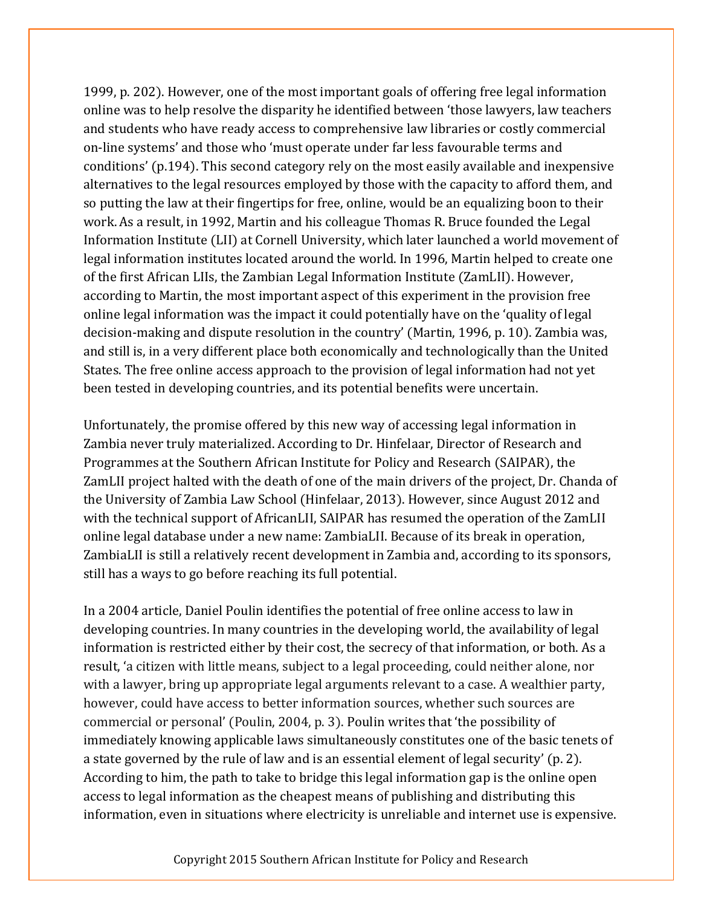1999, p. 202). However, one of the most important goals of offering free legal information online was to help resolve the disparity he identified between 'those lawyers, law teachers and students who have ready access to comprehensive law libraries or costly commercial on-line systems' and those who 'must operate under far less favourable terms and conditions' (p.194). This second category rely on the most easily available and inexpensive alternatives to the legal resources employed by those with the capacity to afford them, and so putting the law at their fingertips for free, online, would be an equalizing boon to their work. As a result, in 1992, Martin and his colleague Thomas R. Bruce founded the Legal Information Institute (LII) at Cornell University, which later launched a world movement of legal information institutes located around the world. In 1996, Martin helped to create one of the first African LIIs, the Zambian Legal Information Institute (ZamLII). However, according to Martin, the most important aspect of this experiment in the provision free online legal information was the impact it could potentially have on the 'quality of legal decision-making and dispute resolution in the country' (Martin, 1996, p. 10). Zambia was, and still is, in a very different place both economically and technologically than the United States. The free online access approach to the provision of legal information had not yet been tested in developing countries, and its potential benefits were uncertain.

Unfortunately, the promise offered by this new way of accessing legal information in Zambia never truly materialized. According to Dr. Hinfelaar, Director of Research and Programmes at the Southern African Institute for Policy and Research (SAIPAR), the ZamLII project halted with the death of one of the main drivers of the project, Dr. Chanda of the University of Zambia Law School (Hinfelaar, 2013). However, since August 2012 and with the technical support of AfricanLII, SAIPAR has resumed the operation of the ZamLII online legal database under a new name: ZambiaLII. Because of its break in operation, ZambiaLII is still a relatively recent development in Zambia and, according to its sponsors, still has a ways to go before reaching its full potential.

In a 2004 article, Daniel Poulin identifies the potential of free online access to law in developing countries. In many countries in the developing world, the availability of legal information is restricted either by their cost, the secrecy of that information, or both. As a result, 'a citizen with little means, subject to a legal proceeding, could neither alone, nor with a lawyer, bring up appropriate legal arguments relevant to a case. A wealthier party, however, could have access to better information sources, whether such sources are commercial or personal' (Poulin, 2004, p. 3). Poulin writes that 'the possibility of immediately knowing applicable laws simultaneously constitutes one of the basic tenets of a state governed by the rule of law and is an essential element of legal security' (p. 2). According to him, the path to take to bridge this legal information gap is the online open access to legal information as the cheapest means of publishing and distributing this information, even in situations where electricity is unreliable and internet use is expensive.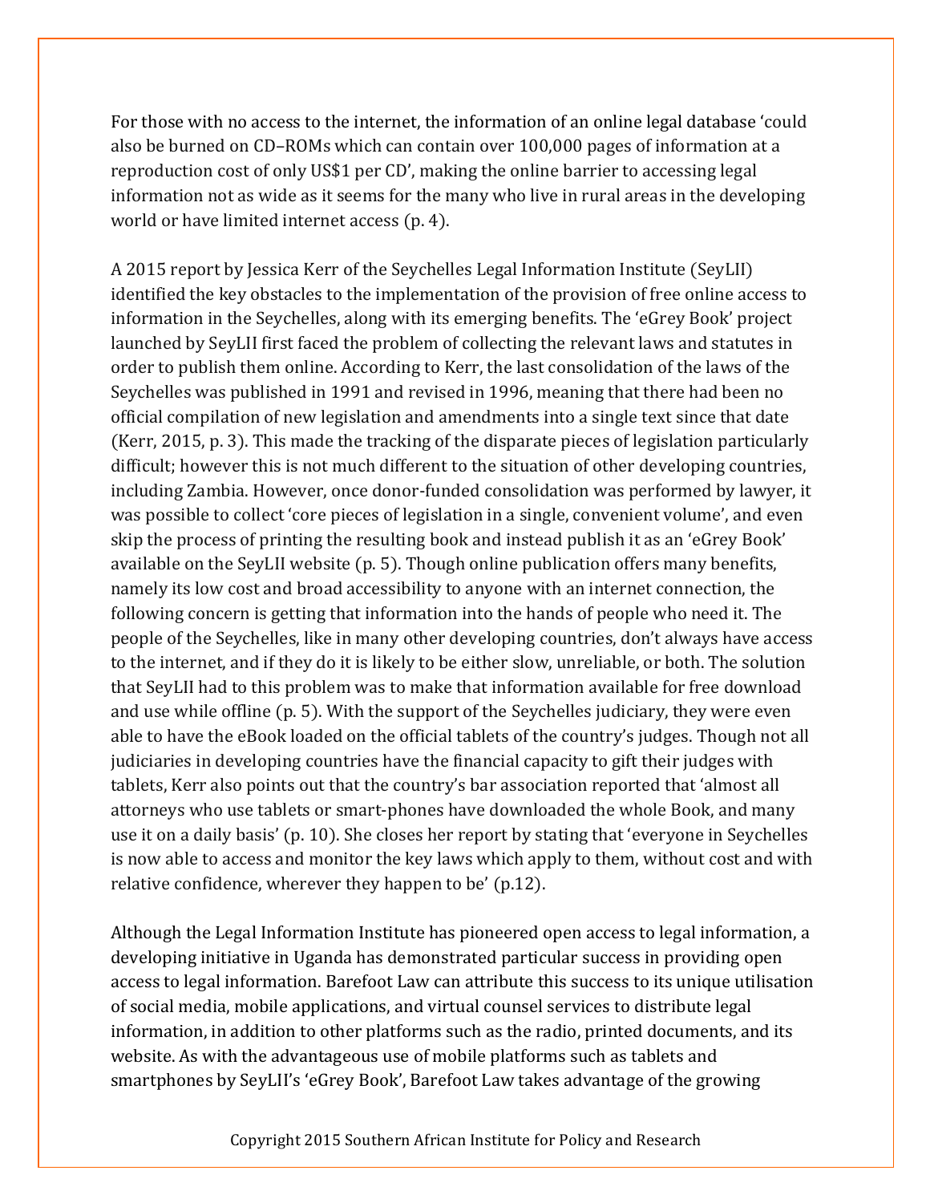For those with no access to the internet, the information of an online legal database 'could also be burned on CD–ROMs which can contain over 100,000 pages of information at a reproduction cost of only US$1 per CD', making the online barrier to accessing legal information not as wide as it seems for the many who live in rural areas in the developing world or have limited internet access (p. 4).

A 2015 report by Jessica Kerr of the Seychelles Legal Information Institute (SeyLII) identified the key obstacles to the implementation of the provision of free online access to information in the Seychelles, along with its emerging benefits. The 'eGrey Book' project launched by SeyLII first faced the problem of collecting the relevant laws and statutes in order to publish them online. According to Kerr, the last consolidation of the laws of the Seychelles was published in 1991 and revised in 1996, meaning that there had been no official compilation of new legislation and amendments into a single text since that date (Kerr, 2015, p. 3). This made the tracking of the disparate pieces of legislation particularly difficult; however this is not much different to the situation of other developing countries, including Zambia. However, once donor-funded consolidation was performed by lawyer, it was possible to collect 'core pieces of legislation in a single, convenient volume', and even skip the process of printing the resulting book and instead publish it as an 'eGrey Book' available on the SeyLII website (p. 5). Though online publication offers many benefits, namely its low cost and broad accessibility to anyone with an internet connection, the following concern is getting that information into the hands of people who need it. The people of the Seychelles, like in many other developing countries, don't always have access to the internet, and if they do it is likely to be either slow, unreliable, or both. The solution that SeyLII had to this problem was to make that information available for free download and use while offline (p. 5). With the support of the Seychelles judiciary, they were even able to have the eBook loaded on the official tablets of the country's judges. Though not all judiciaries in developing countries have the financial capacity to gift their judges with tablets, Kerr also points out that the country's bar association reported that 'almost all attorneys who use tablets or smart-phones have downloaded the whole Book, and many use it on a daily basis' (p. 10). She closes her report by stating that 'everyone in Seychelles is now able to access and monitor the key laws which apply to them, without cost and with relative confidence, wherever they happen to be' (p.12).

Although the Legal Information Institute has pioneered open access to legal information, a developing initiative in Uganda has demonstrated particular success in providing open access to legal information. Barefoot Law can attribute this success to its unique utilisation of social media, mobile applications, and virtual counsel services to distribute legal information, in addition to other platforms such as the radio, printed documents, and its website. As with the advantageous use of mobile platforms such as tablets and smartphones by SeyLII's 'eGrey Book', Barefoot Law takes advantage of the growing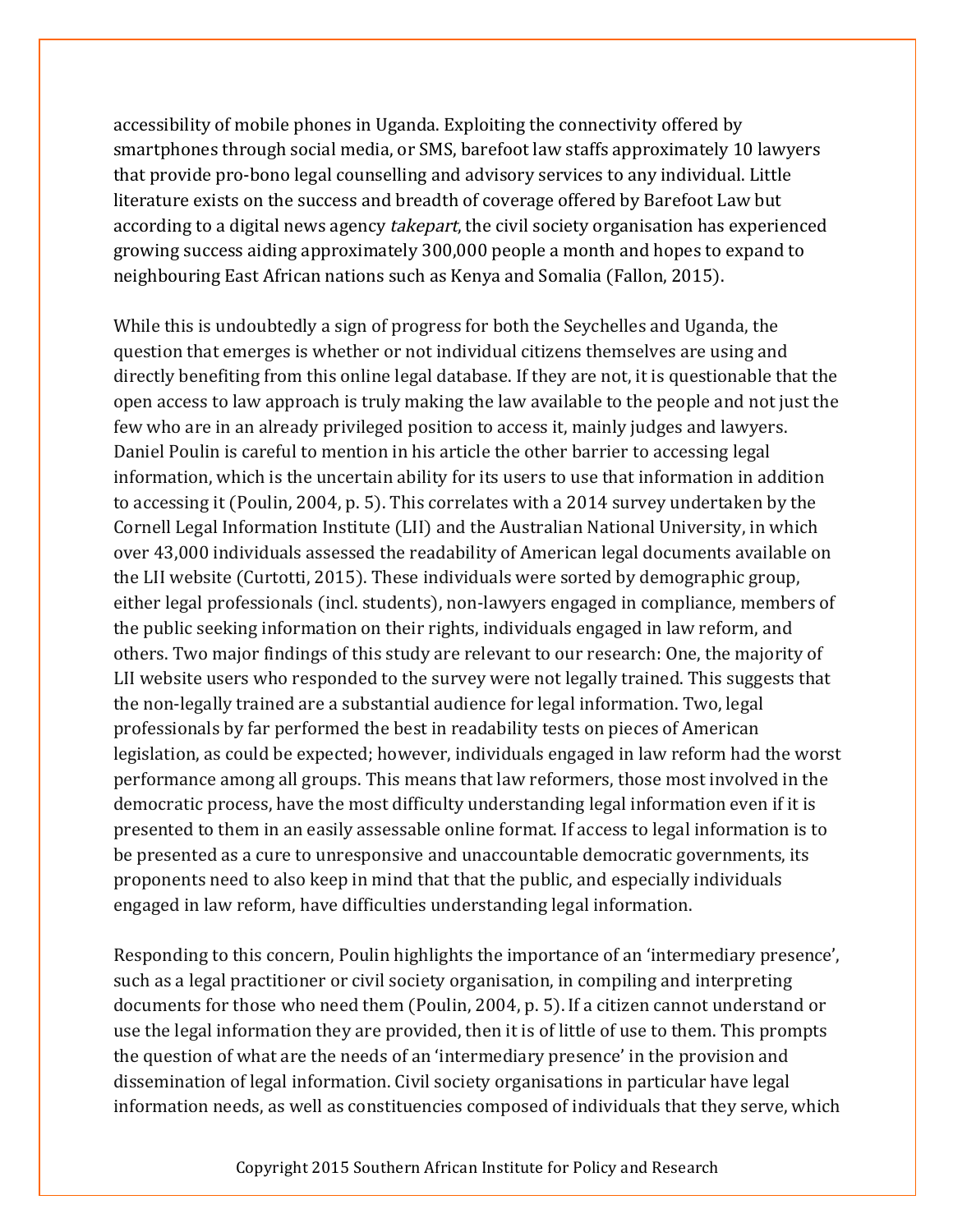accessibility of mobile phones in Uganda. Exploiting the connectivity offered by smartphones through social media, or SMS, barefoot law staffs approximately 10 lawyers that provide pro-bono legal counselling and advisory services to any individual. Little literature exists on the success and breadth of coverage offered by Barefoot Law but according to a digital news agency *takepart*, the civil society organisation has experienced growing success aiding approximately 300,000 people a month and hopes to expand to neighbouring East African nations such as Kenya and Somalia (Fallon, 2015).

While this is undoubtedly a sign of progress for both the Seychelles and Uganda, the question that emerges is whether or not individual citizens themselves are using and directly benefiting from this online legal database. If they are not, it is questionable that the open access to law approach is truly making the law available to the people and not just the few who are in an already privileged position to access it, mainly judges and lawyers. Daniel Poulin is careful to mention in his article the other barrier to accessing legal information, which is the uncertain ability for its users to use that information in addition to accessing it (Poulin, 2004, p. 5). This correlates with a 2014 survey undertaken by the Cornell Legal Information Institute (LII) and the Australian National University, in which over 43,000 individuals assessed the readability of American legal documents available on the LII website (Curtotti, 2015). These individuals were sorted by demographic group, either legal professionals (incl. students), non-lawyers engaged in compliance, members of the public seeking information on their rights, individuals engaged in law reform, and others. Two major findings of this study are relevant to our research: One, the majority of LII website users who responded to the survey were not legally trained. This suggests that the non-legally trained are a substantial audience for legal information. Two, legal professionals by far performed the best in readability tests on pieces of American legislation, as could be expected; however, individuals engaged in law reform had the worst performance among all groups. This means that law reformers, those most involved in the democratic process, have the most difficulty understanding legal information even if it is presented to them in an easily assessable online format. If access to legal information is to be presented as a cure to unresponsive and unaccountable democratic governments, its proponents need to also keep in mind that that the public, and especially individuals engaged in law reform, have difficulties understanding legal information.

Responding to this concern, Poulin highlights the importance of an 'intermediary presence', such as a legal practitioner or civil society organisation, in compiling and interpreting documents for those who need them (Poulin, 2004, p. 5). If a citizen cannot understand or use the legal information they are provided, then it is of little of use to them. This prompts the question of what are the needs of an 'intermediary presence' in the provision and dissemination of legal information. Civil society organisations in particular have legal information needs, as well as constituencies composed of individuals that they serve, which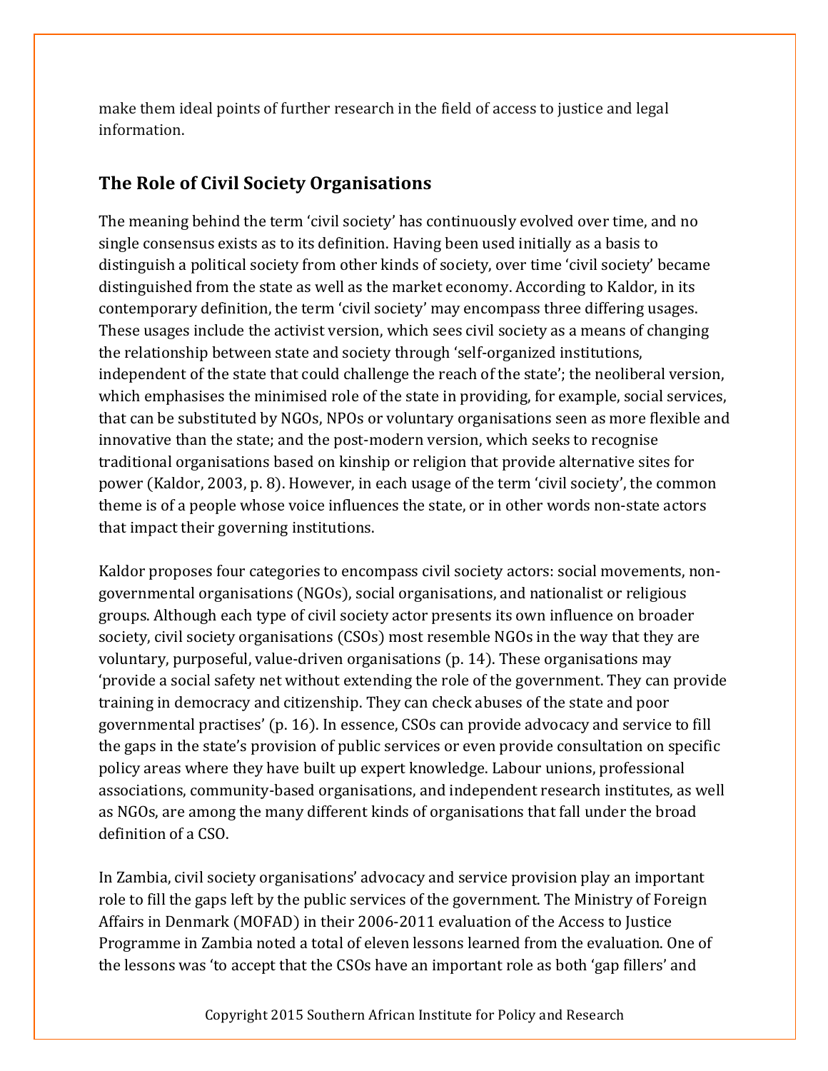make them ideal points of further research in the field of access to justice and legal information.

## The Role of Civil Society Organisations

The meaning behind the term 'civil society' has continuously evolved over time, and no single consensus exists as to its definition. Having been used initially as a basis to distinguish a political society from other kinds of society, over time 'civil society' became distinguished from the state as well as the market economy. According to Kaldor, in its contemporary definition, the term 'civil society' may encompass three differing usages. These usages include the activist version, which sees civil society as a means of changing the relationship between state and society through 'self-organized institutions, independent of the state that could challenge the reach of the state'; the neoliberal version, which emphasises the minimised role of the state in providing, for example, social services, that can be substituted by NGOs, NPOs or voluntary organisations seen as more flexible and innovative than the state; and the post-modern version, which seeks to recognise traditional organisations based on kinship or religion that provide alternative sites for power (Kaldor, 2003, p. 8). However, in each usage of the term 'civil society', the common theme is of a people whose voice influences the state, or in other words non-state actors that impact their governing institutions.

Kaldor proposes four categories to encompass civil society actors: social movements, non-governmental organisations (NGOs), social organisations, and nationalist or religious groups. Although each type of civil society actor presents its own influence on broader society, civil society organisations (CSOs) most resemble NGOs in the way that they are voluntary, purposeful, value-driven organisations (p. 14). These organisations may 'provide a social safety net without extending the role of the government. They can provide training in democracy and citizenship. They can check abuses of the state and poor governmental practises' (p. 16). In essence, CSOs can provide advocacy and service to fill the gaps in the state's provision of public services or even provide consultation on specific policy areas where they have built up expert knowledge. Labour unions, professional associations, community-based organisations, and independent research institutes, as well as NGOs, are among the many different kinds of organisations that fall under the broad definition of a CSO.

In Zambia, civil society organisations' advocacy and service provision play an important role to fill the gaps left by the public services of the government. The Ministry of Foreign Affairs in Denmark (MOFAD) in their 2006-2011 evaluation of the Access to Justice Programme in Zambia noted a total of eleven lessons learned from the evaluation. One of the lessons was 'to accept that the CSOs have an important role as both 'gap fillers' and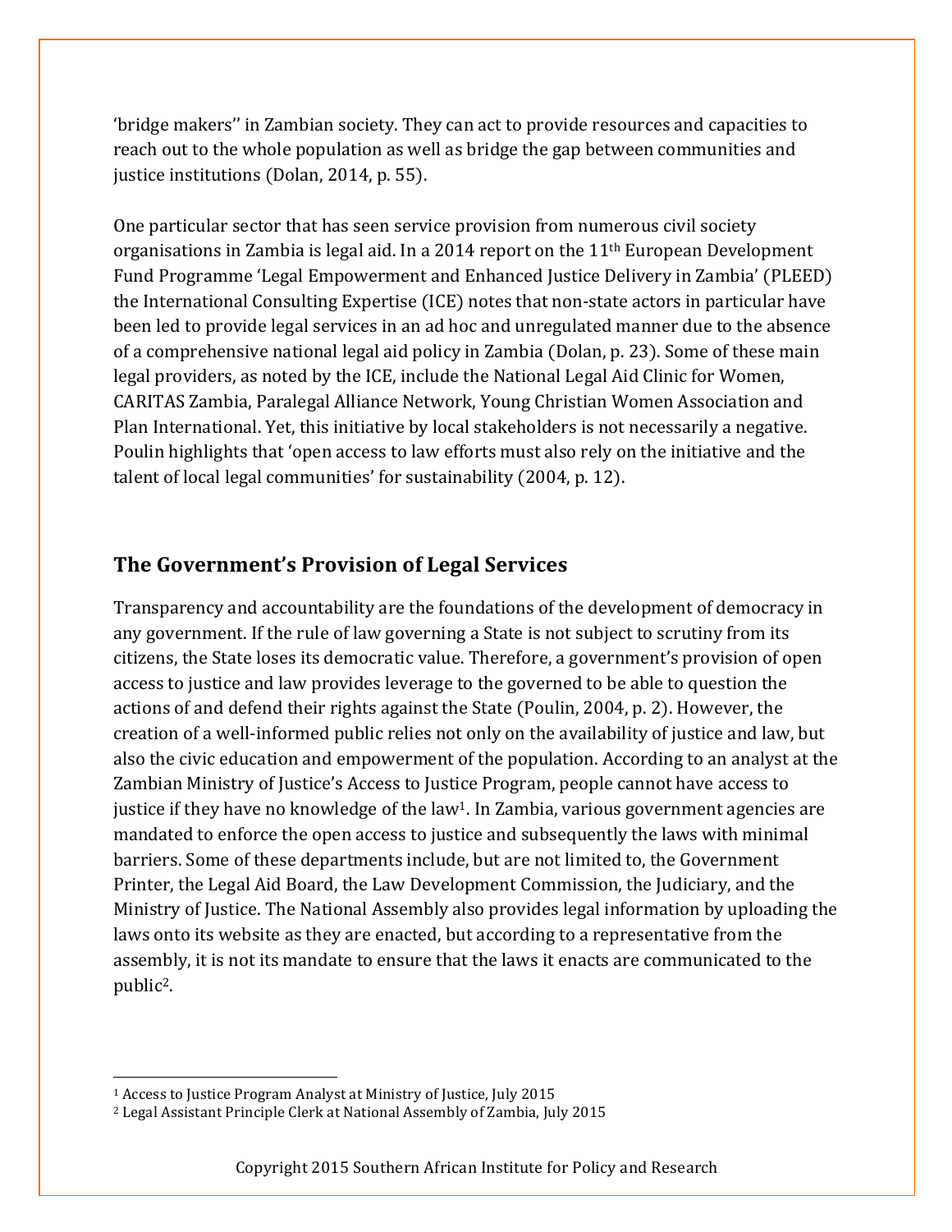'bridge makers'' in Zambian society. They can act to provide resources and capacities to reach out to the whole population as well as bridge the gap between communities and justice institutions (Dolan, 2014, p. 55).

One particular sector that has seen service provision from numerous civil society organisations in Zambia is legal aid. In a 2014 report on the 11th European Development Fund Programme 'Legal Empowerment and Enhanced Justice Delivery in Zambia' (PLEED) the International Consulting Expertise (ICE) notes that non-state actors in particular have been led to provide legal services in an ad hoc and unregulated manner due to the absence of a comprehensive national legal aid policy in Zambia (Dolan, p. 23). Some of these main legal providers, as noted by the ICE, include the National Legal Aid Clinic for Women, CARITAS Zambia, Paralegal Alliance Network, Young Christian Women Association and Plan International. Yet, this initiative by local stakeholders is not necessarily a negative. Poulin highlights that 'open access to law efforts must also rely on the initiative and the talent of local legal communities' for sustainability (2004, p. 12).

## The Government's Provision of Legal Services

Transparency and accountability are the foundations of the development of democracy in any government. If the rule of law governing a State is not subject to scrutiny from its citizens, the State loses its democratic value. Therefore, a government's provision of open access to justice and law provides leverage to the governed to be able to question the actions of and defend their rights against the State (Poulin, 2004, p. 2). However, the creation of a well-informed public relies not only on the availability of justice and law, but also the civic education and empowerment of the population. According to an analyst at the Zambian Ministry of Justice's Access to Justice Program, people cannot have access to justice if they have no knowledge of the law[1]. In Zambia, various government agencies are mandated to enforce the open access to justice and subsequently the laws with minimal barriers. Some of these departments include, but are not limited to, the Government Printer, the Legal Aid Board, the Law Development Commission, the Judiciary, and the Ministry of Justice. The National Assembly also provides legal information by uploading the laws onto its website as they are enacted, but according to a representative from the assembly, it is not its mandate to ensure that the laws it enacts are communicated to the public[2].

---

[1] Access to Justice Program Analyst at Ministry of Justice, July 2015

[2] Legal Assistant Principle Clerk at National Assembly of Zambia, July 2015

Copyright 2015 Southern African Institute for Policy and Research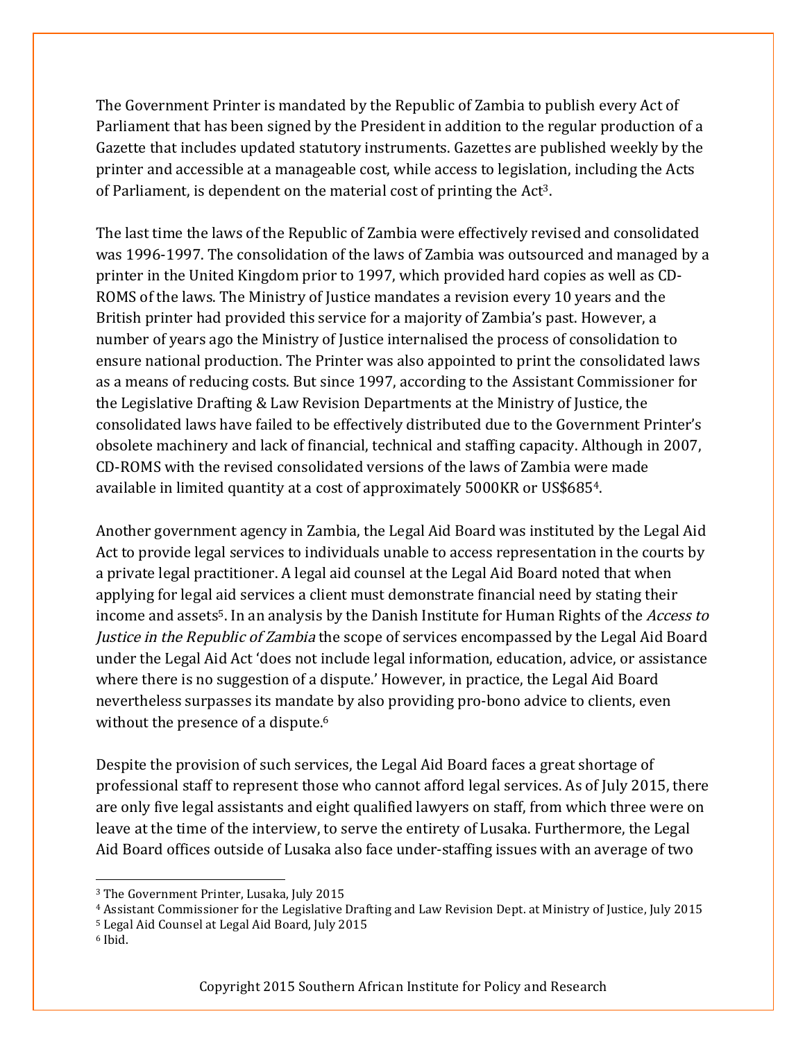The Government Printer is mandated by the Republic of Zambia to publish every Act of Parliament that has been signed by the President in addition to the regular production of a Gazette that includes updated statutory instruments. Gazettes are published weekly by the printer and accessible at a manageable cost, while access to legislation, including the Acts of Parliament, is dependent on the material cost of printing the Act[3].

The last time the laws of the Republic of Zambia were effectively revised and consolidated was 1996-1997. The consolidation of the laws of Zambia was outsourced and managed by a printer in the United Kingdom prior to 1997, which provided hard copies as well as CD-ROMS of the laws. The Ministry of Justice mandates a revision every 10 years and the British printer had provided this service for a majority of Zambia's past. However, a number of years ago the Ministry of Justice internalised the process of consolidation to ensure national production. The Printer was also appointed to print the consolidated laws as a means of reducing costs. But since 1997, according to the Assistant Commissioner for the Legislative Drafting & Law Revision Departments at the Ministry of Justice, the consolidated laws have failed to be effectively distributed due to the Government Printer's obsolete machinery and lack of financial, technical and staffing capacity. Although in 2007, CD-ROMS with the revised consolidated versions of the laws of Zambia were made available in limited quantity at a cost of approximately 5000KR or US$685[4].

Another government agency in Zambia, the Legal Aid Board was instituted by the Legal Aid Act to provide legal services to individuals unable to access representation in the courts by a private legal practitioner. A legal aid counsel at the Legal Aid Board noted that when applying for legal aid services a client must demonstrate financial need by stating their income and assets[5]. In an analysis by the Danish Institute for Human Rights of the *Access to Justice in the Republic of Zambia* the scope of services encompassed by the Legal Aid Board under the Legal Aid Act 'does not include legal information, education, advice, or assistance where there is no suggestion of a dispute.' However, in practice, the Legal Aid Board nevertheless surpasses its mandate by also providing pro-bono advice to clients, even without the presence of a dispute.[6]

Despite the provision of such services, the Legal Aid Board faces a great shortage of professional staff to represent those who cannot afford legal services. As of July 2015, there are only five legal assistants and eight qualified lawyers on staff, from which three were on leave at the time of the interview, to serve the entirety of Lusaka. Furthermore, the Legal Aid Board offices outside of Lusaka also face under-staffing issues with an average of two

---

[3] The Government Printer, Lusaka, July 2015

[4] Assistant Commissioner for the Legislative Drafting and Law Revision Dept. at Ministry of Justice, July 2015

[5] Legal Aid Counsel at Legal Aid Board, July 2015

[6] Ibid.

Copyright 2015 Southern African Institute for Policy and Research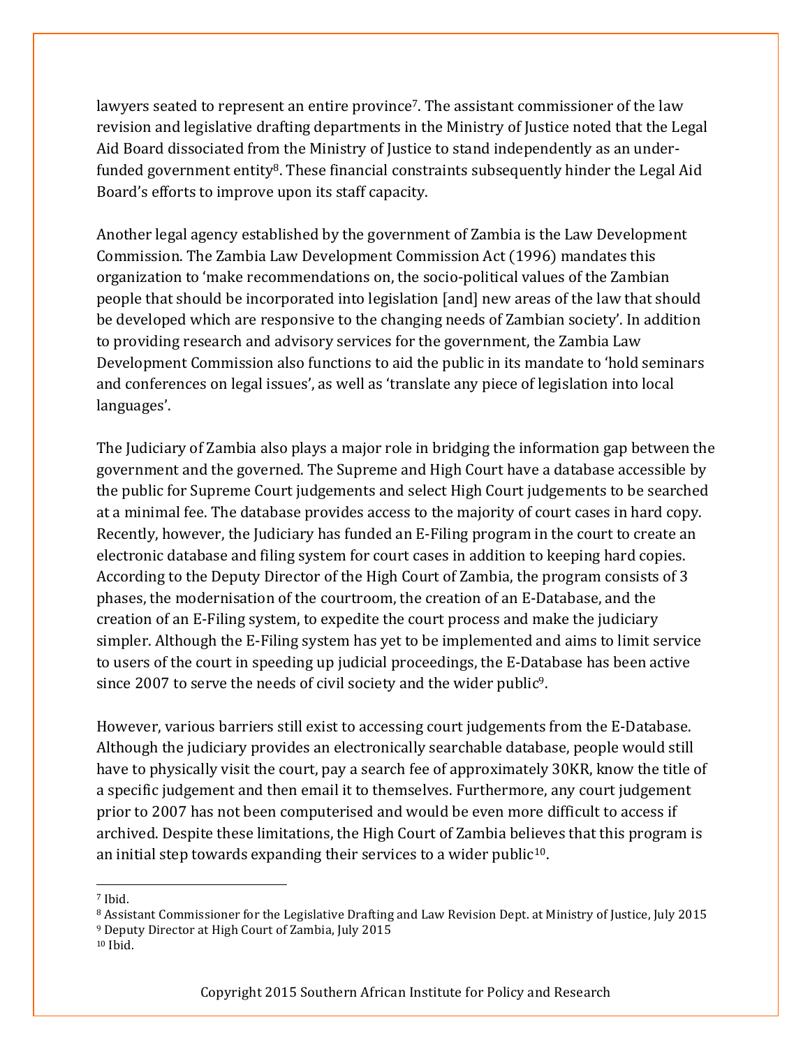lawyers seated to represent an entire province[7]. The assistant commissioner of the law revision and legislative drafting departments in the Ministry of Justice noted that the Legal Aid Board dissociated from the Ministry of Justice to stand independently as an under-funded government entity[8]. These financial constraints subsequently hinder the Legal Aid Board's efforts to improve upon its staff capacity.

Another legal agency established by the government of Zambia is the Law Development Commission. The Zambia Law Development Commission Act (1996) mandates this organization to 'make recommendations on, the socio-political values of the Zambian people that should be incorporated into legislation [and] new areas of the law that should be developed which are responsive to the changing needs of Zambian society'. In addition to providing research and advisory services for the government, the Zambia Law Development Commission also functions to aid the public in its mandate to 'hold seminars and conferences on legal issues', as well as 'translate any piece of legislation into local languages'.

The Judiciary of Zambia also plays a major role in bridging the information gap between the government and the governed. The Supreme and High Court have a database accessible by the public for Supreme Court judgements and select High Court judgements to be searched at a minimal fee. The database provides access to the majority of court cases in hard copy. Recently, however, the Judiciary has funded an E-Filing program in the court to create an electronic database and filing system for court cases in addition to keeping hard copies. According to the Deputy Director of the High Court of Zambia, the program consists of 3 phases, the modernisation of the courtroom, the creation of an E-Database, and the creation of an E-Filing system, to expedite the court process and make the judiciary simpler. Although the E-Filing system has yet to be implemented and aims to limit service to users of the court in speeding up judicial proceedings, the E-Database has been active since 2007 to serve the needs of civil society and the wider public[9].

However, various barriers still exist to accessing court judgements from the E-Database. Although the judiciary provides an electronically searchable database, people would still have to physically visit the court, pay a search fee of approximately 30KR, know the title of a specific judgement and then email it to themselves. Furthermore, any court judgement prior to 2007 has not been computerised and would be even more difficult to access if archived. Despite these limitations, the High Court of Zambia believes that this program is an initial step towards expanding their services to a wider public[10].

---

[7] Ibid.
[8] Assistant Commissioner for the Legislative Drafting and Law Revision Dept. at Ministry of Justice, July 2015
[9] Deputy Director at High Court of Zambia, July 2015
[10] Ibid.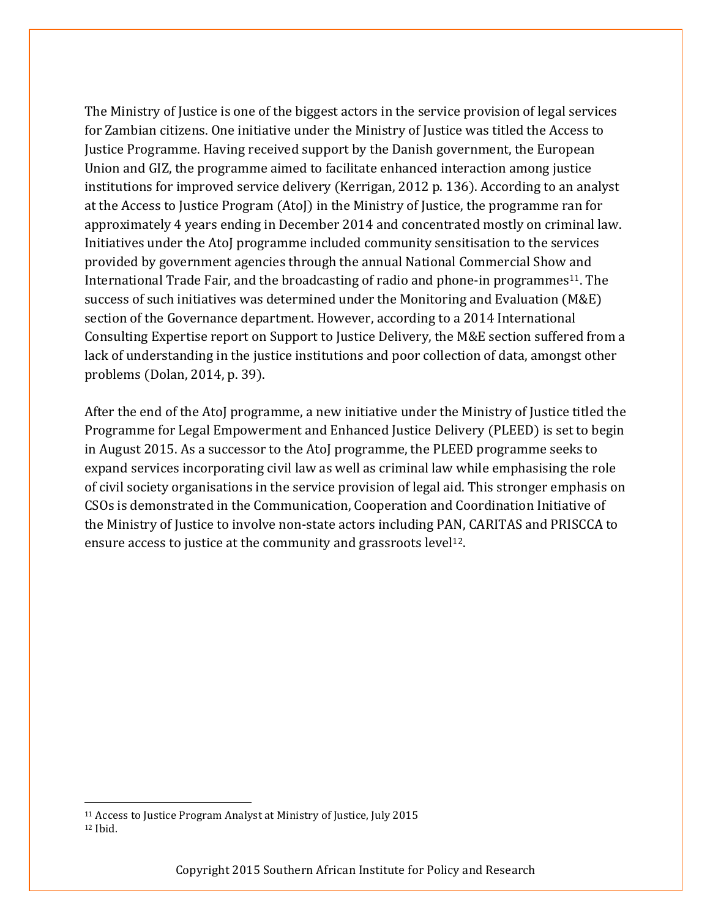The Ministry of Justice is one of the biggest actors in the service provision of legal services for Zambian citizens. One initiative under the Ministry of Justice was titled the Access to Justice Programme. Having received support by the Danish government, the European Union and GIZ, the programme aimed to facilitate enhanced interaction among justice institutions for improved service delivery (Kerrigan, 2012 p. 136). According to an analyst at the Access to Justice Program (AtoJ) in the Ministry of Justice, the programme ran for approximately 4 years ending in December 2014 and concentrated mostly on criminal law. Initiatives under the AtoJ programme included community sensitisation to the services provided by government agencies through the annual National Commercial Show and International Trade Fair, and the broadcasting of radio and phone-in programmes[11]. The success of such initiatives was determined under the Monitoring and Evaluation (M&E) section of the Governance department. However, according to a 2014 International Consulting Expertise report on Support to Justice Delivery, the M&E section suffered from a lack of understanding in the justice institutions and poor collection of data, amongst other problems (Dolan, 2014, p. 39).

After the end of the AtoJ programme, a new initiative under the Ministry of Justice titled the Programme for Legal Empowerment and Enhanced Justice Delivery (PLEED) is set to begin in August 2015. As a successor to the AtoJ programme, the PLEED programme seeks to expand services incorporating civil law as well as criminal law while emphasising the role of civil society organisations in the service provision of legal aid. This stronger emphasis on CSOs is demonstrated in the Communication, Cooperation and Coordination Initiative of the Ministry of Justice to involve non-state actors including PAN, CARITAS and PRISCCA to ensure access to justice at the community and grassroots level[12].

---

[11] Access to Justice Program Analyst at Ministry of Justice, July 2015

[12] Ibid.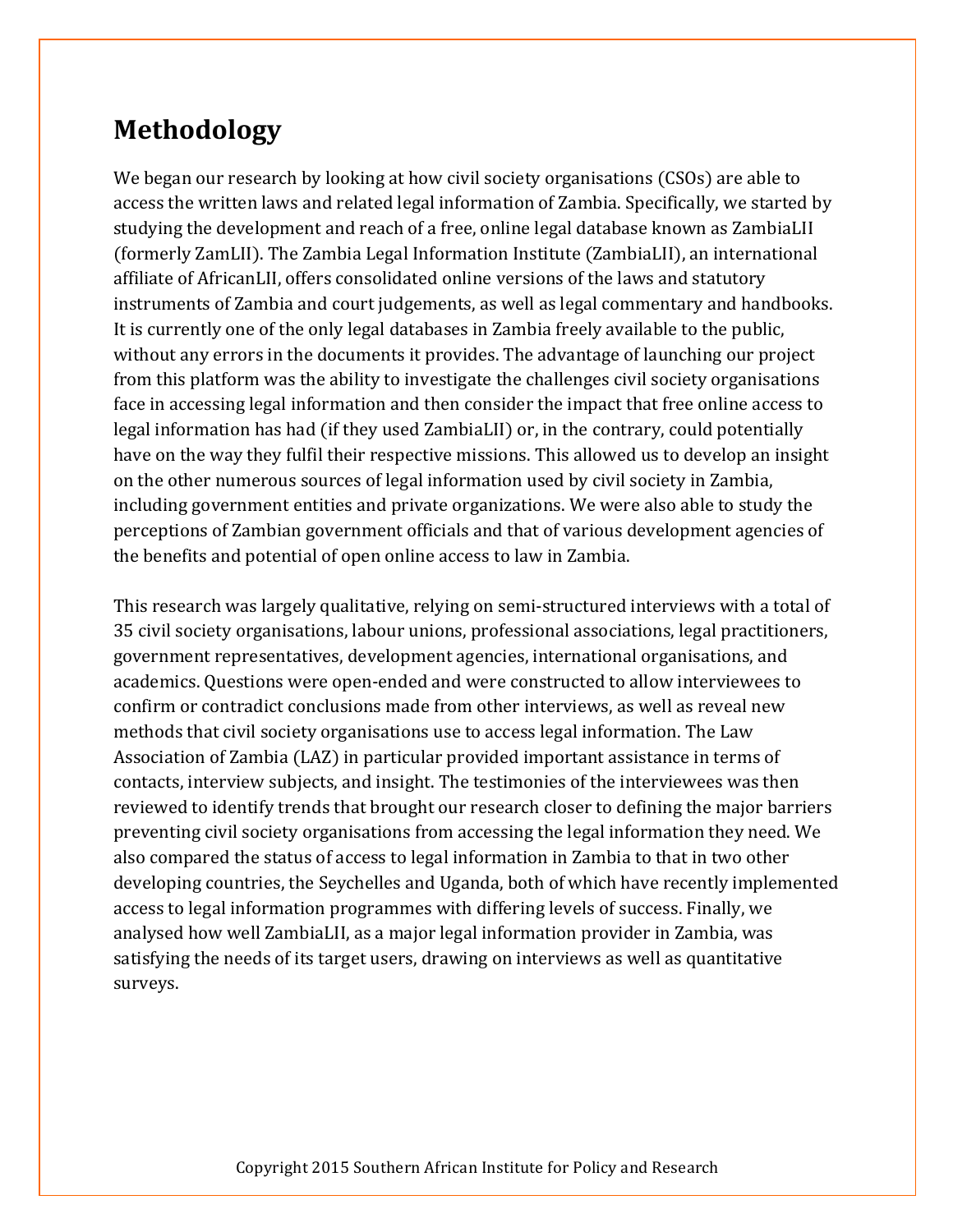## Methodology

We began our research by looking at how civil society organisations (CSOs) are able to access the written laws and related legal information of Zambia. Specifically, we started by studying the development and reach of a free, online legal database known as ZambiaLII (formerly ZamLII). The Zambia Legal Information Institute (ZambiaLII), an international affiliate of AfricanLII, offers consolidated online versions of the laws and statutory instruments of Zambia and court judgements, as well as legal commentary and handbooks. It is currently one of the only legal databases in Zambia freely available to the public, without any errors in the documents it provides. The advantage of launching our project from this platform was the ability to investigate the challenges civil society organisations face in accessing legal information and then consider the impact that free online access to legal information has had (if they used ZambiaLII) or, in the contrary, could potentially have on the way they fulfil their respective missions. This allowed us to develop an insight on the other numerous sources of legal information used by civil society in Zambia, including government entities and private organizations. We were also able to study the perceptions of Zambian government officials and that of various development agencies of the benefits and potential of open online access to law in Zambia.

This research was largely qualitative, relying on semi-structured interviews with a total of 35 civil society organisations, labour unions, professional associations, legal practitioners, government representatives, development agencies, international organisations, and academics. Questions were open-ended and were constructed to allow interviewees to confirm or contradict conclusions made from other interviews, as well as reveal new methods that civil society organisations use to access legal information. The Law Association of Zambia (LAZ) in particular provided important assistance in terms of contacts, interview subjects, and insight. The testimonies of the interviewees was then reviewed to identify trends that brought our research closer to defining the major barriers preventing civil society organisations from accessing the legal information they need. We also compared the status of access to legal information in Zambia to that in two other developing countries, the Seychelles and Uganda, both of which have recently implemented access to legal information programmes with differing levels of success. Finally, we analysed how well ZambiaLII, as a major legal information provider in Zambia, was satisfying the needs of its target users, drawing on interviews as well as quantitative surveys.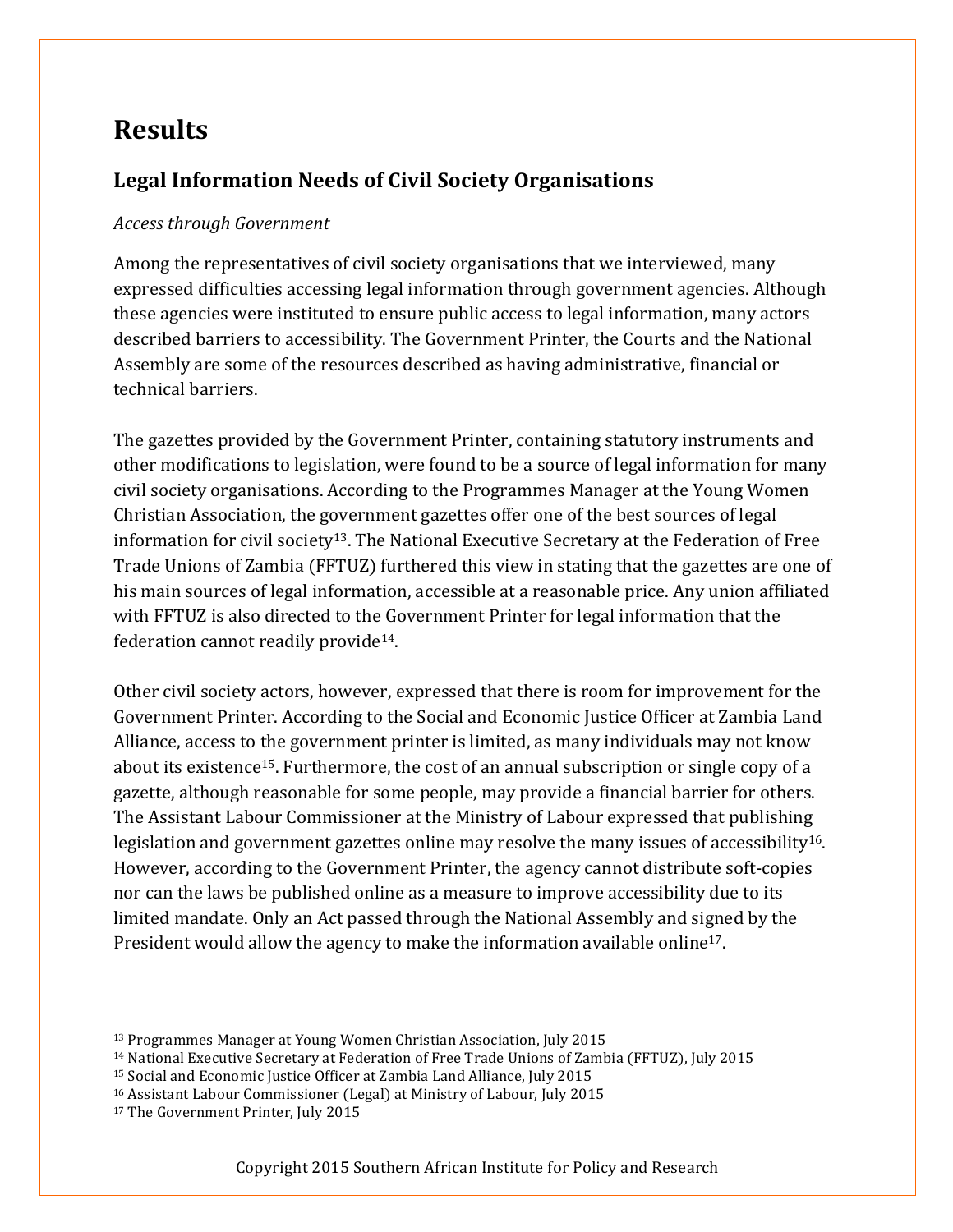# Results

## Legal Information Needs of Civil Society Organisations

*Access through Government*

Among the representatives of civil society organisations that we interviewed, many expressed difficulties accessing legal information through government agencies. Although these agencies were instituted to ensure public access to legal information, many actors described barriers to accessibility. The Government Printer, the Courts and the National Assembly are some of the resources described as having administrative, financial or technical barriers.

The gazettes provided by the Government Printer, containing statutory instruments and other modifications to legislation, were found to be a source of legal information for many civil society organisations. According to the Programmes Manager at the Young Women Christian Association, the government gazettes offer one of the best sources of legal information for civil society[13]. The National Executive Secretary at the Federation of Free Trade Unions of Zambia (FFTUZ) furthered this view in stating that the gazettes are one of his main sources of legal information, accessible at a reasonable price. Any union affiliated with FFTUZ is also directed to the Government Printer for legal information that the federation cannot readily provide[14].

Other civil society actors, however, expressed that there is room for improvement for the Government Printer. According to the Social and Economic Justice Officer at Zambia Land Alliance, access to the government printer is limited, as many individuals may not know about its existence[15]. Furthermore, the cost of an annual subscription or single copy of a gazette, although reasonable for some people, may provide a financial barrier for others. The Assistant Labour Commissioner at the Ministry of Labour expressed that publishing legislation and government gazettes online may resolve the many issues of accessibility[16]. However, according to the Government Printer, the agency cannot distribute soft-copies nor can the laws be published online as a measure to improve accessibility due to its limited mandate. Only an Act passed through the National Assembly and signed by the President would allow the agency to make the information available online[17].

---

[13] Programmes Manager at Young Women Christian Association, July 2015

[14] National Executive Secretary at Federation of Free Trade Unions of Zambia (FFTUZ), July 2015

[15] Social and Economic Justice Officer at Zambia Land Alliance, July 2015

[16] Assistant Labour Commissioner (Legal) at Ministry of Labour, July 2015

[17] The Government Printer, July 2015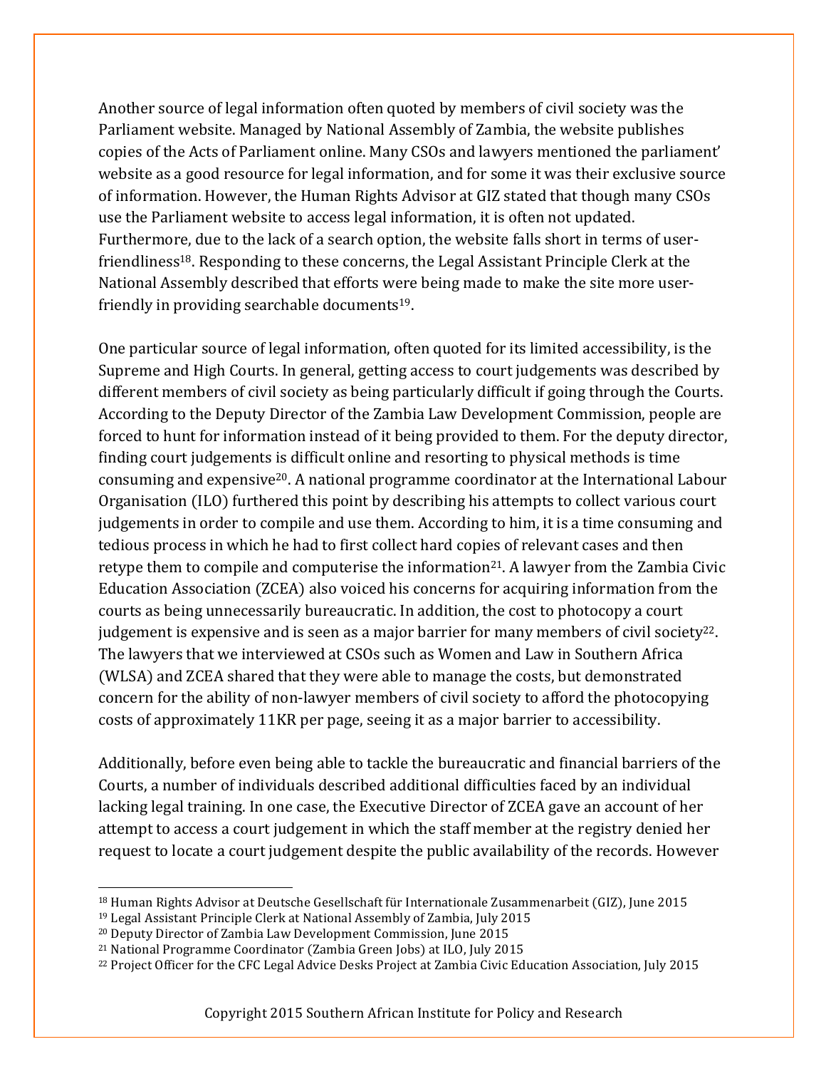Another source of legal information often quoted by members of civil society was the Parliament website. Managed by National Assembly of Zambia, the website publishes copies of the Acts of Parliament online. Many CSOs and lawyers mentioned the parliament' website as a good resource for legal information, and for some it was their exclusive source of information. However, the Human Rights Advisor at GIZ stated that though many CSOs use the Parliament website to access legal information, it is often not updated. Furthermore, due to the lack of a search option, the website falls short in terms of user-friendliness[18]. Responding to these concerns, the Legal Assistant Principle Clerk at the National Assembly described that efforts were being made to make the site more user-friendly in providing searchable documents[19].

One particular source of legal information, often quoted for its limited accessibility, is the Supreme and High Courts. In general, getting access to court judgements was described by different members of civil society as being particularly difficult if going through the Courts. According to the Deputy Director of the Zambia Law Development Commission, people are forced to hunt for information instead of it being provided to them. For the deputy director, finding court judgements is difficult online and resorting to physical methods is time consuming and expensive[20]. A national programme coordinator at the International Labour Organisation (ILO) furthered this point by describing his attempts to collect various court judgements in order to compile and use them. According to him, it is a time consuming and tedious process in which he had to first collect hard copies of relevant cases and then retype them to compile and computerise the information[21]. A lawyer from the Zambia Civic Education Association (ZCEA) also voiced his concerns for acquiring information from the courts as being unnecessarily bureaucratic. In addition, the cost to photocopy a court judgement is expensive and is seen as a major barrier for many members of civil society[22]. The lawyers that we interviewed at CSOs such as Women and Law in Southern Africa (WLSA) and ZCEA shared that they were able to manage the costs, but demonstrated concern for the ability of non-lawyer members of civil society to afford the photocopying costs of approximately 11KR per page, seeing it as a major barrier to accessibility.

Additionally, before even being able to tackle the bureaucratic and financial barriers of the Courts, a number of individuals described additional difficulties faced by an individual lacking legal training. In one case, the Executive Director of ZCEA gave an account of her attempt to access a court judgement in which the staff member at the registry denied her request to locate a court judgement despite the public availability of the records. However

[18] Human Rights Advisor at Deutsche Gesellschaft für Internationale Zusammenarbeit (GIZ), June 2015

[19] Legal Assistant Principle Clerk at National Assembly of Zambia, July 2015

[20] Deputy Director of Zambia Law Development Commission, June 2015

[21] National Programme Coordinator (Zambia Green Jobs) at ILO, July 2015

[22] Project Officer for the CFC Legal Advice Desks Project at Zambia Civic Education Association, July 2015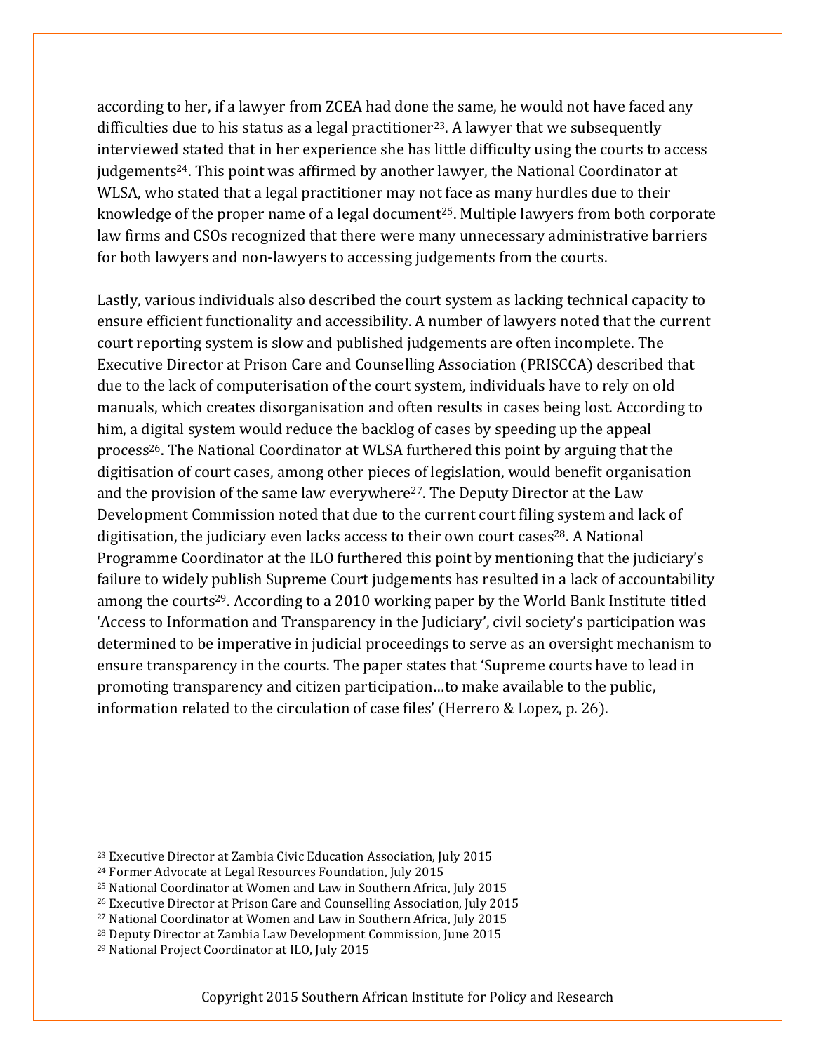according to her, if a lawyer from ZCEA had done the same, he would not have faced any difficulties due to his status as a legal practitioner[23]. A lawyer that we subsequently interviewed stated that in her experience she has little difficulty using the courts to access judgements[24]. This point was affirmed by another lawyer, the National Coordinator at WLSA, who stated that a legal practitioner may not face as many hurdles due to their knowledge of the proper name of a legal document[25]. Multiple lawyers from both corporate law firms and CSOs recognized that there were many unnecessary administrative barriers for both lawyers and non-lawyers to accessing judgements from the courts.

Lastly, various individuals also described the court system as lacking technical capacity to ensure efficient functionality and accessibility. A number of lawyers noted that the current court reporting system is slow and published judgements are often incomplete. The Executive Director at Prison Care and Counselling Association (PRISCCA) described that due to the lack of computerisation of the court system, individuals have to rely on old manuals, which creates disorganisation and often results in cases being lost. According to him, a digital system would reduce the backlog of cases by speeding up the appeal process[26]. The National Coordinator at WLSA furthered this point by arguing that the digitisation of court cases, among other pieces of legislation, would benefit organisation and the provision of the same law everywhere[27]. The Deputy Director at the Law Development Commission noted that due to the current court filing system and lack of digitisation, the judiciary even lacks access to their own court cases[28]. A National Programme Coordinator at the ILO furthered this point by mentioning that the judiciary's failure to widely publish Supreme Court judgements has resulted in a lack of accountability among the courts[29]. According to a 2010 working paper by the World Bank Institute titled 'Access to Information and Transparency in the Judiciary', civil society's participation was determined to be imperative in judicial proceedings to serve as an oversight mechanism to ensure transparency in the courts. The paper states that 'Supreme courts have to lead in promoting transparency and citizen participation…to make available to the public, information related to the circulation of case files' (Herrero & Lopez, p. 26).

---

[23] Executive Director at Zambia Civic Education Association, July 2015
[24] Former Advocate at Legal Resources Foundation, July 2015
[25] National Coordinator at Women and Law in Southern Africa, July 2015
[26] Executive Director at Prison Care and Counselling Association, July 2015
[27] National Coordinator at Women and Law in Southern Africa, July 2015
[28] Deputy Director at Zambia Law Development Commission, June 2015
[29] National Project Coordinator at ILO, July 2015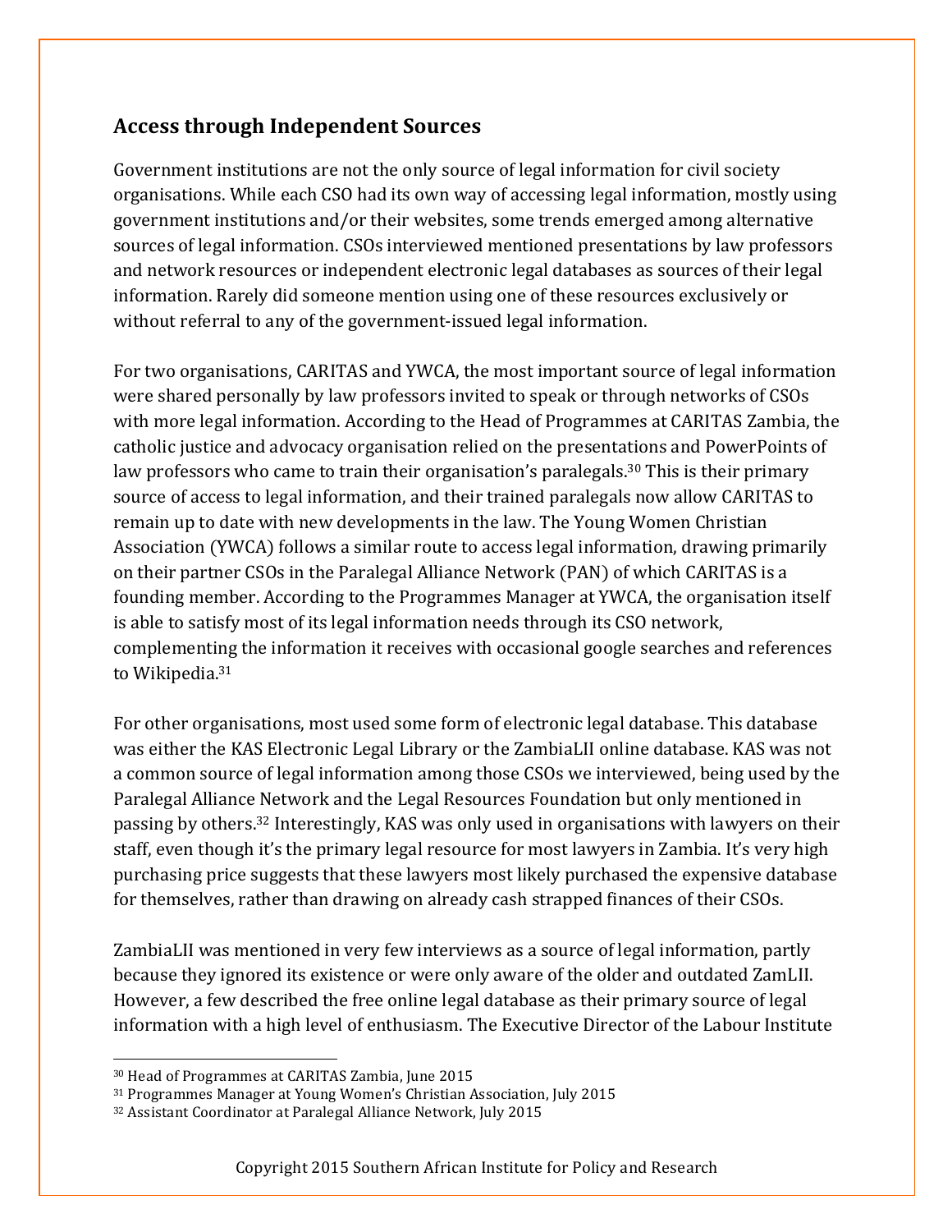## Access through Independent Sources

Government institutions are not the only source of legal information for civil society organisations. While each CSO had its own way of accessing legal information, mostly using government institutions and/or their websites, some trends emerged among alternative sources of legal information. CSOs interviewed mentioned presentations by law professors and network resources or independent electronic legal databases as sources of their legal information. Rarely did someone mention using one of these resources exclusively or without referral to any of the government-issued legal information.

For two organisations, CARITAS and YWCA, the most important source of legal information were shared personally by law professors invited to speak or through networks of CSOs with more legal information. According to the Head of Programmes at CARITAS Zambia, the catholic justice and advocacy organisation relied on the presentations and PowerPoints of law professors who came to train their organisation's paralegals.[30] This is their primary source of access to legal information, and their trained paralegals now allow CARITAS to remain up to date with new developments in the law. The Young Women Christian Association (YWCA) follows a similar route to access legal information, drawing primarily on their partner CSOs in the Paralegal Alliance Network (PAN) of which CARITAS is a founding member. According to the Programmes Manager at YWCA, the organisation itself is able to satisfy most of its legal information needs through its CSO network, complementing the information it receives with occasional google searches and references to Wikipedia.[31]

For other organisations, most used some form of electronic legal database. This database was either the KAS Electronic Legal Library or the ZambiaLII online database. KAS was not a common source of legal information among those CSOs we interviewed, being used by the Paralegal Alliance Network and the Legal Resources Foundation but only mentioned in passing by others.[32] Interestingly, KAS was only used in organisations with lawyers on their staff, even though it's the primary legal resource for most lawyers in Zambia. It's very high purchasing price suggests that these lawyers most likely purchased the expensive database for themselves, rather than drawing on already cash strapped finances of their CSOs.

ZambiaLII was mentioned in very few interviews as a source of legal information, partly because they ignored its existence or were only aware of the older and outdated ZamLII. However, a few described the free online legal database as their primary source of legal information with a high level of enthusiasm. The Executive Director of the Labour Institute

[30] Head of Programmes at CARITAS Zambia, June 2015
[31] Programmes Manager at Young Women's Christian Association, July 2015
[32] Assistant Coordinator at Paralegal Alliance Network, July 2015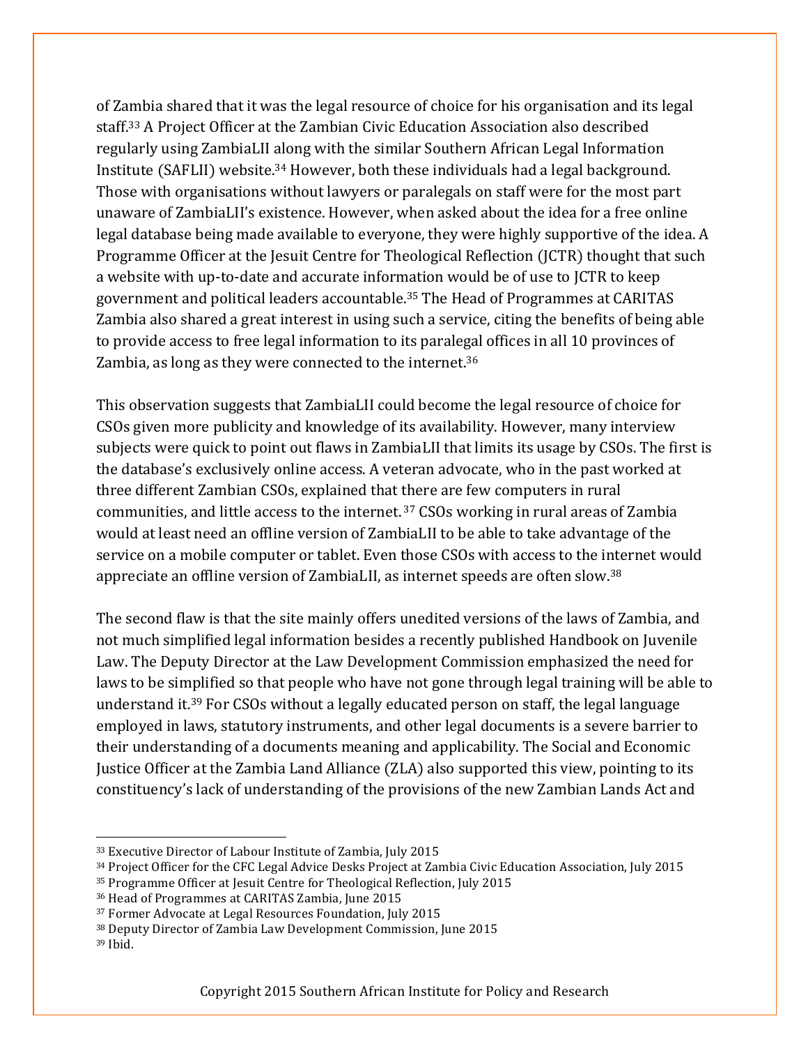of Zambia shared that it was the legal resource of choice for his organisation and its legal staff.[33] A Project Officer at the Zambian Civic Education Association also described regularly using ZambiaLII along with the similar Southern African Legal Information Institute (SAFLII) website.[34] However, both these individuals had a legal background. Those with organisations without lawyers or paralegals on staff were for the most part unaware of ZambiaLII's existence. However, when asked about the idea for a free online legal database being made available to everyone, they were highly supportive of the idea. A Programme Officer at the Jesuit Centre for Theological Reflection (JCTR) thought that such a website with up-to-date and accurate information would be of use to JCTR to keep government and political leaders accountable.[35] The Head of Programmes at CARITAS Zambia also shared a great interest in using such a service, citing the benefits of being able to provide access to free legal information to its paralegal offices in all 10 provinces of Zambia, as long as they were connected to the internet.[36]

This observation suggests that ZambiaLII could become the legal resource of choice for CSOs given more publicity and knowledge of its availability. However, many interview subjects were quick to point out flaws in ZambiaLII that limits its usage by CSOs. The first is the database's exclusively online access. A veteran advocate, who in the past worked at three different Zambian CSOs, explained that there are few computers in rural communities, and little access to the internet.[37] CSOs working in rural areas of Zambia would at least need an offline version of ZambiaLII to be able to take advantage of the service on a mobile computer or tablet. Even those CSOs with access to the internet would appreciate an offline version of ZambiaLII, as internet speeds are often slow.[38]

The second flaw is that the site mainly offers unedited versions of the laws of Zambia, and not much simplified legal information besides a recently published Handbook on Juvenile Law. The Deputy Director at the Law Development Commission emphasized the need for laws to be simplified so that people who have not gone through legal training will be able to understand it.[39] For CSOs without a legally educated person on staff, the legal language employed in laws, statutory instruments, and other legal documents is a severe barrier to their understanding of a documents meaning and applicability. The Social and Economic Justice Officer at the Zambia Land Alliance (ZLA) also supported this view, pointing to its constituency's lack of understanding of the provisions of the new Zambian Lands Act and

---

[33] Executive Director of Labour Institute of Zambia, July 2015

[34] Project Officer for the CFC Legal Advice Desks Project at Zambia Civic Education Association, July 2015

[35] Programme Officer at Jesuit Centre for Theological Reflection, July 2015

[36] Head of Programmes at CARITAS Zambia, June 2015

[37] Former Advocate at Legal Resources Foundation, July 2015

[38] Deputy Director of Zambia Law Development Commission, June 2015

[39] Ibid.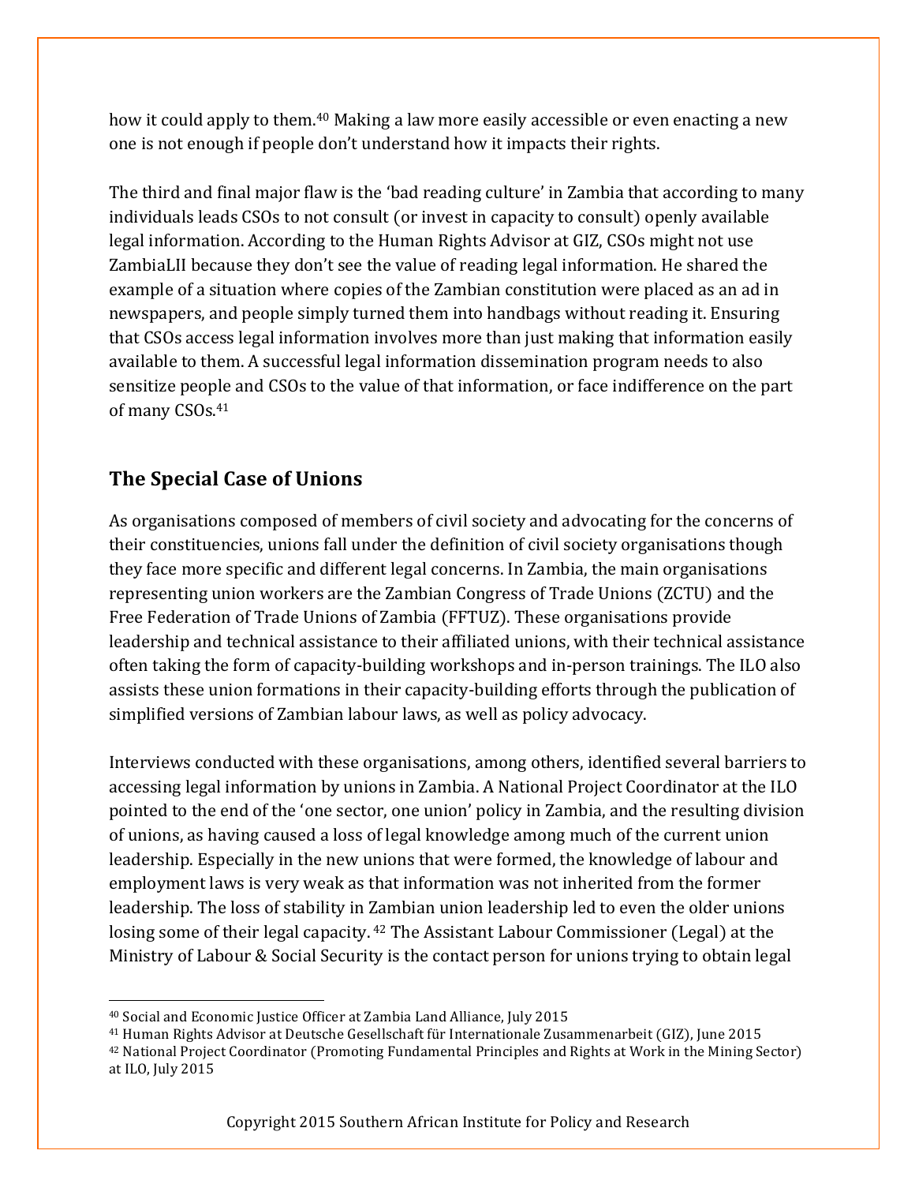how it could apply to them.[40] Making a law more easily accessible or even enacting a new one is not enough if people don't understand how it impacts their rights.

The third and final major flaw is the 'bad reading culture' in Zambia that according to many individuals leads CSOs to not consult (or invest in capacity to consult) openly available legal information. According to the Human Rights Advisor at GIZ, CSOs might not use ZambiaLII because they don't see the value of reading legal information. He shared the example of a situation where copies of the Zambian constitution were placed as an ad in newspapers, and people simply turned them into handbags without reading it. Ensuring that CSOs access legal information involves more than just making that information easily available to them. A successful legal information dissemination program needs to also sensitize people and CSOs to the value of that information, or face indifference on the part of many CSOs.[41]

## The Special Case of Unions

As organisations composed of members of civil society and advocating for the concerns of their constituencies, unions fall under the definition of civil society organisations though they face more specific and different legal concerns. In Zambia, the main organisations representing union workers are the Zambian Congress of Trade Unions (ZCTU) and the Free Federation of Trade Unions of Zambia (FFTUZ). These organisations provide leadership and technical assistance to their affiliated unions, with their technical assistance often taking the form of capacity-building workshops and in-person trainings. The ILO also assists these union formations in their capacity-building efforts through the publication of simplified versions of Zambian labour laws, as well as policy advocacy.

Interviews conducted with these organisations, among others, identified several barriers to accessing legal information by unions in Zambia. A National Project Coordinator at the ILO pointed to the end of the 'one sector, one union' policy in Zambia, and the resulting division of unions, as having caused a loss of legal knowledge among much of the current union leadership. Especially in the new unions that were formed, the knowledge of labour and employment laws is very weak as that information was not inherited from the former leadership. The loss of stability in Zambian union leadership led to even the older unions losing some of their legal capacity.[42] The Assistant Labour Commissioner (Legal) at the Ministry of Labour & Social Security is the contact person for unions trying to obtain legal

[40] Social and Economic Justice Officer at Zambia Land Alliance, July 2015

[41] Human Rights Advisor at Deutsche Gesellschaft für Internationale Zusammenarbeit (GIZ), June 2015

[42] National Project Coordinator (Promoting Fundamental Principles and Rights at Work in the Mining Sector) at ILO, July 2015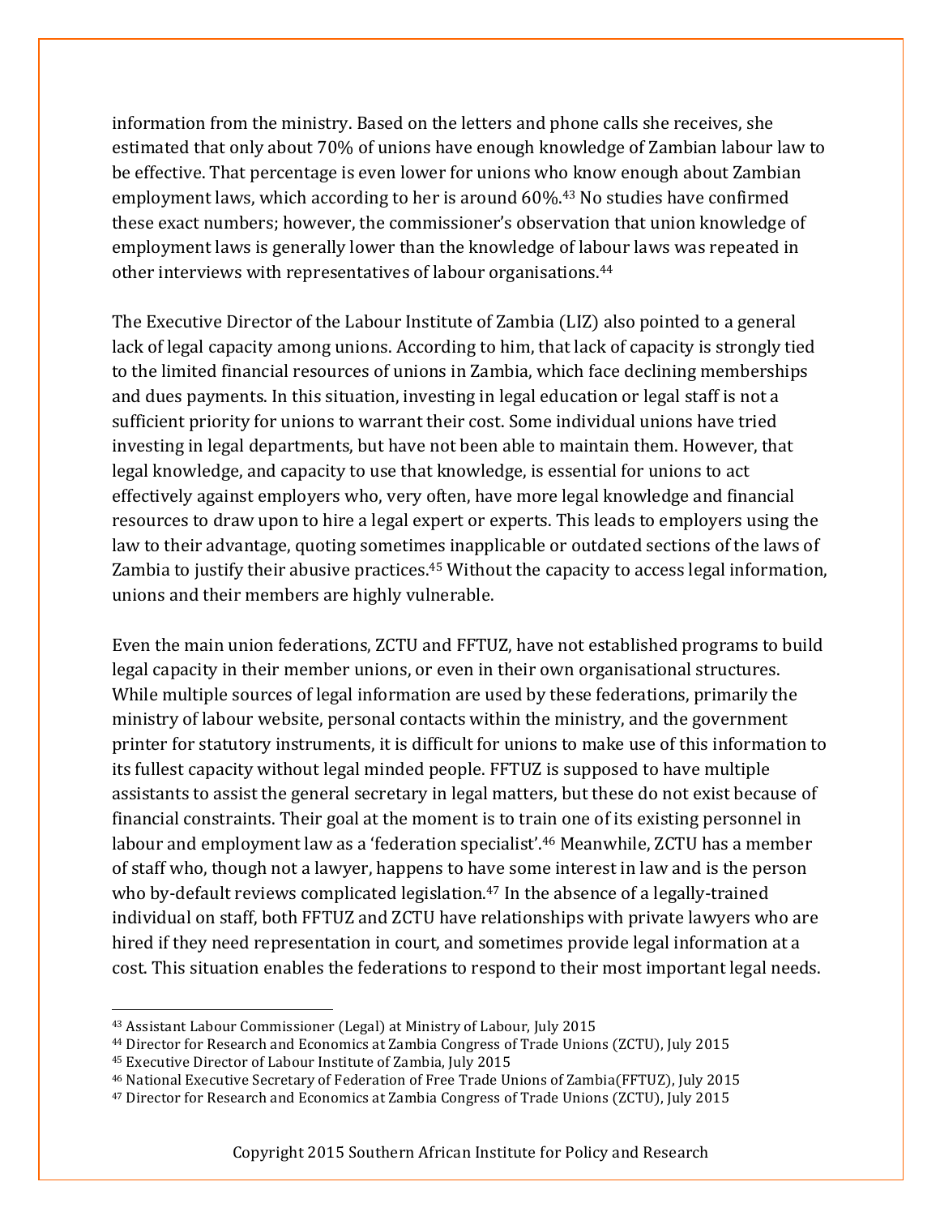information from the ministry. Based on the letters and phone calls she receives, she estimated that only about 70% of unions have enough knowledge of Zambian labour law to be effective. That percentage is even lower for unions who know enough about Zambian employment laws, which according to her is around 60%.[43] No studies have confirmed these exact numbers; however, the commissioner's observation that union knowledge of employment laws is generally lower than the knowledge of labour laws was repeated in other interviews with representatives of labour organisations.[44]

The Executive Director of the Labour Institute of Zambia (LIZ) also pointed to a general lack of legal capacity among unions. According to him, that lack of capacity is strongly tied to the limited financial resources of unions in Zambia, which face declining memberships and dues payments. In this situation, investing in legal education or legal staff is not a sufficient priority for unions to warrant their cost. Some individual unions have tried investing in legal departments, but have not been able to maintain them. However, that legal knowledge, and capacity to use that knowledge, is essential for unions to act effectively against employers who, very often, have more legal knowledge and financial resources to draw upon to hire a legal expert or experts. This leads to employers using the law to their advantage, quoting sometimes inapplicable or outdated sections of the laws of Zambia to justify their abusive practices.[45] Without the capacity to access legal information, unions and their members are highly vulnerable.

Even the main union federations, ZCTU and FFTUZ, have not established programs to build legal capacity in their member unions, or even in their own organisational structures. While multiple sources of legal information are used by these federations, primarily the ministry of labour website, personal contacts within the ministry, and the government printer for statutory instruments, it is difficult for unions to make use of this information to its fullest capacity without legal minded people. FFTUZ is supposed to have multiple assistants to assist the general secretary in legal matters, but these do not exist because of financial constraints. Their goal at the moment is to train one of its existing personnel in labour and employment law as a 'federation specialist'.[46] Meanwhile, ZCTU has a member of staff who, though not a lawyer, happens to have some interest in law and is the person who by-default reviews complicated legislation.[47] In the absence of a legally-trained individual on staff, both FFTUZ and ZCTU have relationships with private lawyers who are hired if they need representation in court, and sometimes provide legal information at a cost. This situation enables the federations to respond to their most important legal needs.

[43] Assistant Labour Commissioner (Legal) at Ministry of Labour, July 2015

[44] Director for Research and Economics at Zambia Congress of Trade Unions (ZCTU), July 2015

[45] Executive Director of Labour Institute of Zambia, July 2015

[46] National Executive Secretary of Federation of Free Trade Unions of Zambia(FFTUZ), July 2015

[47] Director for Research and Economics at Zambia Congress of Trade Unions (ZCTU), July 2015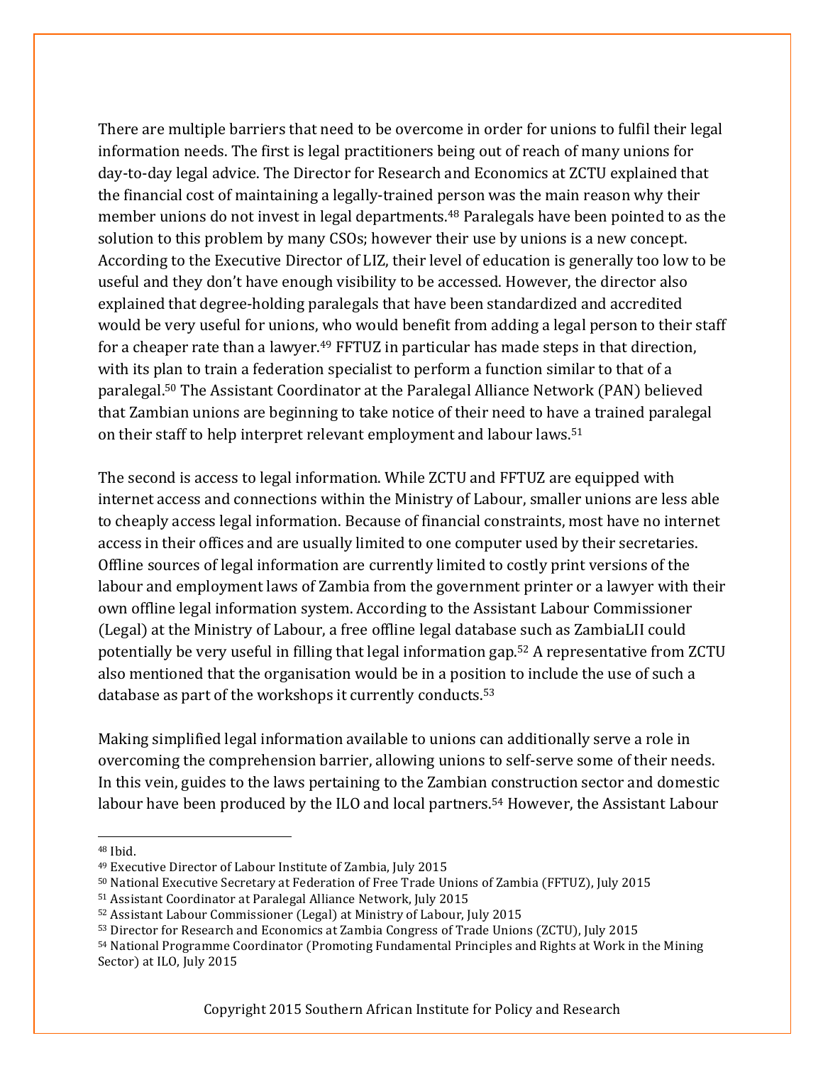There are multiple barriers that need to be overcome in order for unions to fulfil their legal information needs. The first is legal practitioners being out of reach of many unions for day-to-day legal advice. The Director for Research and Economics at ZCTU explained that the financial cost of maintaining a legally-trained person was the main reason why their member unions do not invest in legal departments.[48] Paralegals have been pointed to as the solution to this problem by many CSOs; however their use by unions is a new concept. According to the Executive Director of LIZ, their level of education is generally too low to be useful and they don't have enough visibility to be accessed. However, the director also explained that degree-holding paralegals that have been standardized and accredited would be very useful for unions, who would benefit from adding a legal person to their staff for a cheaper rate than a lawyer.[49] FFTUZ in particular has made steps in that direction, with its plan to train a federation specialist to perform a function similar to that of a paralegal.[50] The Assistant Coordinator at the Paralegal Alliance Network (PAN) believed that Zambian unions are beginning to take notice of their need to have a trained paralegal on their staff to help interpret relevant employment and labour laws.[51]

The second is access to legal information. While ZCTU and FFTUZ are equipped with internet access and connections within the Ministry of Labour, smaller unions are less able to cheaply access legal information. Because of financial constraints, most have no internet access in their offices and are usually limited to one computer used by their secretaries. Offline sources of legal information are currently limited to costly print versions of the labour and employment laws of Zambia from the government printer or a lawyer with their own offline legal information system. According to the Assistant Labour Commissioner (Legal) at the Ministry of Labour, a free offline legal database such as ZambiaLII could potentially be very useful in filling that legal information gap.[52] A representative from ZCTU also mentioned that the organisation would be in a position to include the use of such a database as part of the workshops it currently conducts.[53]

Making simplified legal information available to unions can additionally serve a role in overcoming the comprehension barrier, allowing unions to self-serve some of their needs. In this vein, guides to the laws pertaining to the Zambian construction sector and domestic labour have been produced by the ILO and local partners.[54] However, the Assistant Labour

---

[48] Ibid.

[49] Executive Director of Labour Institute of Zambia, July 2015

[50] National Executive Secretary at Federation of Free Trade Unions of Zambia (FFTUZ), July 2015

[51] Assistant Coordinator at Paralegal Alliance Network, July 2015

[52] Assistant Labour Commissioner (Legal) at Ministry of Labour, July 2015

[53] Director for Research and Economics at Zambia Congress of Trade Unions (ZCTU), July 2015

[54] National Programme Coordinator (Promoting Fundamental Principles and Rights at Work in the Mining Sector) at ILO, July 2015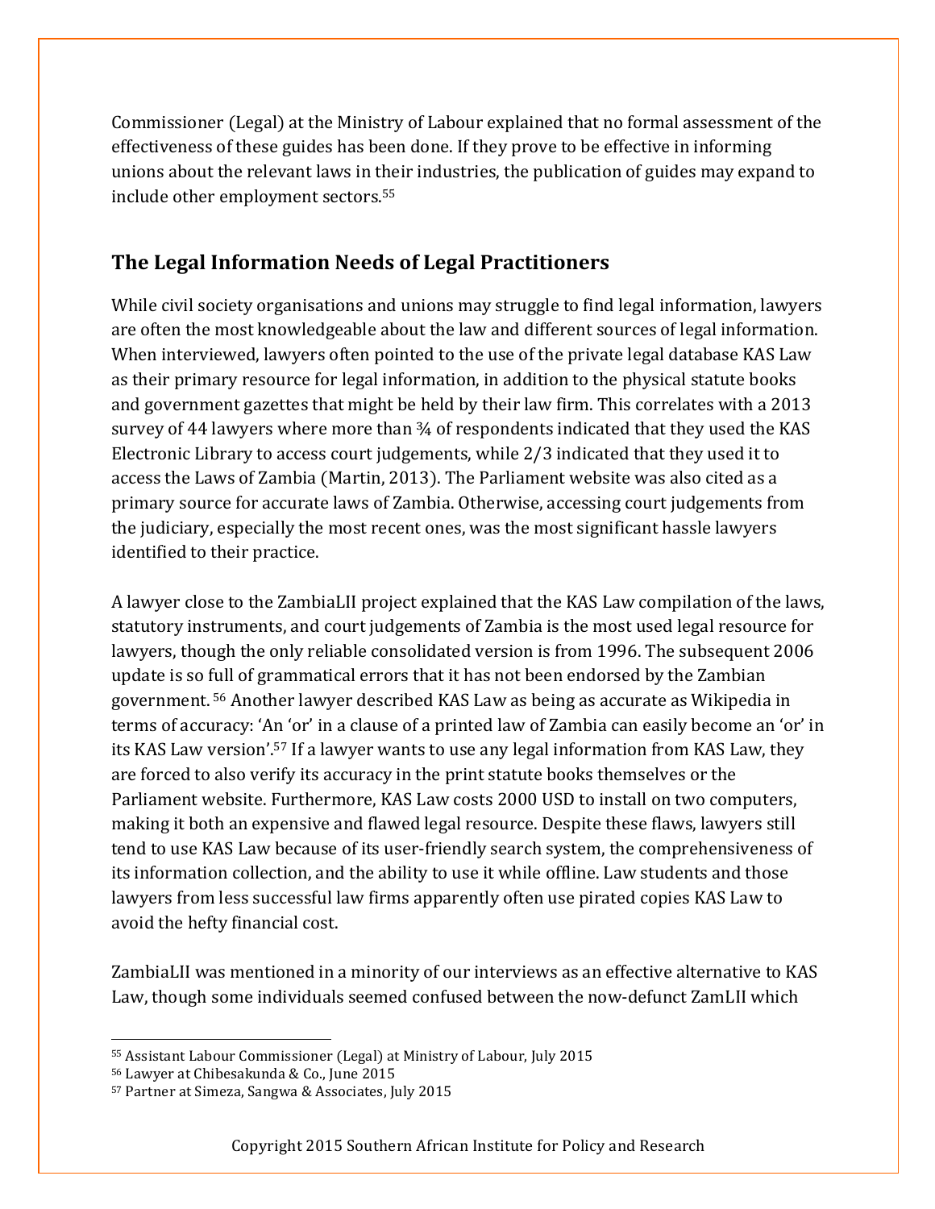Commissioner (Legal) at the Ministry of Labour explained that no formal assessment of the effectiveness of these guides has been done. If they prove to be effective in informing unions about the relevant laws in their industries, the publication of guides may expand to include other employment sectors.[55]

## The Legal Information Needs of Legal Practitioners

While civil society organisations and unions may struggle to find legal information, lawyers are often the most knowledgeable about the law and different sources of legal information. When interviewed, lawyers often pointed to the use of the private legal database KAS Law as their primary resource for legal information, in addition to the physical statute books and government gazettes that might be held by their law firm. This correlates with a 2013 survey of 44 lawyers where more than ¾ of respondents indicated that they used the KAS Electronic Library to access court judgements, while 2/3 indicated that they used it to access the Laws of Zambia (Martin, 2013). The Parliament website was also cited as a primary source for accurate laws of Zambia. Otherwise, accessing court judgements from the judiciary, especially the most recent ones, was the most significant hassle lawyers identified to their practice.

A lawyer close to the ZambiaLII project explained that the KAS Law compilation of the laws, statutory instruments, and court judgements of Zambia is the most used legal resource for lawyers, though the only reliable consolidated version is from 1996. The subsequent 2006 update is so full of grammatical errors that it has not been endorsed by the Zambian government.[56] Another lawyer described KAS Law as being as accurate as Wikipedia in terms of accuracy: 'An 'or' in a clause of a printed law of Zambia can easily become an 'or' in its KAS Law version'.[57] If a lawyer wants to use any legal information from KAS Law, they are forced to also verify its accuracy in the print statute books themselves or the Parliament website. Furthermore, KAS Law costs 2000 USD to install on two computers, making it both an expensive and flawed legal resource. Despite these flaws, lawyers still tend to use KAS Law because of its user-friendly search system, the comprehensiveness of its information collection, and the ability to use it while offline. Law students and those lawyers from less successful law firms apparently often use pirated copies KAS Law to avoid the hefty financial cost.

ZambiaLII was mentioned in a minority of our interviews as an effective alternative to KAS Law, though some individuals seemed confused between the now-defunct ZamLII which

---

[55] Assistant Labour Commissioner (Legal) at Ministry of Labour, July 2015

[56] Lawyer at Chibesakunda & Co., June 2015

[57] Partner at Simeza, Sangwa & Associates, July 2015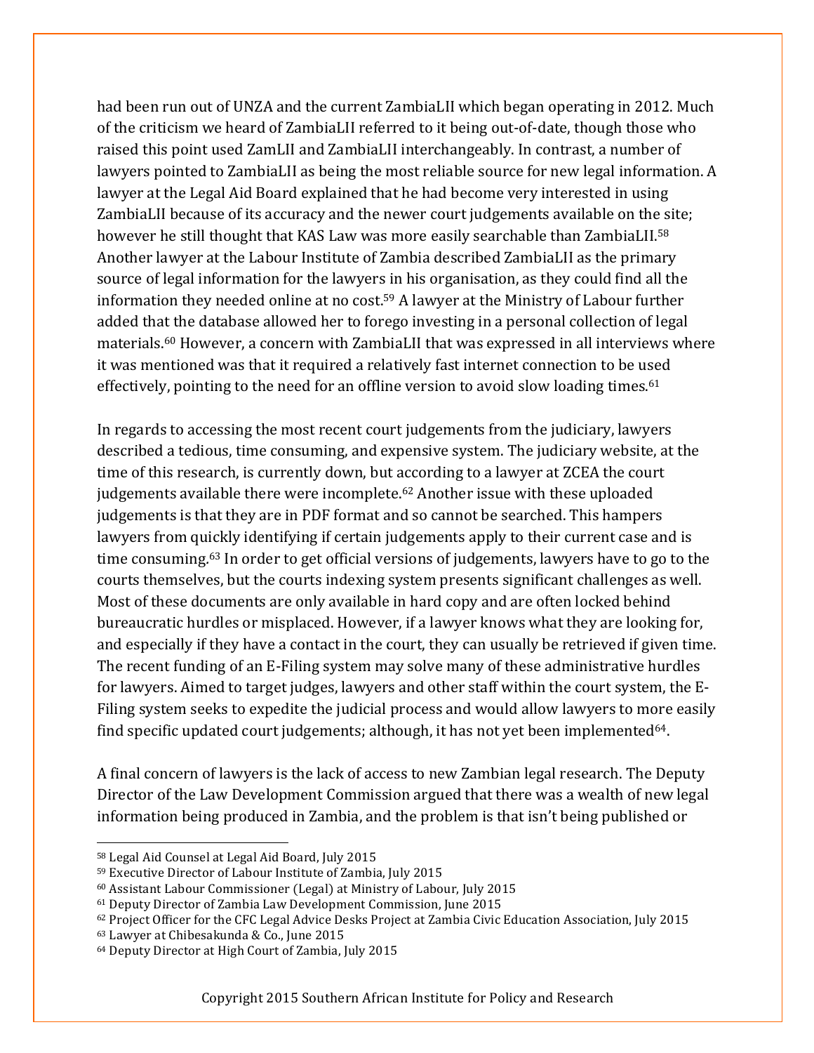had been run out of UNZA and the current ZambiaLII which began operating in 2012. Much of the criticism we heard of ZambiaLII referred to it being out-of-date, though those who raised this point used ZamLII and ZambiaLII interchangeably. In contrast, a number of lawyers pointed to ZambiaLII as being the most reliable source for new legal information. A lawyer at the Legal Aid Board explained that he had become very interested in using ZambiaLII because of its accuracy and the newer court judgements available on the site; however he still thought that KAS Law was more easily searchable than ZambiaLII.[58] Another lawyer at the Labour Institute of Zambia described ZambiaLII as the primary source of legal information for the lawyers in his organisation, as they could find all the information they needed online at no cost.[59] A lawyer at the Ministry of Labour further added that the database allowed her to forego investing in a personal collection of legal materials.[60] However, a concern with ZambiaLII that was expressed in all interviews where it was mentioned was that it required a relatively fast internet connection to be used effectively, pointing to the need for an offline version to avoid slow loading times.[61]

In regards to accessing the most recent court judgements from the judiciary, lawyers described a tedious, time consuming, and expensive system. The judiciary website, at the time of this research, is currently down, but according to a lawyer at ZCEA the court judgements available there were incomplete.[62] Another issue with these uploaded judgements is that they are in PDF format and so cannot be searched. This hampers lawyers from quickly identifying if certain judgements apply to their current case and is time consuming.[63] In order to get official versions of judgements, lawyers have to go to the courts themselves, but the courts indexing system presents significant challenges as well. Most of these documents are only available in hard copy and are often locked behind bureaucratic hurdles or misplaced. However, if a lawyer knows what they are looking for, and especially if they have a contact in the court, they can usually be retrieved if given time. The recent funding of an E-Filing system may solve many of these administrative hurdles for lawyers. Aimed to target judges, lawyers and other staff within the court system, the E-Filing system seeks to expedite the judicial process and would allow lawyers to more easily find specific updated court judgements; although, it has not yet been implemented[64].

A final concern of lawyers is the lack of access to new Zambian legal research. The Deputy Director of the Law Development Commission argued that there was a wealth of new legal information being produced in Zambia, and the problem is that isn't being published or

---

[58] Legal Aid Counsel at Legal Aid Board, July 2015

[59] Executive Director of Labour Institute of Zambia, July 2015

[60] Assistant Labour Commissioner (Legal) at Ministry of Labour, July 2015

[61] Deputy Director of Zambia Law Development Commission, June 2015

[62] Project Officer for the CFC Legal Advice Desks Project at Zambia Civic Education Association, July 2015

[63] Lawyer at Chibesakunda & Co., June 2015

[64] Deputy Director at High Court of Zambia, July 2015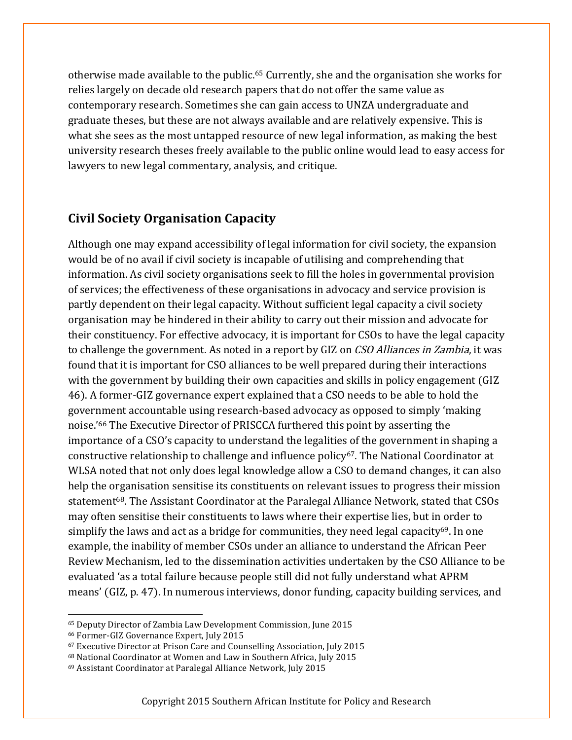otherwise made available to the public.[65] Currently, she and the organisation she works for relies largely on decade old research papers that do not offer the same value as contemporary research. Sometimes she can gain access to UNZA undergraduate and graduate theses, but these are not always available and are relatively expensive. This is what she sees as the most untapped resource of new legal information, as making the best university research theses freely available to the public online would lead to easy access for lawyers to new legal commentary, analysis, and critique.

## Civil Society Organisation Capacity

Although one may expand accessibility of legal information for civil society, the expansion would be of no avail if civil society is incapable of utilising and comprehending that information. As civil society organisations seek to fill the holes in governmental provision of services; the effectiveness of these organisations in advocacy and service provision is partly dependent on their legal capacity. Without sufficient legal capacity a civil society organisation may be hindered in their ability to carry out their mission and advocate for their constituency. For effective advocacy, it is important for CSOs to have the legal capacity to challenge the government. As noted in a report by GIZ on *CSO Alliances in Zambia*, it was found that it is important for CSO alliances to be well prepared during their interactions with the government by building their own capacities and skills in policy engagement (GIZ 46). A former-GIZ governance expert explained that a CSO needs to be able to hold the government accountable using research-based advocacy as opposed to simply 'making noise.'[66] The Executive Director of PRISCCA furthered this point by asserting the importance of a CSO's capacity to understand the legalities of the government in shaping a constructive relationship to challenge and influence policy[67]. The National Coordinator at WLSA noted that not only does legal knowledge allow a CSO to demand changes, it can also help the organisation sensitise its constituents on relevant issues to progress their mission statement[68]. The Assistant Coordinator at the Paralegal Alliance Network, stated that CSOs may often sensitise their constituents to laws where their expertise lies, but in order to simplify the laws and act as a bridge for communities, they need legal capacity[69]. In one example, the inability of member CSOs under an alliance to understand the African Peer Review Mechanism, led to the dissemination activities undertaken by the CSO Alliance to be evaluated 'as a total failure because people still did not fully understand what APRM means' (GIZ, p. 47). In numerous interviews, donor funding, capacity building services, and

[65] Deputy Director of Zambia Law Development Commission, June 2015
[66] Former-GIZ Governance Expert, July 2015
[67] Executive Director at Prison Care and Counselling Association, July 2015
[68] National Coordinator at Women and Law in Southern Africa, July 2015
[69] Assistant Coordinator at Paralegal Alliance Network, July 2015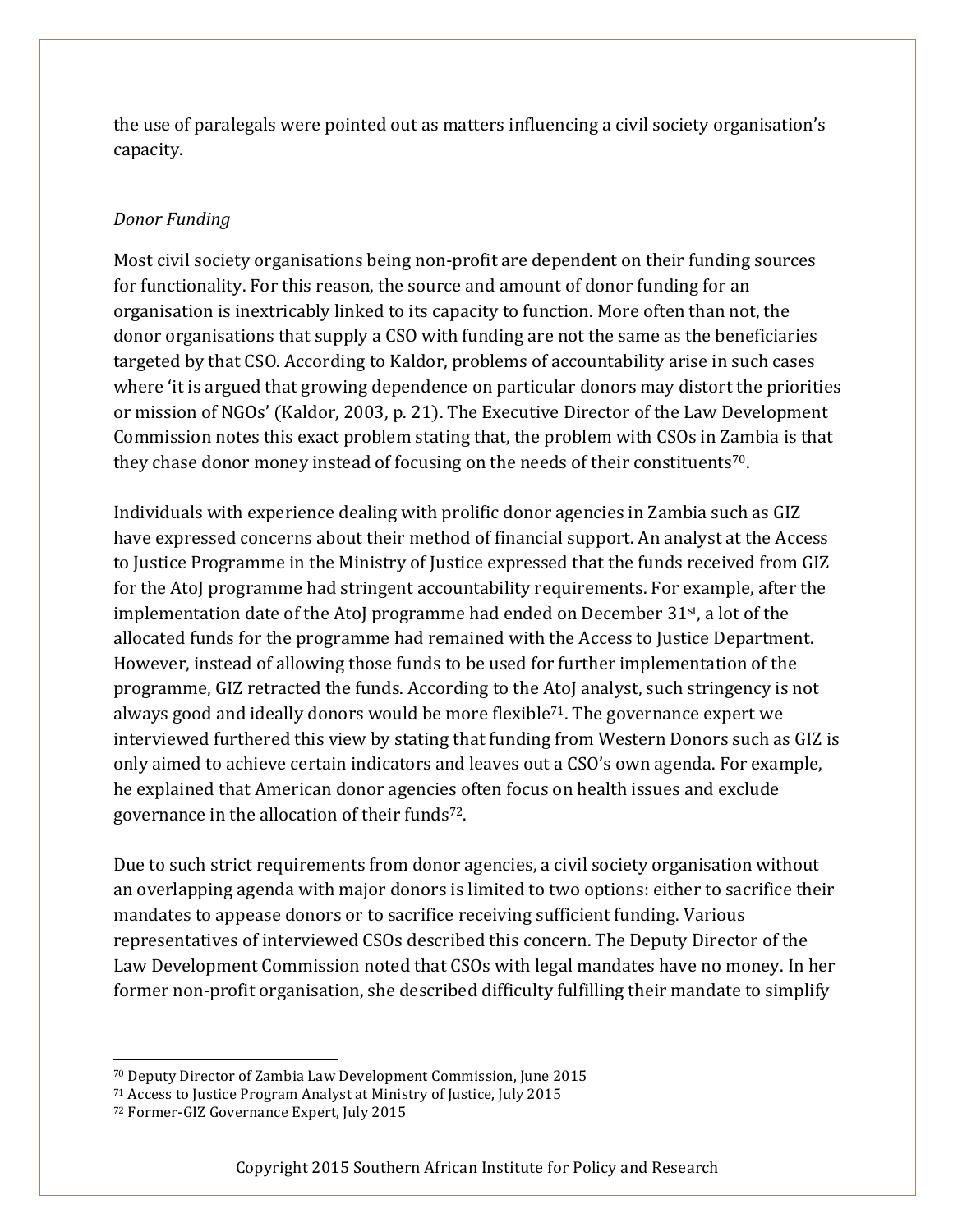the use of paralegals were pointed out as matters influencing a civil society organisation's capacity.

*Donor Funding*

Most civil society organisations being non-profit are dependent on their funding sources for functionality. For this reason, the source and amount of donor funding for an organisation is inextricably linked to its capacity to function. More often than not, the donor organisations that supply a CSO with funding are not the same as the beneficiaries targeted by that CSO. According to Kaldor, problems of accountability arise in such cases where 'it is argued that growing dependence on particular donors may distort the priorities or mission of NGOs' (Kaldor, 2003, p. 21). The Executive Director of the Law Development Commission notes this exact problem stating that, the problem with CSOs in Zambia is that they chase donor money instead of focusing on the needs of their constituents[70].

Individuals with experience dealing with prolific donor agencies in Zambia such as GIZ have expressed concerns about their method of financial support. An analyst at the Access to Justice Programme in the Ministry of Justice expressed that the funds received from GIZ for the AtoJ programme had stringent accountability requirements. For example, after the implementation date of the AtoJ programme had ended on December 31st, a lot of the allocated funds for the programme had remained with the Access to Justice Department. However, instead of allowing those funds to be used for further implementation of the programme, GIZ retracted the funds. According to the AtoJ analyst, such stringency is not always good and ideally donors would be more flexible[71]. The governance expert we interviewed furthered this view by stating that funding from Western Donors such as GIZ is only aimed to achieve certain indicators and leaves out a CSO's own agenda. For example, he explained that American donor agencies often focus on health issues and exclude governance in the allocation of their funds[72].

Due to such strict requirements from donor agencies, a civil society organisation without an overlapping agenda with major donors is limited to two options: either to sacrifice their mandates to appease donors or to sacrifice receiving sufficient funding. Various representatives of interviewed CSOs described this concern. The Deputy Director of the Law Development Commission noted that CSOs with legal mandates have no money. In her former non-profit organisation, she described difficulty fulfilling their mandate to simplify

---

[70] Deputy Director of Zambia Law Development Commission, June 2015

[71] Access to Justice Program Analyst at Ministry of Justice, July 2015

[72] Former-GIZ Governance Expert, July 2015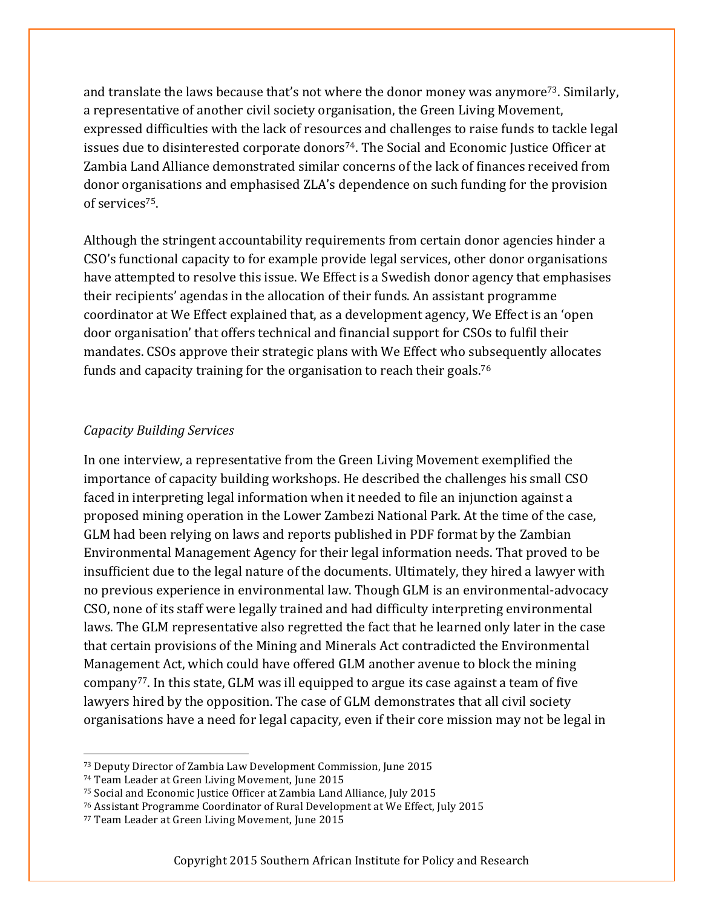and translate the laws because that's not where the donor money was anymore[73]. Similarly, a representative of another civil society organisation, the Green Living Movement, expressed difficulties with the lack of resources and challenges to raise funds to tackle legal issues due to disinterested corporate donors[74]. The Social and Economic Justice Officer at Zambia Land Alliance demonstrated similar concerns of the lack of finances received from donor organisations and emphasised ZLA's dependence on such funding for the provision of services[75].

Although the stringent accountability requirements from certain donor agencies hinder a CSO's functional capacity to for example provide legal services, other donor organisations have attempted to resolve this issue. We Effect is a Swedish donor agency that emphasises their recipients' agendas in the allocation of their funds. An assistant programme coordinator at We Effect explained that, as a development agency, We Effect is an 'open door organisation' that offers technical and financial support for CSOs to fulfil their mandates. CSOs approve their strategic plans with We Effect who subsequently allocates funds and capacity training for the organisation to reach their goals.[76]

*Capacity Building Services*

In one interview, a representative from the Green Living Movement exemplified the importance of capacity building workshops. He described the challenges his small CSO faced in interpreting legal information when it needed to file an injunction against a proposed mining operation in the Lower Zambezi National Park. At the time of the case, GLM had been relying on laws and reports published in PDF format by the Zambian Environmental Management Agency for their legal information needs. That proved to be insufficient due to the legal nature of the documents. Ultimately, they hired a lawyer with no previous experience in environmental law. Though GLM is an environmental-advocacy CSO, none of its staff were legally trained and had difficulty interpreting environmental laws. The GLM representative also regretted the fact that he learned only later in the case that certain provisions of the Mining and Minerals Act contradicted the Environmental Management Act, which could have offered GLM another avenue to block the mining company[77]. In this state, GLM was ill equipped to argue its case against a team of five lawyers hired by the opposition. The case of GLM demonstrates that all civil society organisations have a need for legal capacity, even if their core mission may not be legal in

---

[73] Deputy Director of Zambia Law Development Commission, June 2015

[74] Team Leader at Green Living Movement, June 2015

[75] Social and Economic Justice Officer at Zambia Land Alliance, July 2015

[76] Assistant Programme Coordinator of Rural Development at We Effect, July 2015

[77] Team Leader at Green Living Movement, June 2015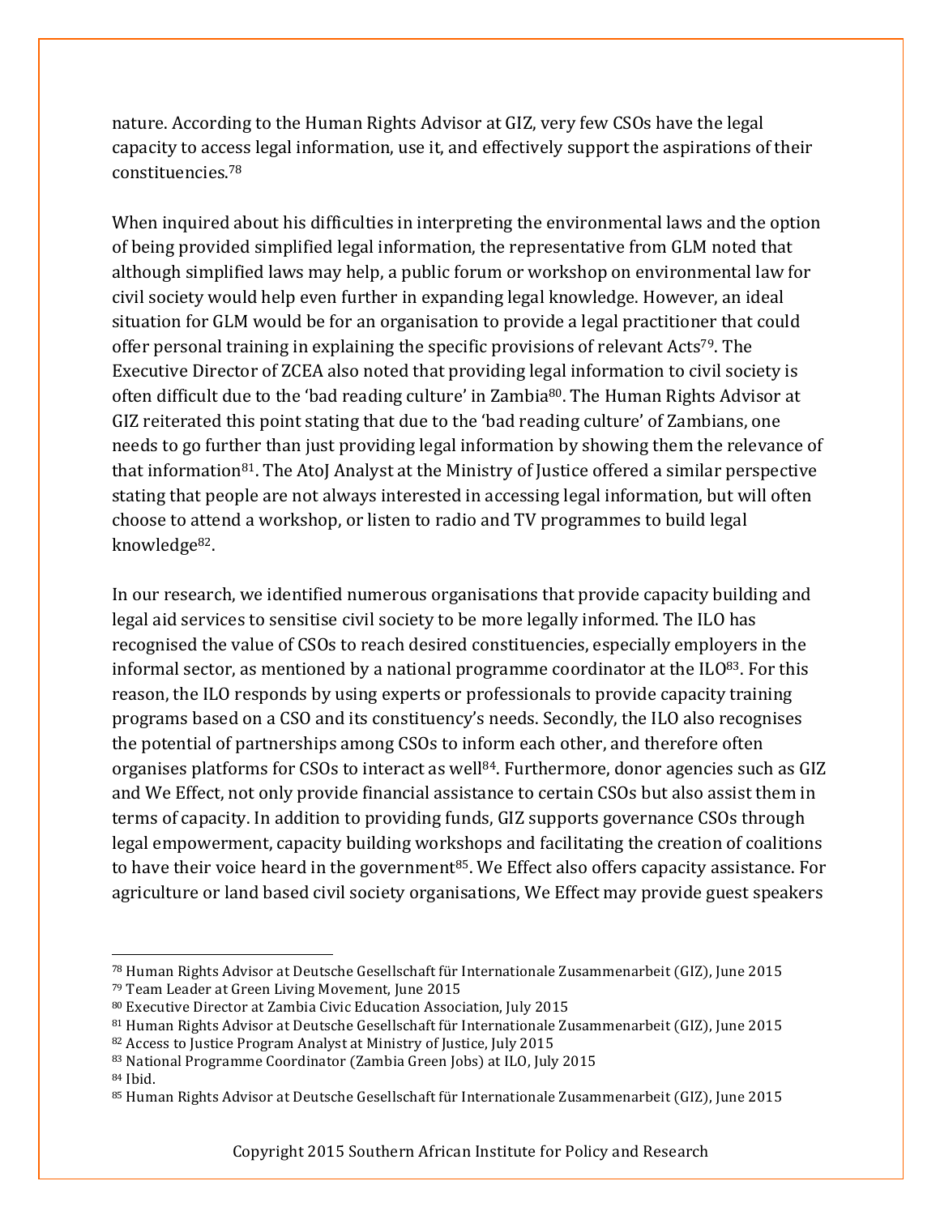nature. According to the Human Rights Advisor at GIZ, very few CSOs have the legal capacity to access legal information, use it, and effectively support the aspirations of their constituencies.[78]

When inquired about his difficulties in interpreting the environmental laws and the option of being provided simplified legal information, the representative from GLM noted that although simplified laws may help, a public forum or workshop on environmental law for civil society would help even further in expanding legal knowledge. However, an ideal situation for GLM would be for an organisation to provide a legal practitioner that could offer personal training in explaining the specific provisions of relevant Acts[79]. The Executive Director of ZCEA also noted that providing legal information to civil society is often difficult due to the 'bad reading culture' in Zambia[80]. The Human Rights Advisor at GIZ reiterated this point stating that due to the 'bad reading culture' of Zambians, one needs to go further than just providing legal information by showing them the relevance of that information[81]. The AtoJ Analyst at the Ministry of Justice offered a similar perspective stating that people are not always interested in accessing legal information, but will often choose to attend a workshop, or listen to radio and TV programmes to build legal knowledge[82].

In our research, we identified numerous organisations that provide capacity building and legal aid services to sensitise civil society to be more legally informed. The ILO has recognised the value of CSOs to reach desired constituencies, especially employers in the informal sector, as mentioned by a national programme coordinator at the ILO[83]. For this reason, the ILO responds by using experts or professionals to provide capacity training programs based on a CSO and its constituency's needs. Secondly, the ILO also recognises the potential of partnerships among CSOs to inform each other, and therefore often organises platforms for CSOs to interact as well[84]. Furthermore, donor agencies such as GIZ and We Effect, not only provide financial assistance to certain CSOs but also assist them in terms of capacity. In addition to providing funds, GIZ supports governance CSOs through legal empowerment, capacity building workshops and facilitating the creation of coalitions to have their voice heard in the government[85]. We Effect also offers capacity assistance. For agriculture or land based civil society organisations, We Effect may provide guest speakers

---

[78] Human Rights Advisor at Deutsche Gesellschaft für Internationale Zusammenarbeit (GIZ), June 2015
[79] Team Leader at Green Living Movement, June 2015
[80] Executive Director at Zambia Civic Education Association, July 2015
[81] Human Rights Advisor at Deutsche Gesellschaft für Internationale Zusammenarbeit (GIZ), June 2015
[82] Access to Justice Program Analyst at Ministry of Justice, July 2015
[83] National Programme Coordinator (Zambia Green Jobs) at ILO, July 2015
[84] Ibid.
[85] Human Rights Advisor at Deutsche Gesellschaft für Internationale Zusammenarbeit (GIZ), June 2015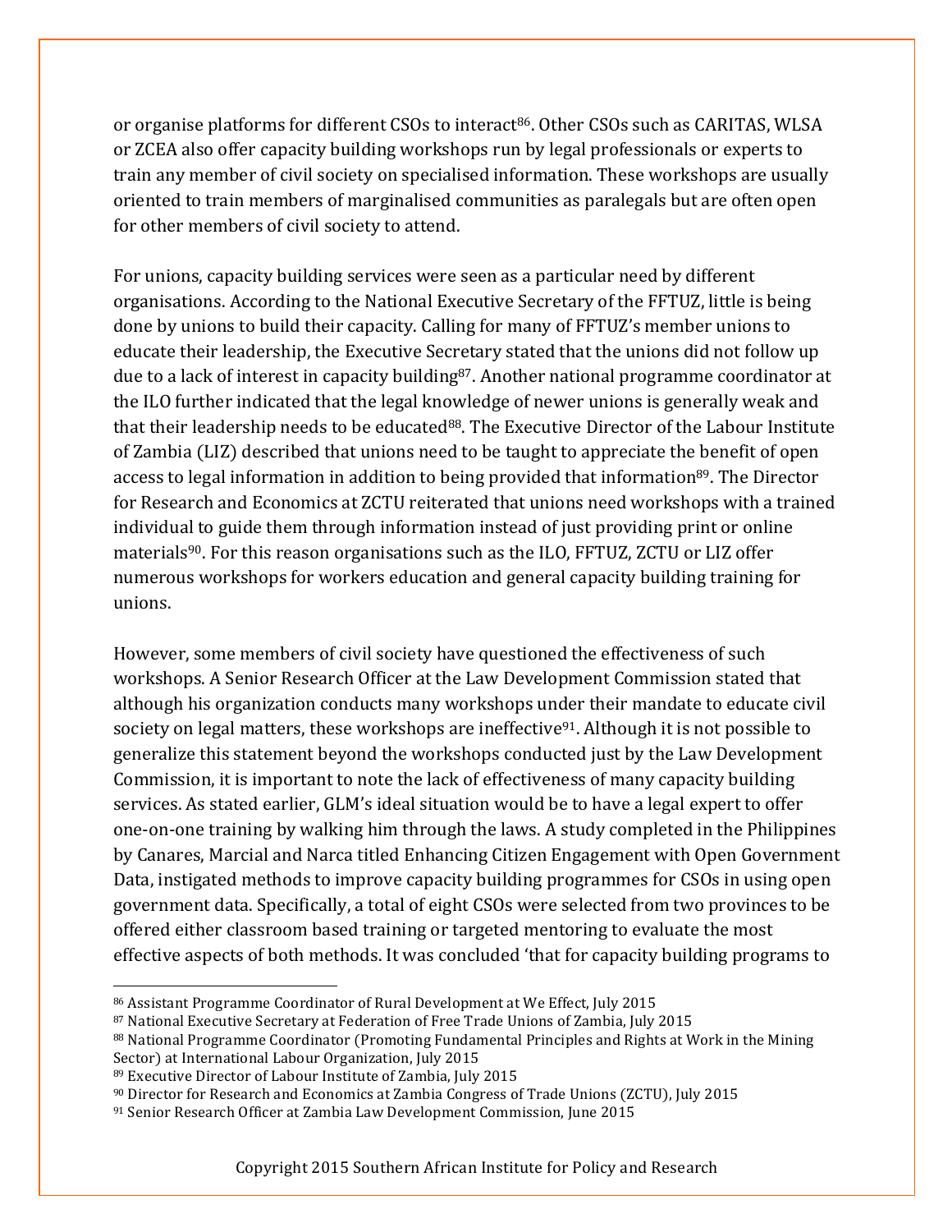or organise platforms for different CSOs to interact[86]. Other CSOs such as CARITAS, WLSA or ZCEA also offer capacity building workshops run by legal professionals or experts to train any member of civil society on specialised information. These workshops are usually oriented to train members of marginalised communities as paralegals but are often open for other members of civil society to attend.

For unions, capacity building services were seen as a particular need by different organisations. According to the National Executive Secretary of the FFTUZ, little is being done by unions to build their capacity. Calling for many of FFTUZ's member unions to educate their leadership, the Executive Secretary stated that the unions did not follow up due to a lack of interest in capacity building[87]. Another national programme coordinator at the ILO further indicated that the legal knowledge of newer unions is generally weak and that their leadership needs to be educated[88]. The Executive Director of the Labour Institute of Zambia (LIZ) described that unions need to be taught to appreciate the benefit of open access to legal information in addition to being provided that information[89]. The Director for Research and Economics at ZCTU reiterated that unions need workshops with a trained individual to guide them through information instead of just providing print or online materials[90]. For this reason organisations such as the ILO, FFTUZ, ZCTU or LIZ offer numerous workshops for workers education and general capacity building training for unions.

However, some members of civil society have questioned the effectiveness of such workshops. A Senior Research Officer at the Law Development Commission stated that although his organization conducts many workshops under their mandate to educate civil society on legal matters, these workshops are ineffective[91]. Although it is not possible to generalize this statement beyond the workshops conducted just by the Law Development Commission, it is important to note the lack of effectiveness of many capacity building services. As stated earlier, GLM's ideal situation would be to have a legal expert to offer one-on-one training by walking him through the laws. A study completed in the Philippines by Canares, Marcial and Narca titled Enhancing Citizen Engagement with Open Government Data, instigated methods to improve capacity building programmes for CSOs in using open government data. Specifically, a total of eight CSOs were selected from two provinces to be offered either classroom based training or targeted mentoring to evaluate the most effective aspects of both methods. It was concluded 'that for capacity building programs to

---

[86] Assistant Programme Coordinator of Rural Development at We Effect, July 2015

[87] National Executive Secretary at Federation of Free Trade Unions of Zambia, July 2015

[88] National Programme Coordinator (Promoting Fundamental Principles and Rights at Work in the Mining Sector) at International Labour Organization, July 2015

[89] Executive Director of Labour Institute of Zambia, July 2015

[90] Director for Research and Economics at Zambia Congress of Trade Unions (ZCTU), July 2015

[91] Senior Research Officer at Zambia Law Development Commission, June 2015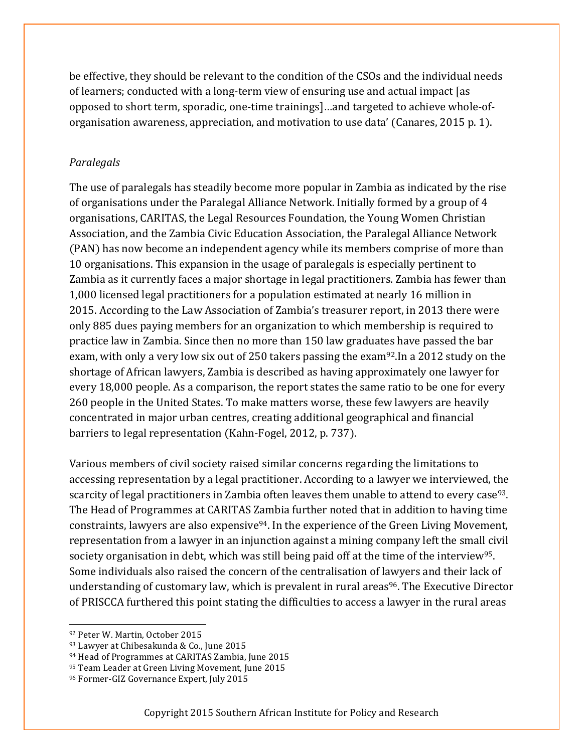be effective, they should be relevant to the condition of the CSOs and the individual needs of learners; conducted with a long-term view of ensuring use and actual impact [as opposed to short term, sporadic, one-time trainings]…and targeted to achieve whole-of-organisation awareness, appreciation, and motivation to use data' (Canares, 2015 p. 1).

*Paralegals*

The use of paralegals has steadily become more popular in Zambia as indicated by the rise of organisations under the Paralegal Alliance Network. Initially formed by a group of 4 organisations, CARITAS, the Legal Resources Foundation, the Young Women Christian Association, and the Zambia Civic Education Association, the Paralegal Alliance Network (PAN) has now become an independent agency while its members comprise of more than 10 organisations. This expansion in the usage of paralegals is especially pertinent to Zambia as it currently faces a major shortage in legal practitioners. Zambia has fewer than 1,000 licensed legal practitioners for a population estimated at nearly 16 million in 2015. According to the Law Association of Zambia's treasurer report, in 2013 there were only 885 dues paying members for an organization to which membership is required to practice law in Zambia. Since then no more than 150 law graduates have passed the bar exam, with only a very low six out of 250 takers passing the exam[92].In a 2012 study on the shortage of African lawyers, Zambia is described as having approximately one lawyer for every 18,000 people. As a comparison, the report states the same ratio to be one for every 260 people in the United States. To make matters worse, these few lawyers are heavily concentrated in major urban centres, creating additional geographical and financial barriers to legal representation (Kahn-Fogel, 2012, p. 737).

Various members of civil society raised similar concerns regarding the limitations to accessing representation by a legal practitioner. According to a lawyer we interviewed, the scarcity of legal practitioners in Zambia often leaves them unable to attend to every case[93]. The Head of Programmes at CARITAS Zambia further noted that in addition to having time constraints, lawyers are also expensive[94]. In the experience of the Green Living Movement, representation from a lawyer in an injunction against a mining company left the small civil society organisation in debt, which was still being paid off at the time of the interview[95]. Some individuals also raised the concern of the centralisation of lawyers and their lack of understanding of customary law, which is prevalent in rural areas[96]. The Executive Director of PRISCCA furthered this point stating the difficulties to access a lawyer in the rural areas

[92] Peter W. Martin, October 2015
[93] Lawyer at Chibesakunda & Co., June 2015
[94] Head of Programmes at CARITAS Zambia, June 2015
[95] Team Leader at Green Living Movement, June 2015
[96] Former-GIZ Governance Expert, July 2015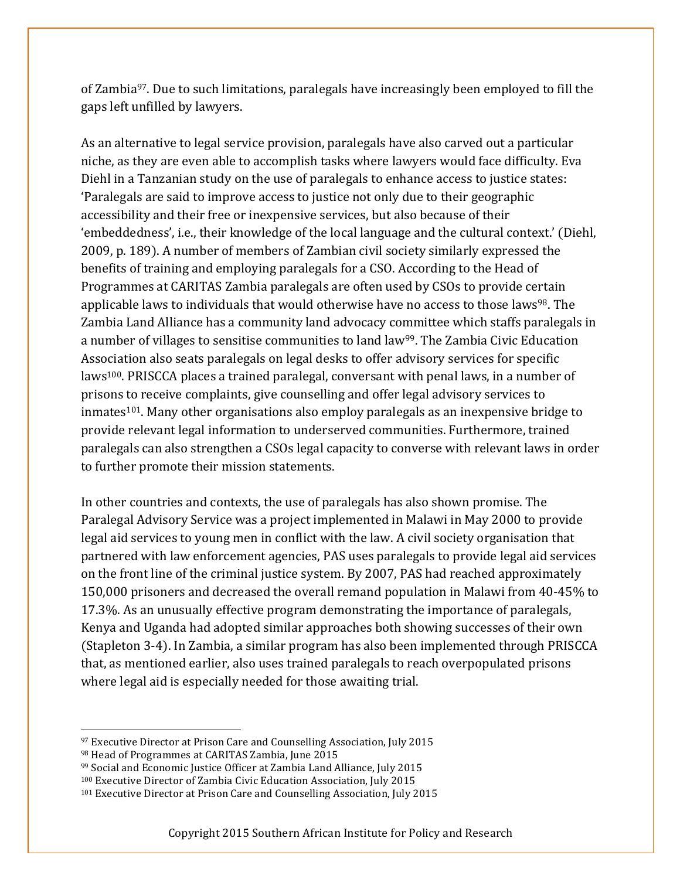of Zambia[97]. Due to such limitations, paralegals have increasingly been employed to fill the gaps left unfilled by lawyers.

As an alternative to legal service provision, paralegals have also carved out a particular niche, as they are even able to accomplish tasks where lawyers would face difficulty. Eva Diehl in a Tanzanian study on the use of paralegals to enhance access to justice states: 'Paralegals are said to improve access to justice not only due to their geographic accessibility and their free or inexpensive services, but also because of their 'embeddedness', i.e., their knowledge of the local language and the cultural context.' (Diehl, 2009, p. 189). A number of members of Zambian civil society similarly expressed the benefits of training and employing paralegals for a CSO. According to the Head of Programmes at CARITAS Zambia paralegals are often used by CSOs to provide certain applicable laws to individuals that would otherwise have no access to those laws[98]. The Zambia Land Alliance has a community land advocacy committee which staffs paralegals in a number of villages to sensitise communities to land law[99]. The Zambia Civic Education Association also seats paralegals on legal desks to offer advisory services for specific laws[100]. PRISCCA places a trained paralegal, conversant with penal laws, in a number of prisons to receive complaints, give counselling and offer legal advisory services to inmates[101]. Many other organisations also employ paralegals as an inexpensive bridge to provide relevant legal information to underserved communities. Furthermore, trained paralegals can also strengthen a CSOs legal capacity to converse with relevant laws in order to further promote their mission statements.

In other countries and contexts, the use of paralegals has also shown promise. The Paralegal Advisory Service was a project implemented in Malawi in May 2000 to provide legal aid services to young men in conflict with the law. A civil society organisation that partnered with law enforcement agencies, PAS uses paralegals to provide legal aid services on the front line of the criminal justice system. By 2007, PAS had reached approximately 150,000 prisoners and decreased the overall remand population in Malawi from 40-45% to 17.3%. As an unusually effective program demonstrating the importance of paralegals, Kenya and Uganda had adopted similar approaches both showing successes of their own (Stapleton 3-4). In Zambia, a similar program has also been implemented through PRISCCA that, as mentioned earlier, also uses trained paralegals to reach overpopulated prisons where legal aid is especially needed for those awaiting trial.

---

[97] Executive Director at Prison Care and Counselling Association, July 2015
[98] Head of Programmes at CARITAS Zambia, June 2015
[99] Social and Economic Justice Officer at Zambia Land Alliance, July 2015
[100] Executive Director of Zambia Civic Education Association, July 2015
[101] Executive Director at Prison Care and Counselling Association, July 2015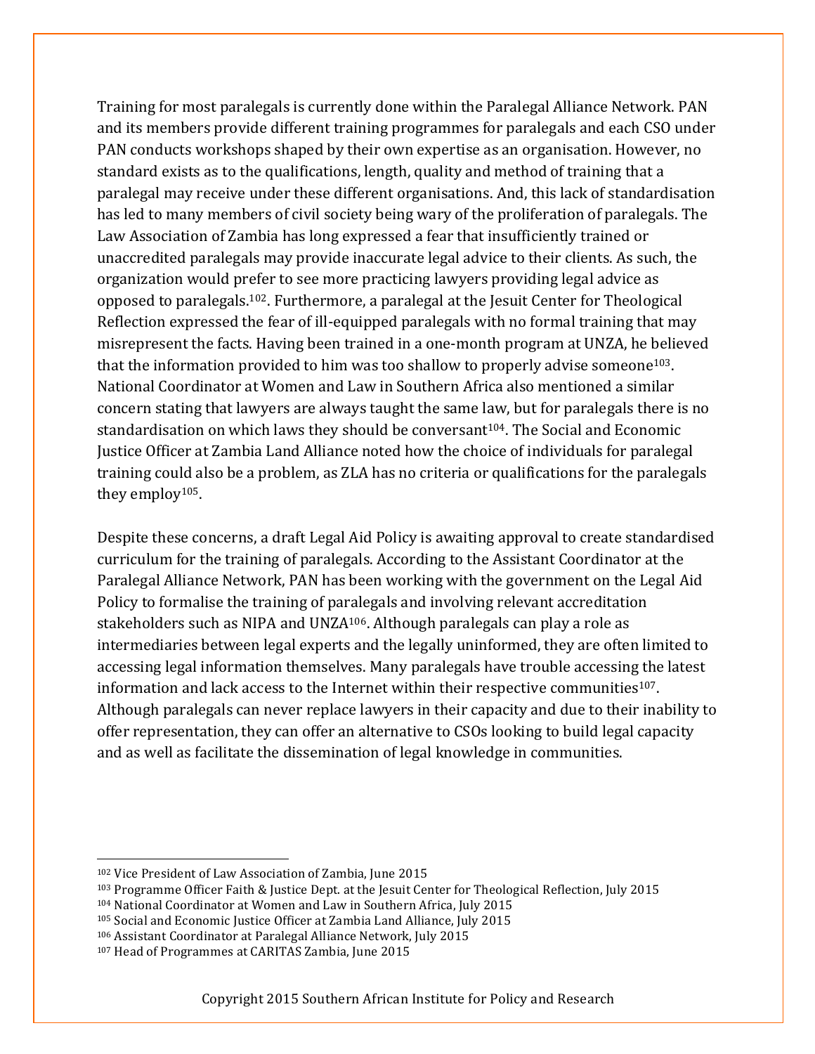Training for most paralegals is currently done within the Paralegal Alliance Network. PAN and its members provide different training programmes for paralegals and each CSO under PAN conducts workshops shaped by their own expertise as an organisation. However, no standard exists as to the qualifications, length, quality and method of training that a paralegal may receive under these different organisations. And, this lack of standardisation has led to many members of civil society being wary of the proliferation of paralegals. The Law Association of Zambia has long expressed a fear that insufficiently trained or unaccredited paralegals may provide inaccurate legal advice to their clients. As such, the organization would prefer to see more practicing lawyers providing legal advice as opposed to paralegals.[102]. Furthermore, a paralegal at the Jesuit Center for Theological Reflection expressed the fear of ill-equipped paralegals with no formal training that may misrepresent the facts. Having been trained in a one-month program at UNZA, he believed that the information provided to him was too shallow to properly advise someone[103]. National Coordinator at Women and Law in Southern Africa also mentioned a similar concern stating that lawyers are always taught the same law, but for paralegals there is no standardisation on which laws they should be conversant[104]. The Social and Economic Justice Officer at Zambia Land Alliance noted how the choice of individuals for paralegal training could also be a problem, as ZLA has no criteria or qualifications for the paralegals they employ[105].

Despite these concerns, a draft Legal Aid Policy is awaiting approval to create standardised curriculum for the training of paralegals. According to the Assistant Coordinator at the Paralegal Alliance Network, PAN has been working with the government on the Legal Aid Policy to formalise the training of paralegals and involving relevant accreditation stakeholders such as NIPA and UNZA[106]. Although paralegals can play a role as intermediaries between legal experts and the legally uninformed, they are often limited to accessing legal information themselves. Many paralegals have trouble accessing the latest information and lack access to the Internet within their respective communities[107]. Although paralegals can never replace lawyers in their capacity and due to their inability to offer representation, they can offer an alternative to CSOs looking to build legal capacity and as well as facilitate the dissemination of legal knowledge in communities.

---

[102] Vice President of Law Association of Zambia, June 2015

[103] Programme Officer Faith & Justice Dept. at the Jesuit Center for Theological Reflection, July 2015

[104] National Coordinator at Women and Law in Southern Africa, July 2015

[105] Social and Economic Justice Officer at Zambia Land Alliance, July 2015

[106] Assistant Coordinator at Paralegal Alliance Network, July 2015

[107] Head of Programmes at CARITAS Zambia, June 2015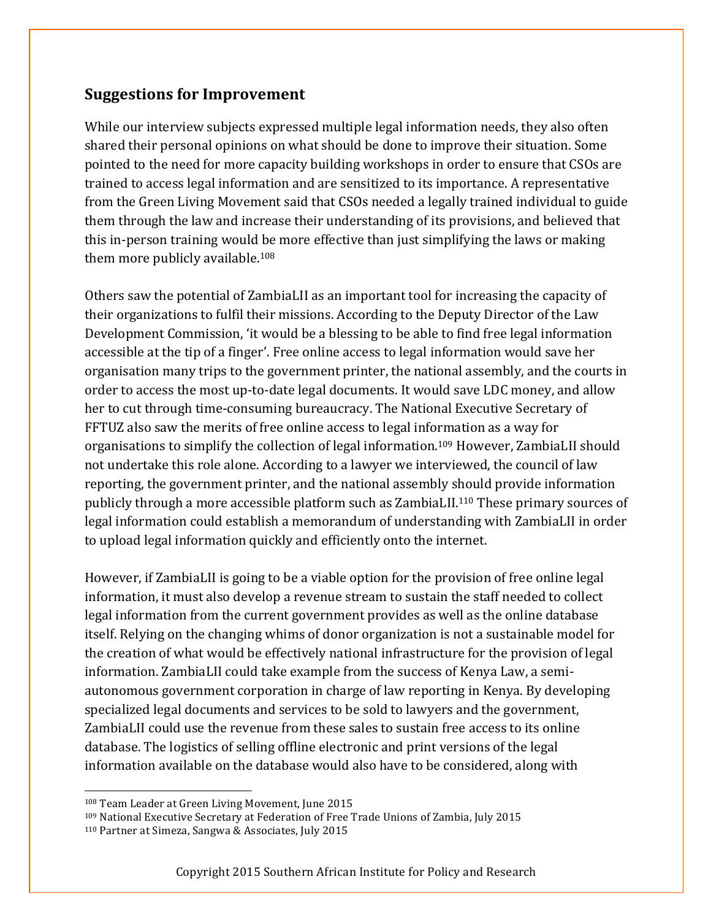## Suggestions for Improvement

While our interview subjects expressed multiple legal information needs, they also often shared their personal opinions on what should be done to improve their situation. Some pointed to the need for more capacity building workshops in order to ensure that CSOs are trained to access legal information and are sensitized to its importance. A representative from the Green Living Movement said that CSOs needed a legally trained individual to guide them through the law and increase their understanding of its provisions, and believed that this in-person training would be more effective than just simplifying the laws or making them more publicly available.[108]

Others saw the potential of ZambiaLII as an important tool for increasing the capacity of their organizations to fulfil their missions. According to the Deputy Director of the Law Development Commission, 'it would be a blessing to be able to find free legal information accessible at the tip of a finger'. Free online access to legal information would save her organisation many trips to the government printer, the national assembly, and the courts in order to access the most up-to-date legal documents. It would save LDC money, and allow her to cut through time-consuming bureaucracy. The National Executive Secretary of FFTUZ also saw the merits of free online access to legal information as a way for organisations to simplify the collection of legal information.[109] However, ZambiaLII should not undertake this role alone. According to a lawyer we interviewed, the council of law reporting, the government printer, and the national assembly should provide information publicly through a more accessible platform such as ZambiaLII.[110] These primary sources of legal information could establish a memorandum of understanding with ZambiaLII in order to upload legal information quickly and efficiently onto the internet.

However, if ZambiaLII is going to be a viable option for the provision of free online legal information, it must also develop a revenue stream to sustain the staff needed to collect legal information from the current government provides as well as the online database itself. Relying on the changing whims of donor organization is not a sustainable model for the creation of what would be effectively national infrastructure for the provision of legal information. ZambiaLII could take example from the success of Kenya Law, a semi-autonomous government corporation in charge of law reporting in Kenya. By developing specialized legal documents and services to be sold to lawyers and the government, ZambiaLII could use the revenue from these sales to sustain free access to its online database. The logistics of selling offline electronic and print versions of the legal information available on the database would also have to be considered, along with

---

[108] Team Leader at Green Living Movement, June 2015

[109] National Executive Secretary at Federation of Free Trade Unions of Zambia, July 2015

[110] Partner at Simeza, Sangwa & Associates, July 2015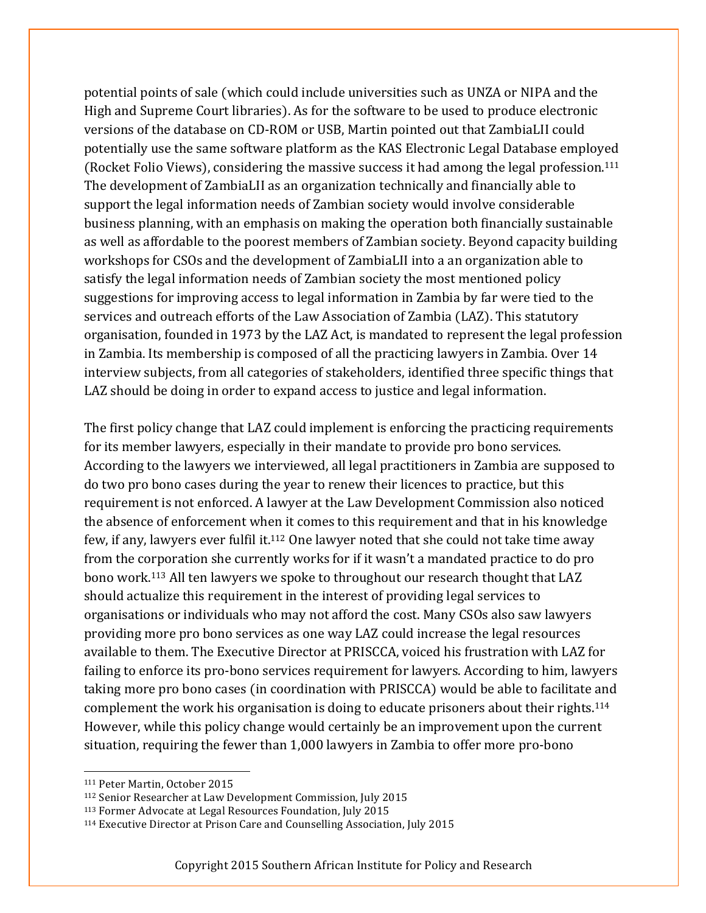potential points of sale (which could include universities such as UNZA or NIPA and the High and Supreme Court libraries). As for the software to be used to produce electronic versions of the database on CD-ROM or USB, Martin pointed out that ZambiaLII could potentially use the same software platform as the KAS Electronic Legal Database employed (Rocket Folio Views), considering the massive success it had among the legal profession.[111] The development of ZambiaLII as an organization technically and financially able to support the legal information needs of Zambian society would involve considerable business planning, with an emphasis on making the operation both financially sustainable as well as affordable to the poorest members of Zambian society. Beyond capacity building workshops for CSOs and the development of ZambiaLII into a an organization able to satisfy the legal information needs of Zambian society the most mentioned policy suggestions for improving access to legal information in Zambia by far were tied to the services and outreach efforts of the Law Association of Zambia (LAZ). This statutory organisation, founded in 1973 by the LAZ Act, is mandated to represent the legal profession in Zambia. Its membership is composed of all the practicing lawyers in Zambia. Over 14 interview subjects, from all categories of stakeholders, identified three specific things that LAZ should be doing in order to expand access to justice and legal information.

The first policy change that LAZ could implement is enforcing the practicing requirements for its member lawyers, especially in their mandate to provide pro bono services. According to the lawyers we interviewed, all legal practitioners in Zambia are supposed to do two pro bono cases during the year to renew their licences to practice, but this requirement is not enforced. A lawyer at the Law Development Commission also noticed the absence of enforcement when it comes to this requirement and that in his knowledge few, if any, lawyers ever fulfil it.[112] One lawyer noted that she could not take time away from the corporation she currently works for if it wasn't a mandated practice to do pro bono work.[113] All ten lawyers we spoke to throughout our research thought that LAZ should actualize this requirement in the interest of providing legal services to organisations or individuals who may not afford the cost. Many CSOs also saw lawyers providing more pro bono services as one way LAZ could increase the legal resources available to them. The Executive Director at PRISCCA, voiced his frustration with LAZ for failing to enforce its pro-bono services requirement for lawyers. According to him, lawyers taking more pro bono cases (in coordination with PRISCCA) would be able to facilitate and complement the work his organisation is doing to educate prisoners about their rights.[114] However, while this policy change would certainly be an improvement upon the current situation, requiring the fewer than 1,000 lawyers in Zambia to offer more pro-bono

---

[111] Peter Martin, October 2015

[112] Senior Researcher at Law Development Commission, July 2015

[113] Former Advocate at Legal Resources Foundation, July 2015

[114] Executive Director at Prison Care and Counselling Association, July 2015

Copyright 2015 Southern African Institute for Policy and Research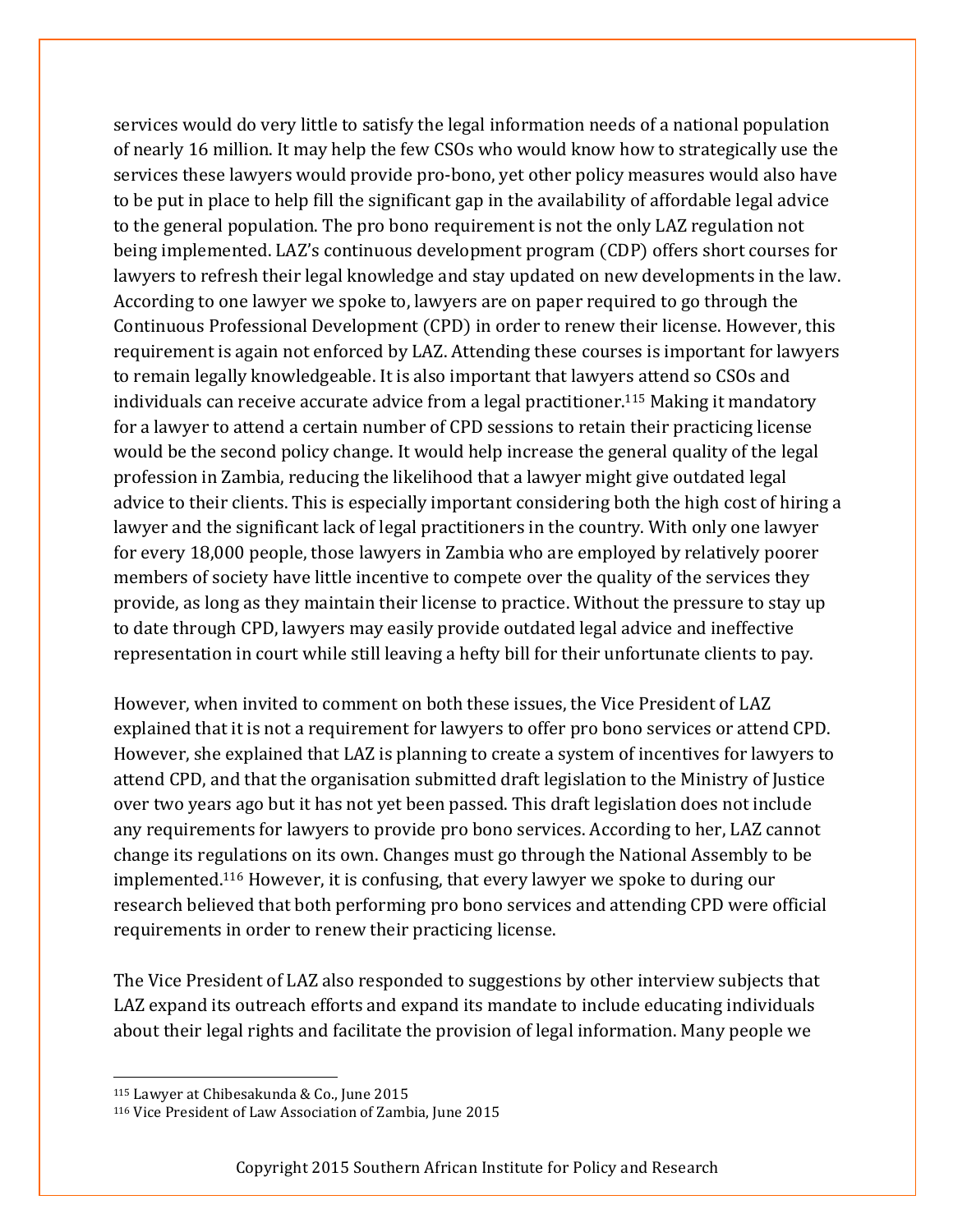services would do very little to satisfy the legal information needs of a national population of nearly 16 million. It may help the few CSOs who would know how to strategically use the services these lawyers would provide pro-bono, yet other policy measures would also have to be put in place to help fill the significant gap in the availability of affordable legal advice to the general population. The pro bono requirement is not the only LAZ regulation not being implemented. LAZ's continuous development program (CDP) offers short courses for lawyers to refresh their legal knowledge and stay updated on new developments in the law. According to one lawyer we spoke to, lawyers are on paper required to go through the Continuous Professional Development (CPD) in order to renew their license. However, this requirement is again not enforced by LAZ. Attending these courses is important for lawyers to remain legally knowledgeable. It is also important that lawyers attend so CSOs and individuals can receive accurate advice from a legal practitioner.[115] Making it mandatory for a lawyer to attend a certain number of CPD sessions to retain their practicing license would be the second policy change. It would help increase the general quality of the legal profession in Zambia, reducing the likelihood that a lawyer might give outdated legal advice to their clients. This is especially important considering both the high cost of hiring a lawyer and the significant lack of legal practitioners in the country. With only one lawyer for every 18,000 people, those lawyers in Zambia who are employed by relatively poorer members of society have little incentive to compete over the quality of the services they provide, as long as they maintain their license to practice. Without the pressure to stay up to date through CPD, lawyers may easily provide outdated legal advice and ineffective representation in court while still leaving a hefty bill for their unfortunate clients to pay.

However, when invited to comment on both these issues, the Vice President of LAZ explained that it is not a requirement for lawyers to offer pro bono services or attend CPD. However, she explained that LAZ is planning to create a system of incentives for lawyers to attend CPD, and that the organisation submitted draft legislation to the Ministry of Justice over two years ago but it has not yet been passed. This draft legislation does not include any requirements for lawyers to provide pro bono services. According to her, LAZ cannot change its regulations on its own. Changes must go through the National Assembly to be implemented.[116] However, it is confusing, that every lawyer we spoke to during our research believed that both performing pro bono services and attending CPD were official requirements in order to renew their practicing license.

The Vice President of LAZ also responded to suggestions by other interview subjects that LAZ expand its outreach efforts and expand its mandate to include educating individuals about their legal rights and facilitate the provision of legal information. Many people we

[115] Lawyer at Chibesakunda & Co., June 2015

[116] Vice President of Law Association of Zambia, June 2015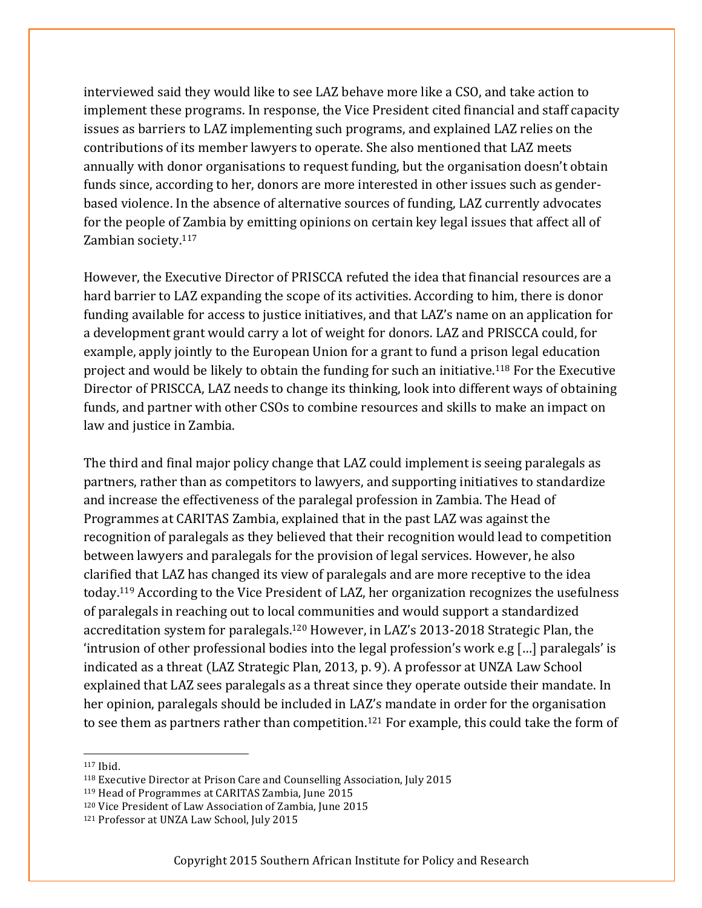interviewed said they would like to see LAZ behave more like a CSO, and take action to implement these programs. In response, the Vice President cited financial and staff capacity issues as barriers to LAZ implementing such programs, and explained LAZ relies on the contributions of its member lawyers to operate. She also mentioned that LAZ meets annually with donor organisations to request funding, but the organisation doesn't obtain funds since, according to her, donors are more interested in other issues such as gender-based violence. In the absence of alternative sources of funding, LAZ currently advocates for the people of Zambia by emitting opinions on certain key legal issues that affect all of Zambian society.[117]

However, the Executive Director of PRISCCA refuted the idea that financial resources are a hard barrier to LAZ expanding the scope of its activities. According to him, there is donor funding available for access to justice initiatives, and that LAZ's name on an application for a development grant would carry a lot of weight for donors. LAZ and PRISCCA could, for example, apply jointly to the European Union for a grant to fund a prison legal education project and would be likely to obtain the funding for such an initiative.[118] For the Executive Director of PRISCCA, LAZ needs to change its thinking, look into different ways of obtaining funds, and partner with other CSOs to combine resources and skills to make an impact on law and justice in Zambia.

The third and final major policy change that LAZ could implement is seeing paralegals as partners, rather than as competitors to lawyers, and supporting initiatives to standardize and increase the effectiveness of the paralegal profession in Zambia. The Head of Programmes at CARITAS Zambia, explained that in the past LAZ was against the recognition of paralegals as they believed that their recognition would lead to competition between lawyers and paralegals for the provision of legal services. However, he also clarified that LAZ has changed its view of paralegals and are more receptive to the idea today.[119] According to the Vice President of LAZ, her organization recognizes the usefulness of paralegals in reaching out to local communities and would support a standardized accreditation system for paralegals.[120] However, in LAZ's 2013-2018 Strategic Plan, the 'intrusion of other professional bodies into the legal profession's work e.g […] paralegals' is indicated as a threat (LAZ Strategic Plan, 2013, p. 9). A professor at UNZA Law School explained that LAZ sees paralegals as a threat since they operate outside their mandate. In her opinion, paralegals should be included in LAZ's mandate in order for the organisation to see them as partners rather than competition.[121] For example, this could take the form of

---

[117] Ibid.

[118] Executive Director at Prison Care and Counselling Association, July 2015

[119] Head of Programmes at CARITAS Zambia, June 2015

[120] Vice President of Law Association of Zambia, June 2015

[121] Professor at UNZA Law School, July 2015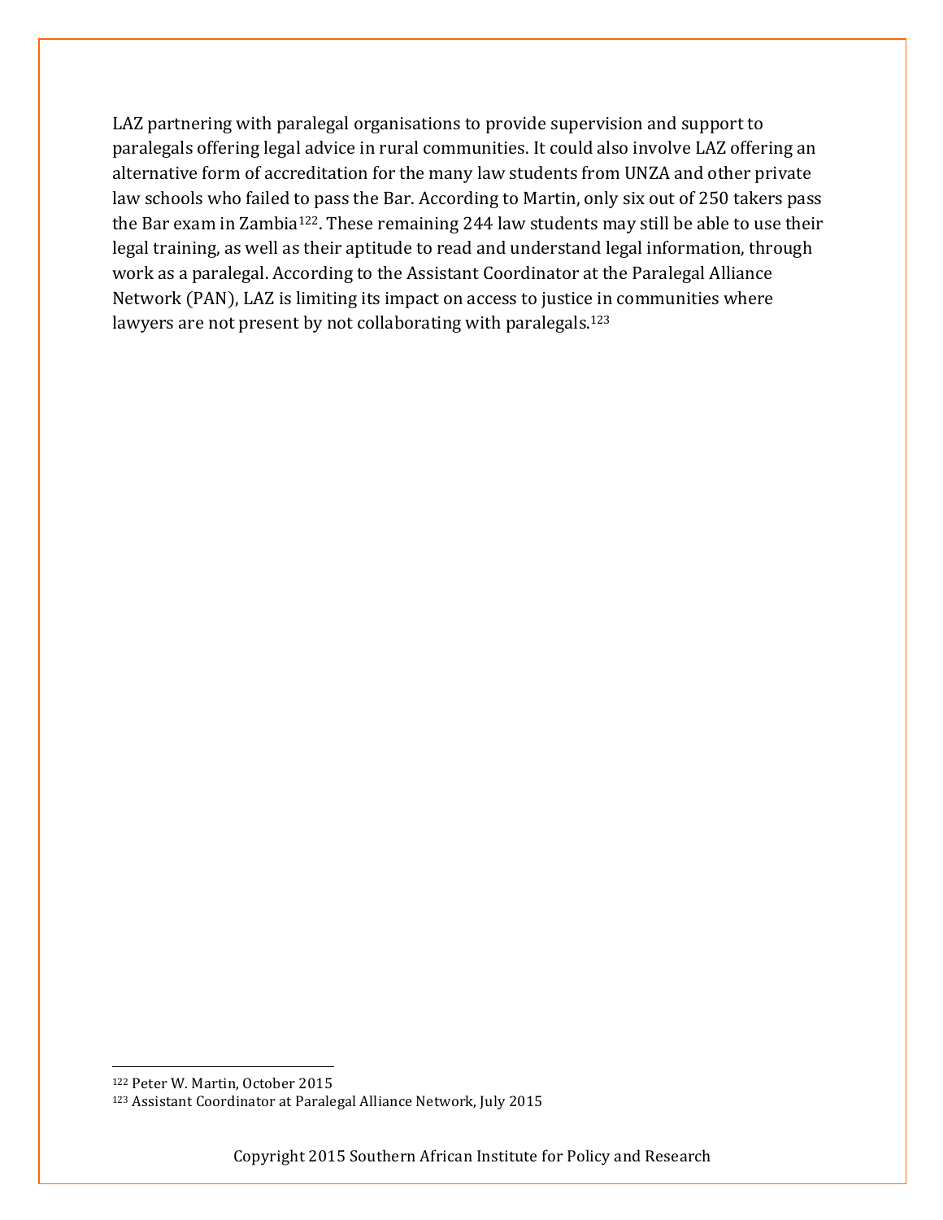LAZ partnering with paralegal organisations to provide supervision and support to paralegals offering legal advice in rural communities. It could also involve LAZ offering an alternative form of accreditation for the many law students from UNZA and other private law schools who failed to pass the Bar. According to Martin, only six out of 250 takers pass the Bar exam in Zambia[122]. These remaining 244 law students may still be able to use their legal training, as well as their aptitude to read and understand legal information, through work as a paralegal. According to the Assistant Coordinator at the Paralegal Alliance Network (PAN), LAZ is limiting its impact on access to justice in communities where lawyers are not present by not collaborating with paralegals.[123]

[122] Peter W. Martin, October 2015

[123] Assistant Coordinator at Paralegal Alliance Network, July 2015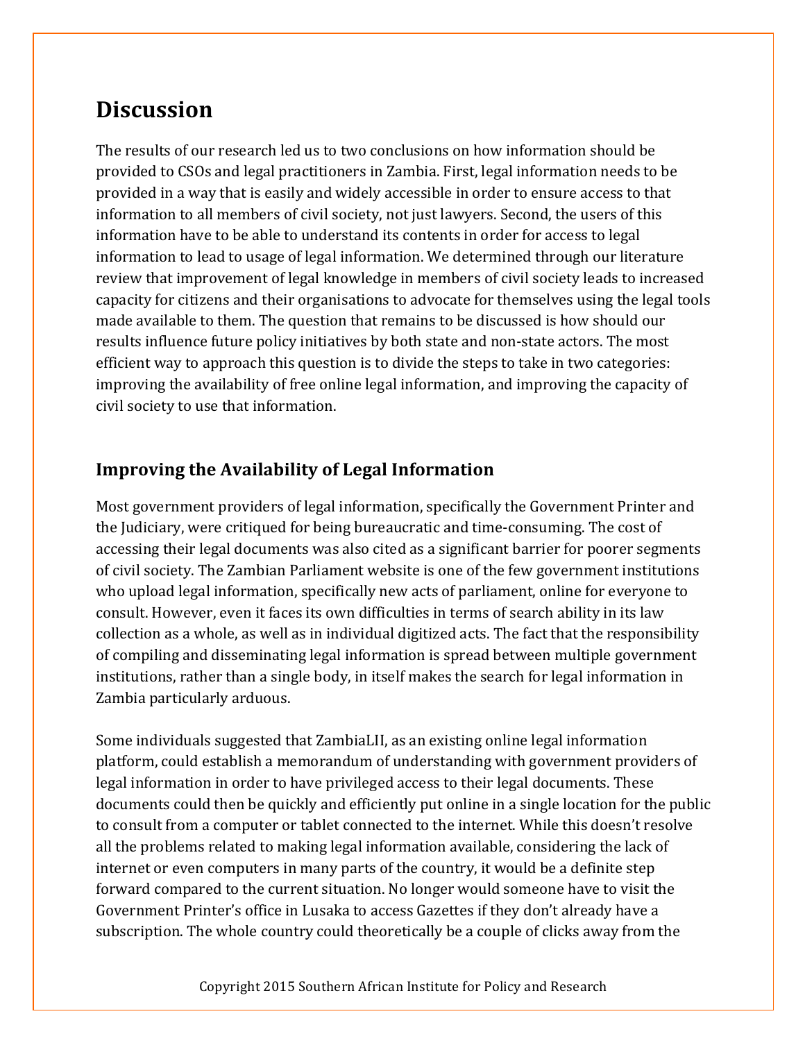## Discussion

The results of our research led us to two conclusions on how information should be provided to CSOs and legal practitioners in Zambia. First, legal information needs to be provided in a way that is easily and widely accessible in order to ensure access to that information to all members of civil society, not just lawyers. Second, the users of this information have to be able to understand its contents in order for access to legal information to lead to usage of legal information. We determined through our literature review that improvement of legal knowledge in members of civil society leads to increased capacity for citizens and their organisations to advocate for themselves using the legal tools made available to them. The question that remains to be discussed is how should our results influence future policy initiatives by both state and non-state actors. The most efficient way to approach this question is to divide the steps to take in two categories: improving the availability of free online legal information, and improving the capacity of civil society to use that information.

### Improving the Availability of Legal Information

Most government providers of legal information, specifically the Government Printer and the Judiciary, were critiqued for being bureaucratic and time-consuming. The cost of accessing their legal documents was also cited as a significant barrier for poorer segments of civil society. The Zambian Parliament website is one of the few government institutions who upload legal information, specifically new acts of parliament, online for everyone to consult. However, even it faces its own difficulties in terms of search ability in its law collection as a whole, as well as in individual digitized acts. The fact that the responsibility of compiling and disseminating legal information is spread between multiple government institutions, rather than a single body, in itself makes the search for legal information in Zambia particularly arduous.

Some individuals suggested that ZambiaLII, as an existing online legal information platform, could establish a memorandum of understanding with government providers of legal information in order to have privileged access to their legal documents. These documents could then be quickly and efficiently put online in a single location for the public to consult from a computer or tablet connected to the internet. While this doesn't resolve all the problems related to making legal information available, considering the lack of internet or even computers in many parts of the country, it would be a definite step forward compared to the current situation. No longer would someone have to visit the Government Printer's office in Lusaka to access Gazettes if they don't already have a subscription. The whole country could theoretically be a couple of clicks away from the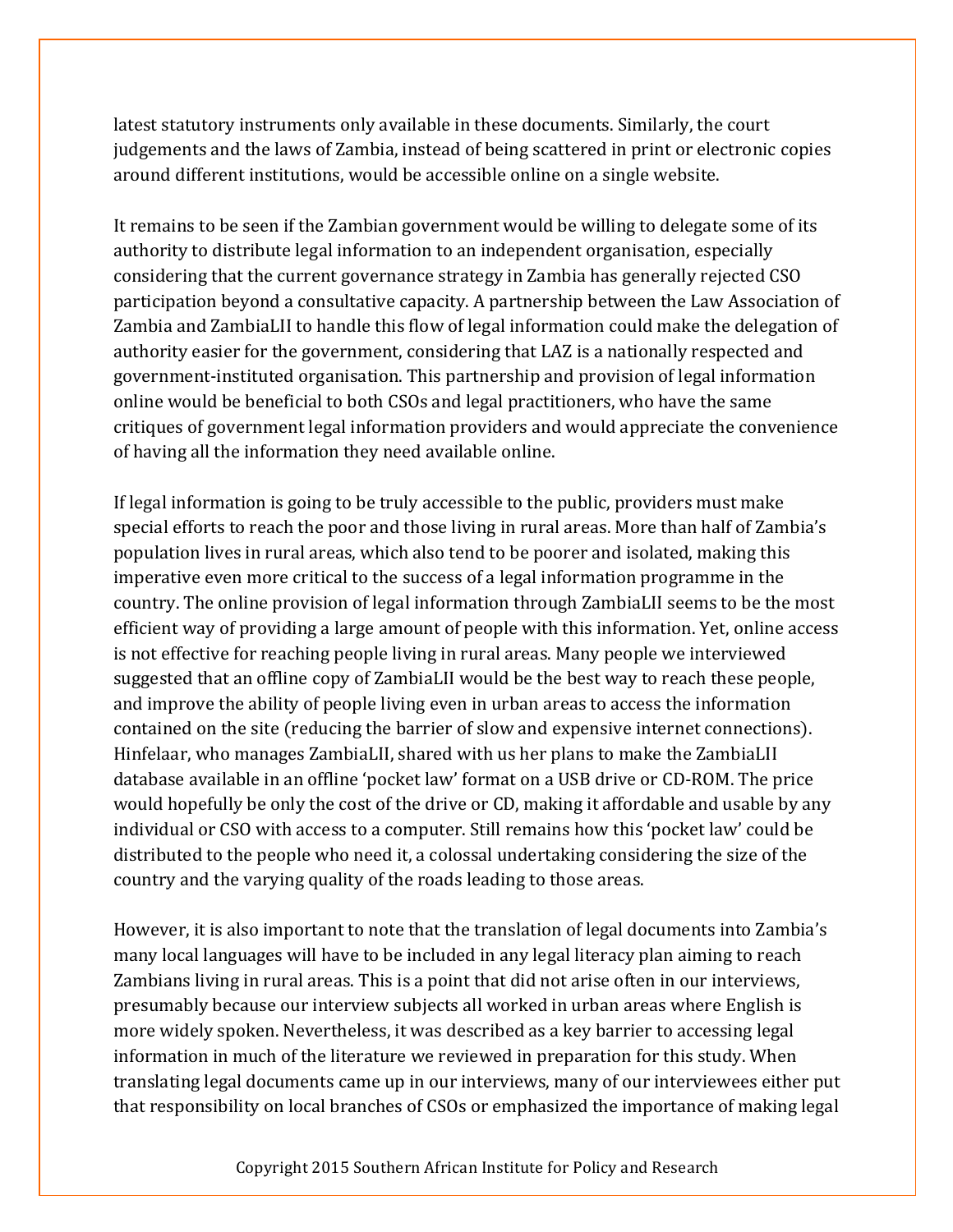latest statutory instruments only available in these documents. Similarly, the court judgements and the laws of Zambia, instead of being scattered in print or electronic copies around different institutions, would be accessible online on a single website.

It remains to be seen if the Zambian government would be willing to delegate some of its authority to distribute legal information to an independent organisation, especially considering that the current governance strategy in Zambia has generally rejected CSO participation beyond a consultative capacity. A partnership between the Law Association of Zambia and ZambiaLII to handle this flow of legal information could make the delegation of authority easier for the government, considering that LAZ is a nationally respected and government-instituted organisation. This partnership and provision of legal information online would be beneficial to both CSOs and legal practitioners, who have the same critiques of government legal information providers and would appreciate the convenience of having all the information they need available online.

If legal information is going to be truly accessible to the public, providers must make special efforts to reach the poor and those living in rural areas. More than half of Zambia's population lives in rural areas, which also tend to be poorer and isolated, making this imperative even more critical to the success of a legal information programme in the country. The online provision of legal information through ZambiaLII seems to be the most efficient way of providing a large amount of people with this information. Yet, online access is not effective for reaching people living in rural areas. Many people we interviewed suggested that an offline copy of ZambiaLII would be the best way to reach these people, and improve the ability of people living even in urban areas to access the information contained on the site (reducing the barrier of slow and expensive internet connections). Hinfelaar, who manages ZambiaLII, shared with us her plans to make the ZambiaLII database available in an offline 'pocket law' format on a USB drive or CD-ROM. The price would hopefully be only the cost of the drive or CD, making it affordable and usable by any individual or CSO with access to a computer. Still remains how this 'pocket law' could be distributed to the people who need it, a colossal undertaking considering the size of the country and the varying quality of the roads leading to those areas.

However, it is also important to note that the translation of legal documents into Zambia's many local languages will have to be included in any legal literacy plan aiming to reach Zambians living in rural areas. This is a point that did not arise often in our interviews, presumably because our interview subjects all worked in urban areas where English is more widely spoken. Nevertheless, it was described as a key barrier to accessing legal information in much of the literature we reviewed in preparation for this study. When translating legal documents came up in our interviews, many of our interviewees either put that responsibility on local branches of CSOs or emphasized the importance of making legal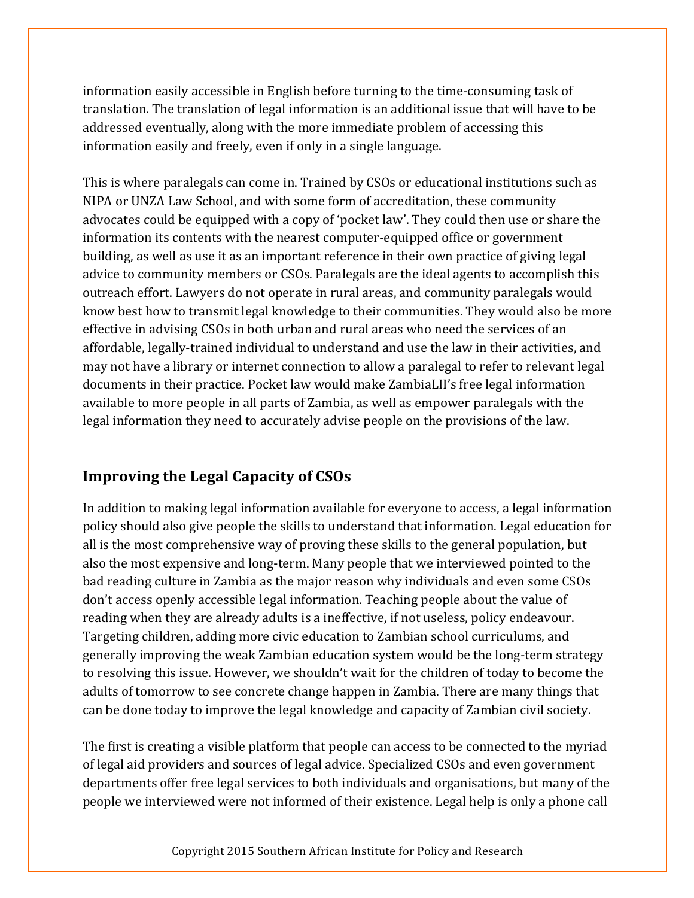information easily accessible in English before turning to the time-consuming task of translation. The translation of legal information is an additional issue that will have to be addressed eventually, along with the more immediate problem of accessing this information easily and freely, even if only in a single language.

This is where paralegals can come in. Trained by CSOs or educational institutions such as NIPA or UNZA Law School, and with some form of accreditation, these community advocates could be equipped with a copy of 'pocket law'. They could then use or share the information its contents with the nearest computer-equipped office or government building, as well as use it as an important reference in their own practice of giving legal advice to community members or CSOs. Paralegals are the ideal agents to accomplish this outreach effort. Lawyers do not operate in rural areas, and community paralegals would know best how to transmit legal knowledge to their communities. They would also be more effective in advising CSOs in both urban and rural areas who need the services of an affordable, legally-trained individual to understand and use the law in their activities, and may not have a library or internet connection to allow a paralegal to refer to relevant legal documents in their practice. Pocket law would make ZambiaLII's free legal information available to more people in all parts of Zambia, as well as empower paralegals with the legal information they need to accurately advise people on the provisions of the law.

## Improving the Legal Capacity of CSOs

In addition to making legal information available for everyone to access, a legal information policy should also give people the skills to understand that information. Legal education for all is the most comprehensive way of proving these skills to the general population, but also the most expensive and long-term. Many people that we interviewed pointed to the bad reading culture in Zambia as the major reason why individuals and even some CSOs don't access openly accessible legal information. Teaching people about the value of reading when they are already adults is a ineffective, if not useless, policy endeavour. Targeting children, adding more civic education to Zambian school curriculums, and generally improving the weak Zambian education system would be the long-term strategy to resolving this issue. However, we shouldn't wait for the children of today to become the adults of tomorrow to see concrete change happen in Zambia. There are many things that can be done today to improve the legal knowledge and capacity of Zambian civil society.

The first is creating a visible platform that people can access to be connected to the myriad of legal aid providers and sources of legal advice. Specialized CSOs and even government departments offer free legal services to both individuals and organisations, but many of the people we interviewed were not informed of their existence. Legal help is only a phone call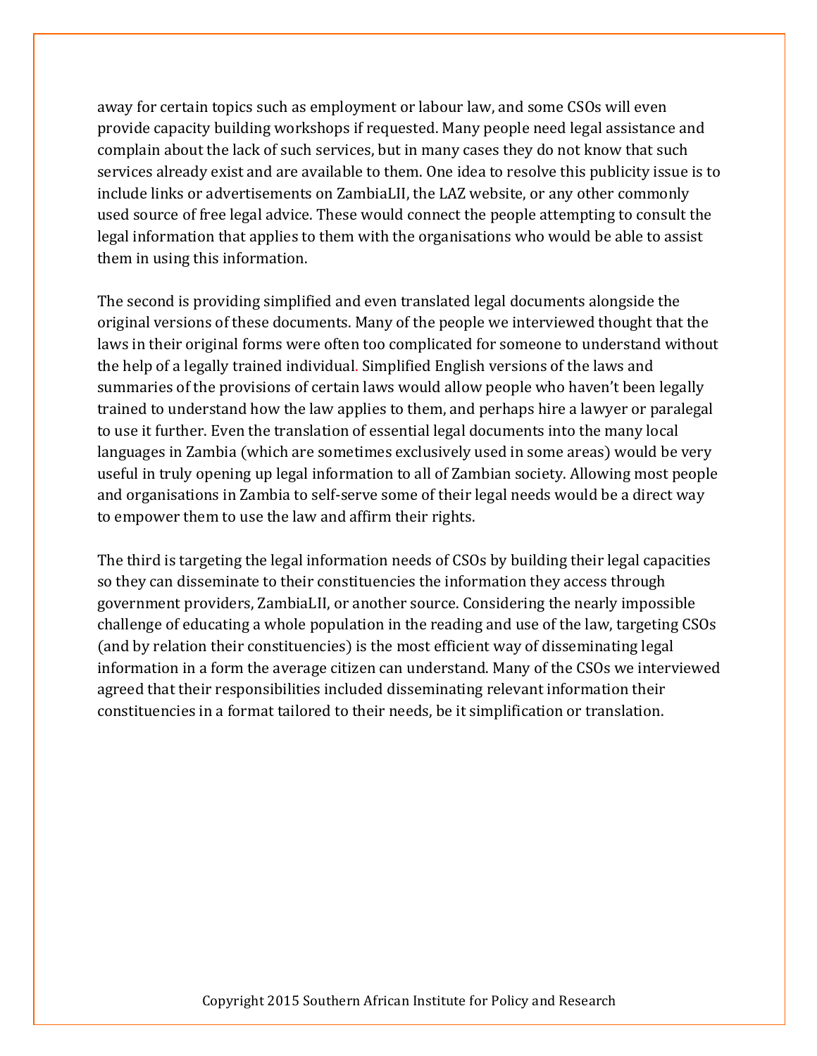away for certain topics such as employment or labour law, and some CSOs will even provide capacity building workshops if requested. Many people need legal assistance and complain about the lack of such services, but in many cases they do not know that such services already exist and are available to them. One idea to resolve this publicity issue is to include links or advertisements on ZambiaLII, the LAZ website, or any other commonly used source of free legal advice. These would connect the people attempting to consult the legal information that applies to them with the organisations who would be able to assist them in using this information.

The second is providing simplified and even translated legal documents alongside the original versions of these documents. Many of the people we interviewed thought that the laws in their original forms were often too complicated for someone to understand without the help of a legally trained individual. Simplified English versions of the laws and summaries of the provisions of certain laws would allow people who haven't been legally trained to understand how the law applies to them, and perhaps hire a lawyer or paralegal to use it further. Even the translation of essential legal documents into the many local languages in Zambia (which are sometimes exclusively used in some areas) would be very useful in truly opening up legal information to all of Zambian society. Allowing most people and organisations in Zambia to self-serve some of their legal needs would be a direct way to empower them to use the law and affirm their rights.

The third is targeting the legal information needs of CSOs by building their legal capacities so they can disseminate to their constituencies the information they access through government providers, ZambiaLII, or another source. Considering the nearly impossible challenge of educating a whole population in the reading and use of the law, targeting CSOs (and by relation their constituencies) is the most efficient way of disseminating legal information in a form the average citizen can understand. Many of the CSOs we interviewed agreed that their responsibilities included disseminating relevant information their constituencies in a format tailored to their needs, be it simplification or translation.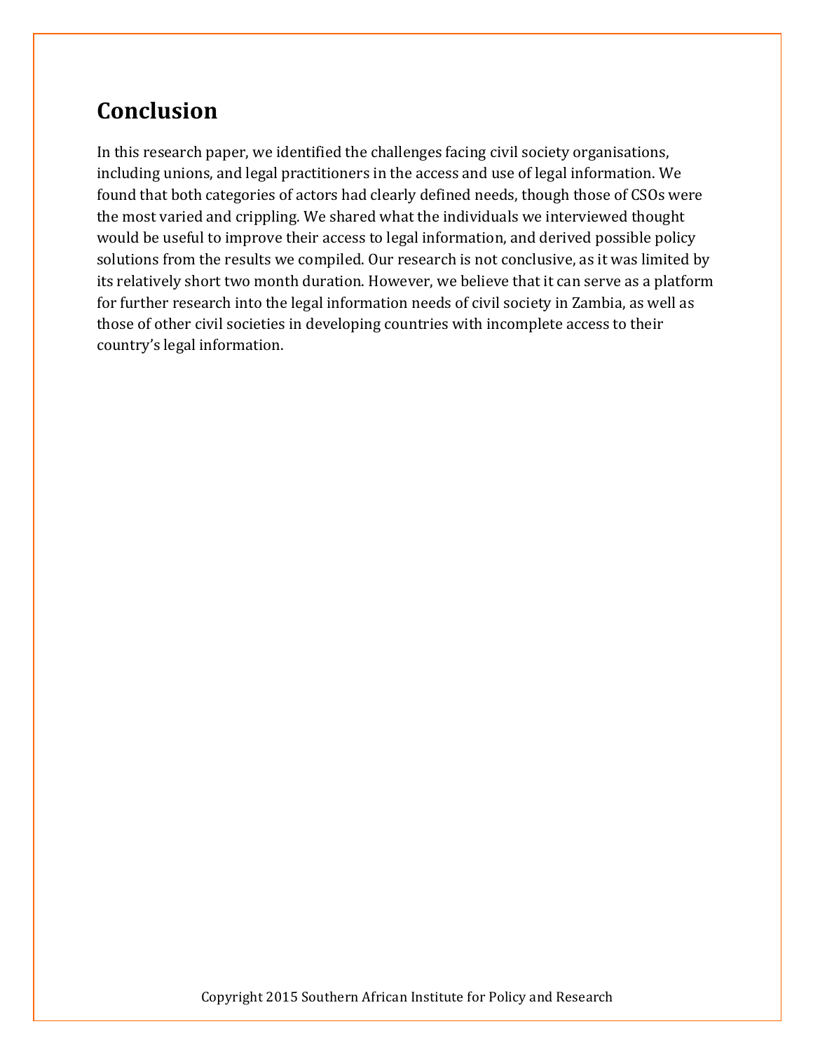## Conclusion

In this research paper, we identified the challenges facing civil society organisations, including unions, and legal practitioners in the access and use of legal information. We found that both categories of actors had clearly defined needs, though those of CSOs were the most varied and crippling. We shared what the individuals we interviewed thought would be useful to improve their access to legal information, and derived possible policy solutions from the results we compiled. Our research is not conclusive, as it was limited by its relatively short two month duration. However, we believe that it can serve as a platform for further research into the legal information needs of civil society in Zambia, as well as those of other civil societies in developing countries with incomplete access to their country's legal information.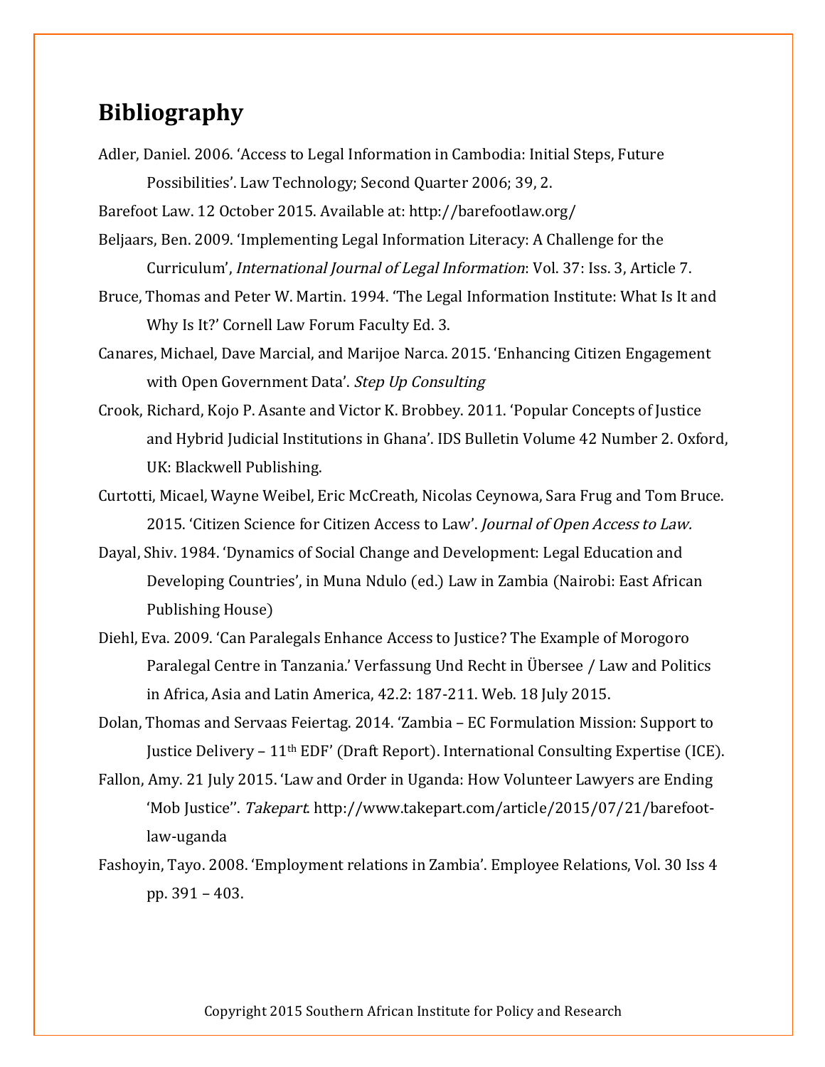# Bibliography

Adler, Daniel. 2006. 'Access to Legal Information in Cambodia: Initial Steps, Future Possibilities'. Law Technology; Second Quarter 2006; 39, 2.

Barefoot Law. 12 October 2015. Available at: http://barefootlaw.org/

Beljaars, Ben. 2009. 'Implementing Legal Information Literacy: A Challenge for the Curriculum', *International Journal of Legal Information*: Vol. 37: Iss. 3, Article 7.

Bruce, Thomas and Peter W. Martin. 1994. 'The Legal Information Institute: What Is It and Why Is It?' Cornell Law Forum Faculty Ed. 3.

Canares, Michael, Dave Marcial, and Marijoe Narca. 2015. 'Enhancing Citizen Engagement with Open Government Data'. *Step Up Consulting*

Crook, Richard, Kojo P. Asante and Victor K. Brobbey. 2011. 'Popular Concepts of Justice and Hybrid Judicial Institutions in Ghana'. IDS Bulletin Volume 42 Number 2. Oxford, UK: Blackwell Publishing.

Curtotti, Micael, Wayne Weibel, Eric McCreath, Nicolas Ceynowa, Sara Frug and Tom Bruce. 2015. 'Citizen Science for Citizen Access to Law'. *Journal of Open Access to Law.*

Dayal, Shiv. 1984. 'Dynamics of Social Change and Development: Legal Education and Developing Countries', in Muna Ndulo (ed.) Law in Zambia (Nairobi: East African Publishing House)

Diehl, Eva. 2009. 'Can Paralegals Enhance Access to Justice? The Example of Morogoro Paralegal Centre in Tanzania.' Verfassung Und Recht in Übersee / Law and Politics in Africa, Asia and Latin America, 42.2: 187-211. Web. 18 July 2015.

Dolan, Thomas and Servaas Feiertag. 2014. 'Zambia – EC Formulation Mission: Support to Justice Delivery – 11th EDF' (Draft Report). International Consulting Expertise (ICE).

Fallon, Amy. 21 July 2015. 'Law and Order in Uganda: How Volunteer Lawyers are Ending 'Mob Justice''. *Takepart*. http://www.takepart.com/article/2015/07/21/barefoot-law-uganda

Fashoyin, Tayo. 2008. 'Employment relations in Zambia'. Employee Relations, Vol. 30 Iss 4 pp. 391 – 403.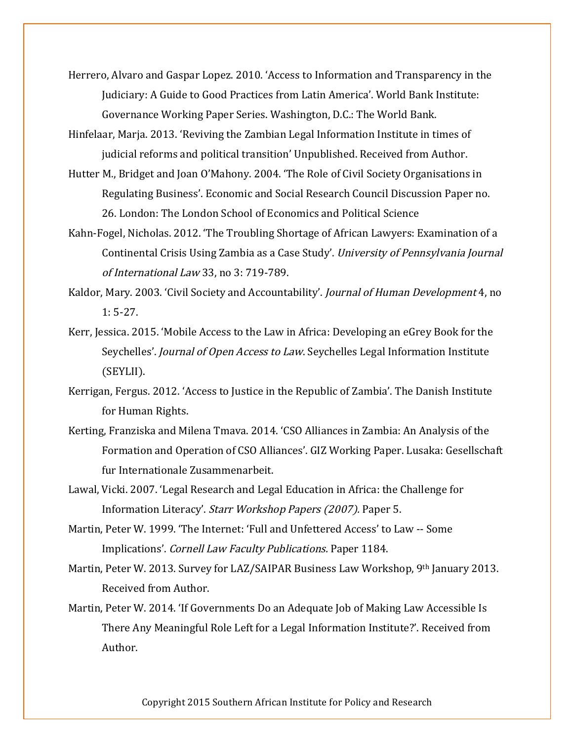Herrero, Alvaro and Gaspar Lopez. 2010. 'Access to Information and Transparency in the Judiciary: A Guide to Good Practices from Latin America'. World Bank Institute: Governance Working Paper Series. Washington, D.C.: The World Bank.

Hinfelaar, Marja. 2013. 'Reviving the Zambian Legal Information Institute in times of judicial reforms and political transition' Unpublished. Received from Author.

Hutter M., Bridget and Joan O'Mahony. 2004. 'The Role of Civil Society Organisations in Regulating Business'. Economic and Social Research Council Discussion Paper no. 26. London: The London School of Economics and Political Science

Kahn-Fogel, Nicholas. 2012. 'The Troubling Shortage of African Lawyers: Examination of a Continental Crisis Using Zambia as a Case Study'. *University of Pennsylvania Journal of International Law* 33, no 3: 719-789.

Kaldor, Mary. 2003. 'Civil Society and Accountability'. *Journal of Human Development* 4, no 1: 5-27.

Kerr, Jessica. 2015. 'Mobile Access to the Law in Africa: Developing an eGrey Book for the Seychelles'. *Journal of Open Access to Law*. Seychelles Legal Information Institute (SEYLII).

Kerrigan, Fergus. 2012. 'Access to Justice in the Republic of Zambia'. The Danish Institute for Human Rights.

Kerting, Franziska and Milena Tmava. 2014. 'CSO Alliances in Zambia: An Analysis of the Formation and Operation of CSO Alliances'. GIZ Working Paper. Lusaka: Gesellschaft fur Internationale Zusammenarbeit.

Lawal, Vicki. 2007. 'Legal Research and Legal Education in Africa: the Challenge for Information Literacy'. *Starr Workshop Papers (2007).* Paper 5.

Martin, Peter W. 1999. 'The Internet: 'Full and Unfettered Access' to Law -- Some Implications'. *Cornell Law Faculty Publications.* Paper 1184.

Martin, Peter W. 2013. Survey for LAZ/SAIPAR Business Law Workshop, 9th January 2013. Received from Author.

Martin, Peter W. 2014. 'If Governments Do an Adequate Job of Making Law Accessible Is There Any Meaningful Role Left for a Legal Information Institute?'. Received from Author.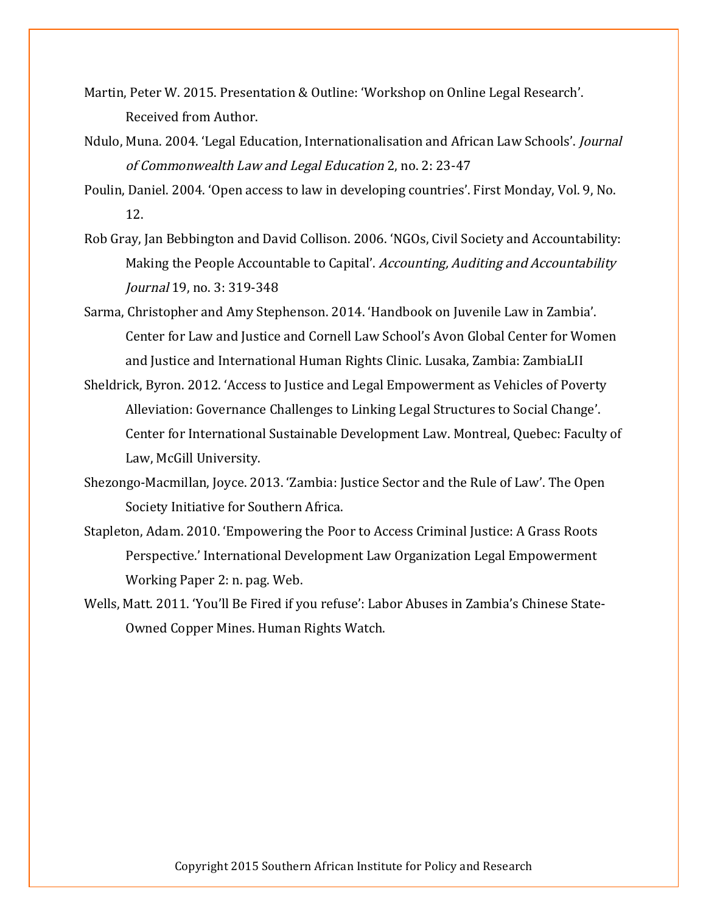Martin, Peter W. 2015. Presentation & Outline: 'Workshop on Online Legal Research'. Received from Author.

Ndulo, Muna. 2004. 'Legal Education, Internationalisation and African Law Schools'. *Journal of Commonwealth Law and Legal Education* 2, no. 2: 23-47

Poulin, Daniel. 2004. 'Open access to law in developing countries'. First Monday, Vol. 9, No. 12.

Rob Gray, Jan Bebbington and David Collison. 2006. 'NGOs, Civil Society and Accountability: Making the People Accountable to Capital'. *Accounting, Auditing and Accountability Journal* 19, no. 3: 319-348

Sarma, Christopher and Amy Stephenson. 2014. 'Handbook on Juvenile Law in Zambia'. Center for Law and Justice and Cornell Law School's Avon Global Center for Women and Justice and International Human Rights Clinic. Lusaka, Zambia: ZambiaLII

Sheldrick, Byron. 2012. 'Access to Justice and Legal Empowerment as Vehicles of Poverty Alleviation: Governance Challenges to Linking Legal Structures to Social Change'. Center for International Sustainable Development Law. Montreal, Quebec: Faculty of Law, McGill University.

Shezongo-Macmillan, Joyce. 2013. 'Zambia: Justice Sector and the Rule of Law'. The Open Society Initiative for Southern Africa.

Stapleton, Adam. 2010. 'Empowering the Poor to Access Criminal Justice: A Grass Roots Perspective.' International Development Law Organization Legal Empowerment Working Paper 2: n. pag. Web.

Wells, Matt. 2011. 'You'll Be Fired if you refuse': Labor Abuses in Zambia's Chinese State-Owned Copper Mines. Human Rights Watch.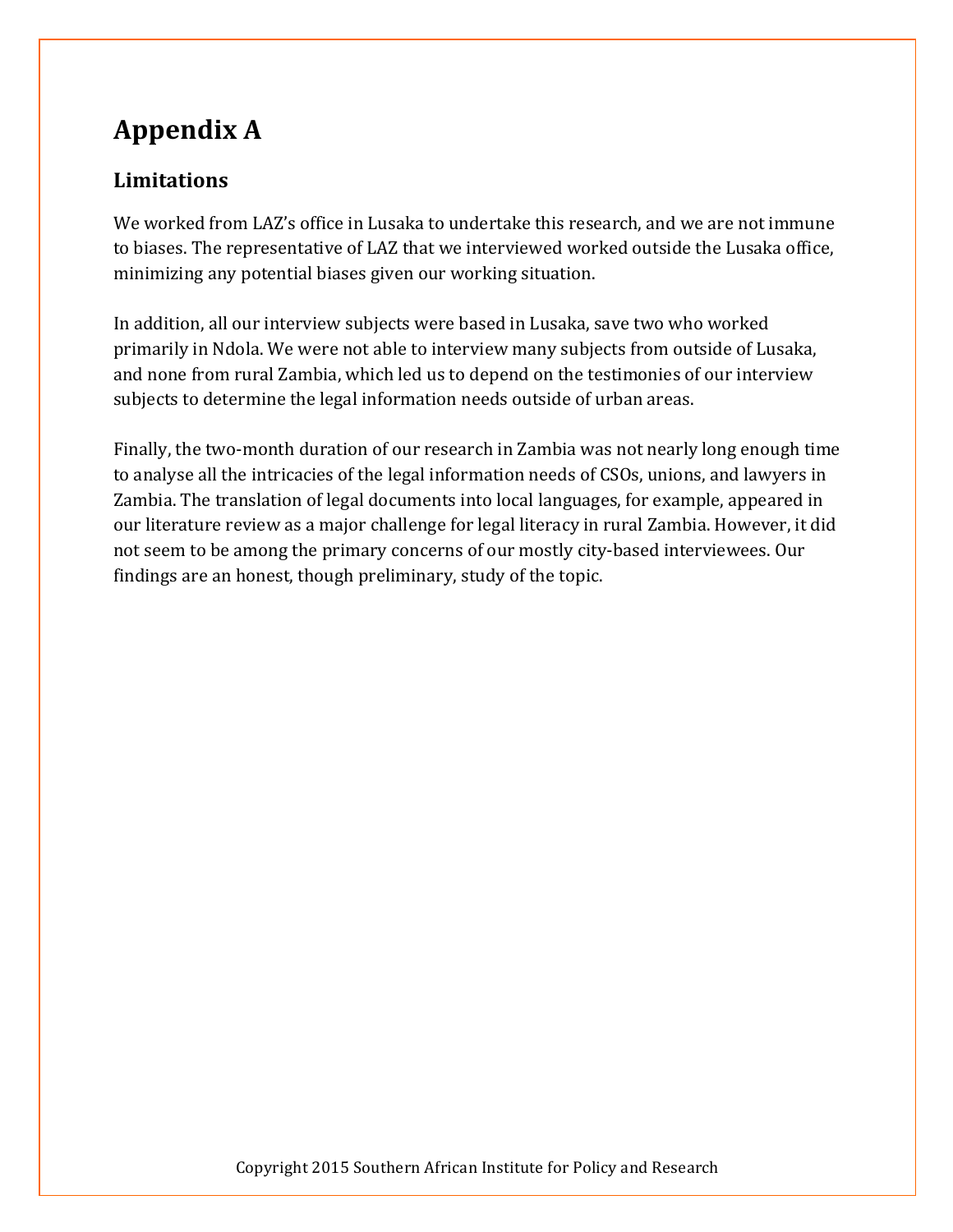# Appendix A

## Limitations

We worked from LAZ's office in Lusaka to undertake this research, and we are not immune to biases. The representative of LAZ that we interviewed worked outside the Lusaka office, minimizing any potential biases given our working situation.

In addition, all our interview subjects were based in Lusaka, save two who worked primarily in Ndola. We were not able to interview many subjects from outside of Lusaka, and none from rural Zambia, which led us to depend on the testimonies of our interview subjects to determine the legal information needs outside of urban areas.

Finally, the two-month duration of our research in Zambia was not nearly long enough time to analyse all the intricacies of the legal information needs of CSOs, unions, and lawyers in Zambia. The translation of legal documents into local languages, for example, appeared in our literature review as a major challenge for legal literacy in rural Zambia. However, it did not seem to be among the primary concerns of our mostly city-based interviewees. Our findings are an honest, though preliminary, study of the topic.

Copyright 2015 Southern African Institute for Policy and Research